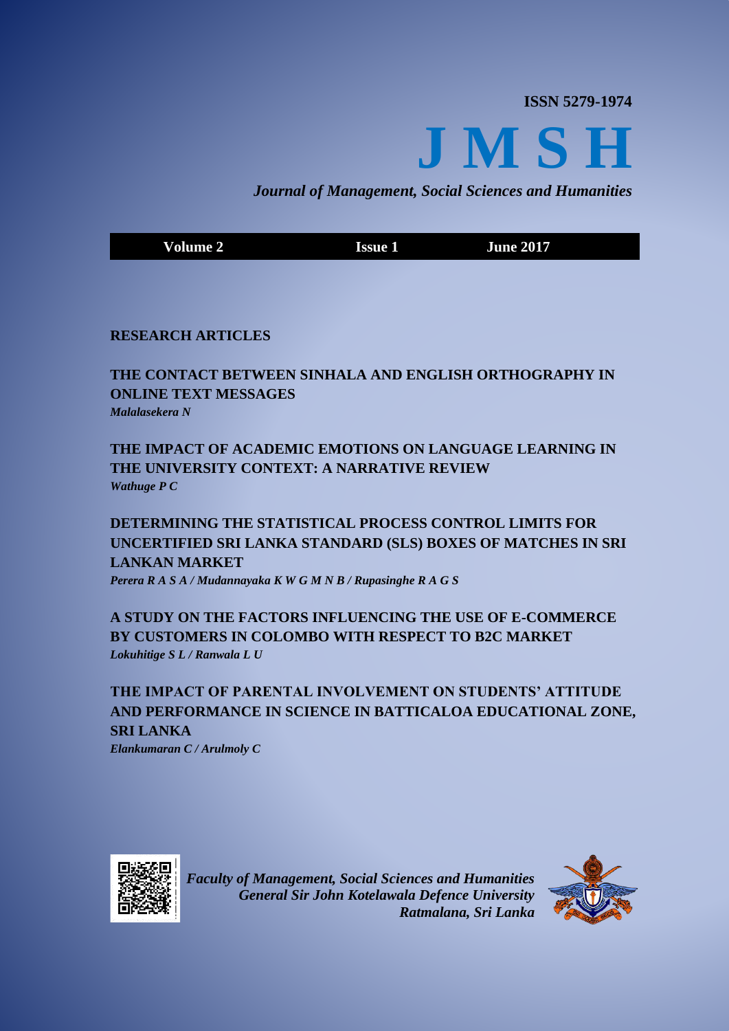ISSN 5279-1974

# J M S H

*Journal of Management, Social Sciences and Humanities*

**Volume 2** | **Issue 1** | **June 2017**

## RESEARCH ARTICLES

### THE CONTACT BETWEEN SINHALA AND ENGLISH ORTHOGRAPHY IN ONLINE TEXT MESSAGES
***Malalasekera N***

### THE IMPACT OF ACADEMIC EMOTIONS ON LANGUAGE LEARNING IN THE UNIVERSITY CONTEXT: A NARRATIVE REVIEW
***Wathuge P C***

### DETERMINING THE STATISTICAL PROCESS CONTROL LIMITS FOR UNCERTIFIED SRI LANKA STANDARD (SLS) BOXES OF MATCHES IN SRI LANKAN MARKET
***Perera R A S A / Mudannayaka K W G M N B / Rupasinghe R A G S***

### A STUDY ON THE FACTORS INFLUENCING THE USE OF E-COMMERCE BY CUSTOMERS IN COLOMBO WITH RESPECT TO B2C MARKET
***Lokuhitige S L / Ranwala L U***

### THE IMPACT OF PARENTAL INVOLVEMENT ON STUDENTS' ATTITUDE AND PERFORMANCE IN SCIENCE IN BATTICALOA EDUCATIONAL ZONE, SRI LANKA
***Elankumaran C / Arulmoly C***

*Faculty of Management, Social Sciences and Humanities*
*General Sir John Kotelawala Defence University*
*Ratmalana, Sri Lanka*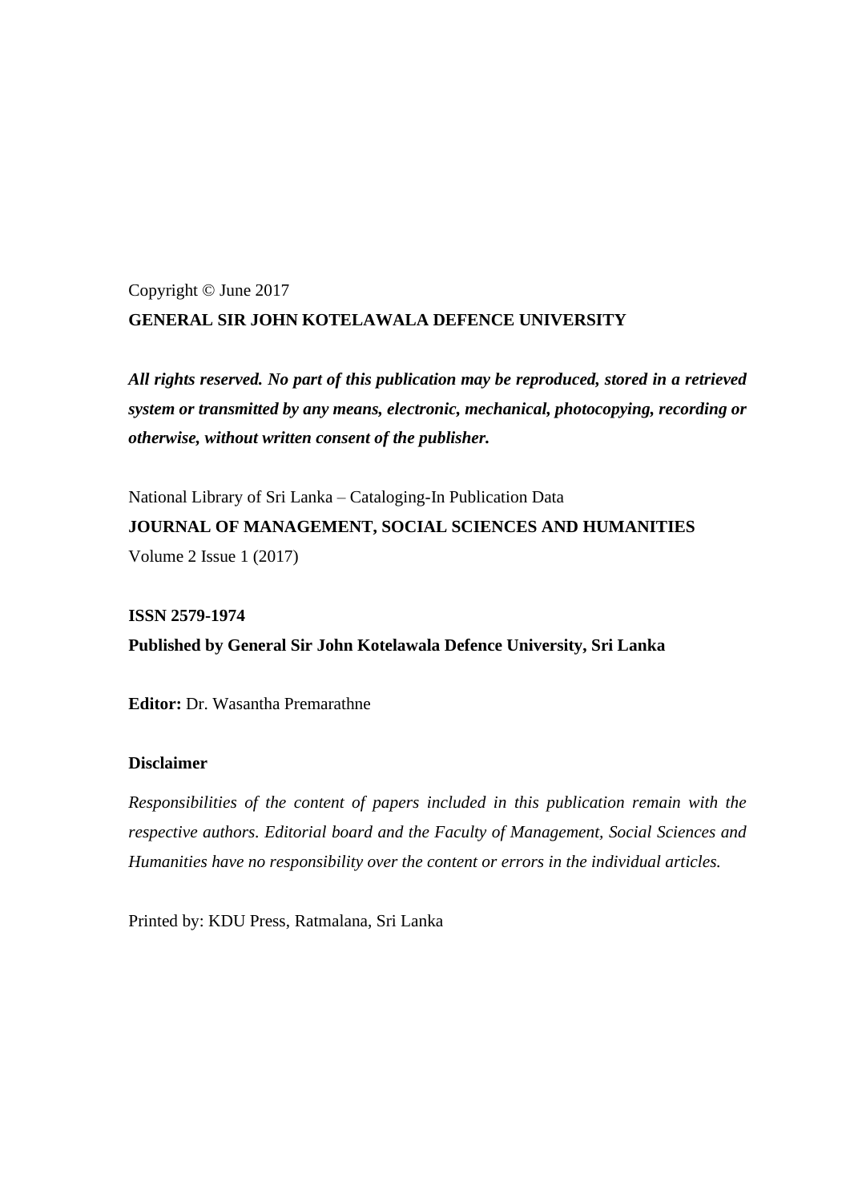Copyright © June 2017

**GENERAL SIR JOHN KOTELAWALA DEFENCE UNIVERSITY**

***All rights reserved. No part of this publication may be reproduced, stored in a retrieved system or transmitted by any means, electronic, mechanical, photocopying, recording or otherwise, without written consent of the publisher.***

National Library of Sri Lanka – Cataloging-In Publication Data

**JOURNAL OF MANAGEMENT, SOCIAL SCIENCES AND HUMANITIES**

Volume 2 Issue 1 (2017)

**ISSN 2579-1974**

**Published by General Sir John Kotelawala Defence University, Sri Lanka**

**Editor:** Dr. Wasantha Premarathne

**Disclaimer**

*Responsibilities of the content of papers included in this publication remain with the respective authors. Editorial board and the Faculty of Management, Social Sciences and Humanities have no responsibility over the content or errors in the individual articles.*

Printed by: KDU Press, Ratmalana, Sri Lanka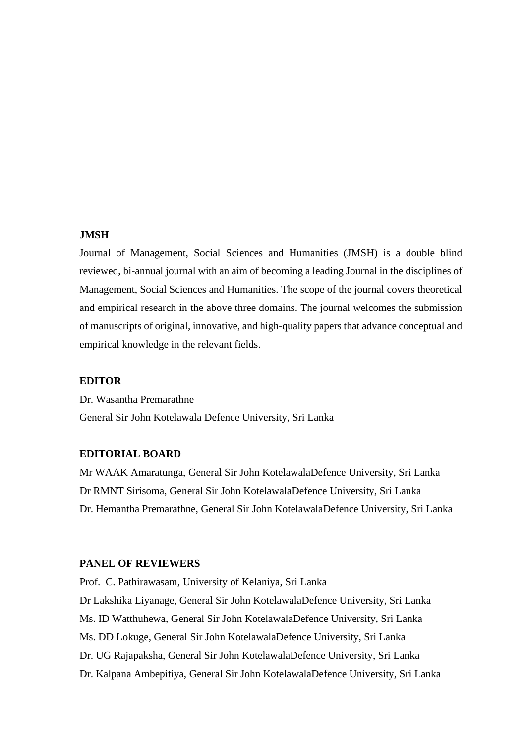**JMSH**

Journal of Management, Social Sciences and Humanities (JMSH) is a double blind reviewed, bi-annual journal with an aim of becoming a leading Journal in the disciplines of Management, Social Sciences and Humanities. The scope of the journal covers theoretical and empirical research in the above three domains. The journal welcomes the submission of manuscripts of original, innovative, and high-quality papers that advance conceptual and empirical knowledge in the relevant fields.

**EDITOR**

Dr. Wasantha Premarathne
General Sir John Kotelawala Defence University, Sri Lanka

**EDITORIAL BOARD**

Mr WAAK Amaratunga, General Sir John KotelawalaDefence University, Sri Lanka
Dr RMNT Sirisoma, General Sir John KotelawalaDefence University, Sri Lanka
Dr. Hemantha Premarathne, General Sir John KotelawalaDefence University, Sri Lanka

**PANEL OF REVIEWERS**

Prof. C. Pathirawasam, University of Kelaniya, Sri Lanka
Dr Lakshika Liyanage, General Sir John KotelawalaDefence University, Sri Lanka
Ms. ID Watthuhewa, General Sir John KotelawalaDefence University, Sri Lanka
Ms. DD Lokuge, General Sir John KotelawalaDefence University, Sri Lanka
Dr. UG Rajapaksha, General Sir John KotelawalaDefence University, Sri Lanka
Dr. Kalpana Ambepitiya, General Sir John KotelawalaDefence University, Sri Lanka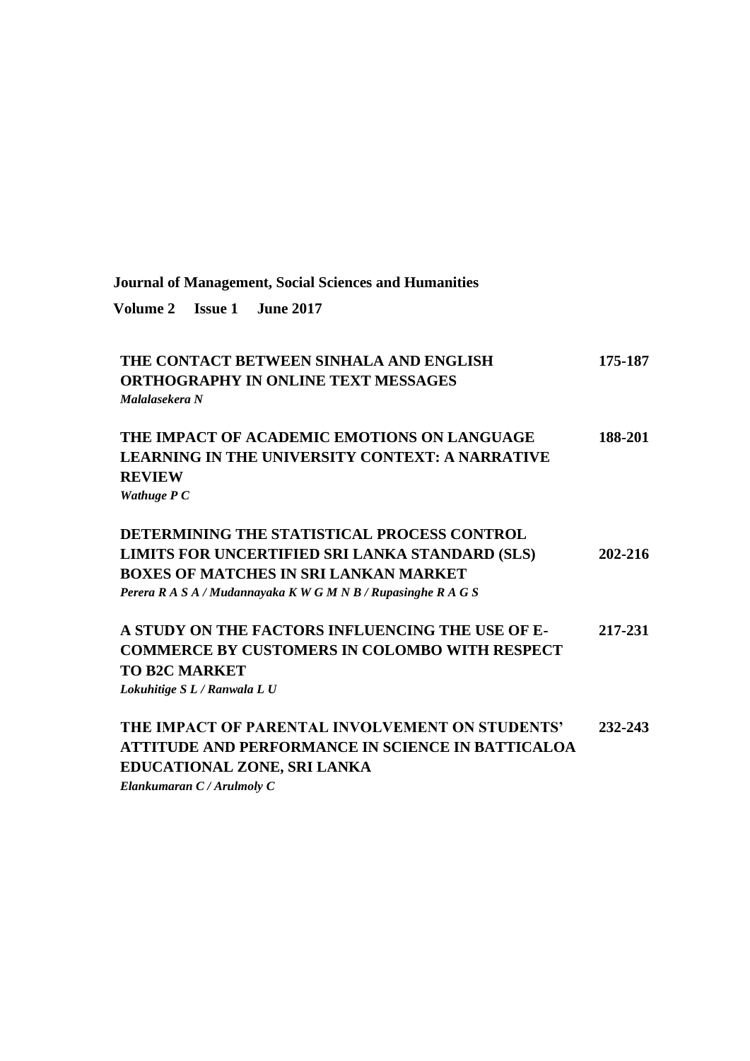**Journal of Management, Social Sciences and Humanities**

**Volume 2 Issue 1 June 2017**

| | |
|---|---|
| **THE CONTACT BETWEEN SINHALA AND ENGLISH ORTHOGRAPHY IN ONLINE TEXT MESSAGES**<br>***Malalasekera N*** | **175-187** |
| **THE IMPACT OF ACADEMIC EMOTIONS ON LANGUAGE LEARNING IN THE UNIVERSITY CONTEXT: A NARRATIVE REVIEW**<br>***Wathuge P C*** | **188-201** |
| **DETERMINING THE STATISTICAL PROCESS CONTROL LIMITS FOR UNCERTIFIED SRI LANKA STANDARD (SLS) BOXES OF MATCHES IN SRI LANKAN MARKET**<br>***Perera R A S A / Mudannayaka K W G M N B / Rupasinghe R A G S*** | **202-216** |
| **A STUDY ON THE FACTORS INFLUENCING THE USE OF E-COMMERCE BY CUSTOMERS IN COLOMBO WITH RESPECT TO B2C MARKET**<br>***Lokuhitige S L / Ranwala L U*** | **217-231** |
| **THE IMPACT OF PARENTAL INVOLVEMENT ON STUDENTS' ATTITUDE AND PERFORMANCE IN SCIENCE IN BATTICALOA EDUCATIONAL ZONE, SRI LANKA**<br>***Elankumaran C / Arulmoly C*** | **232-243** |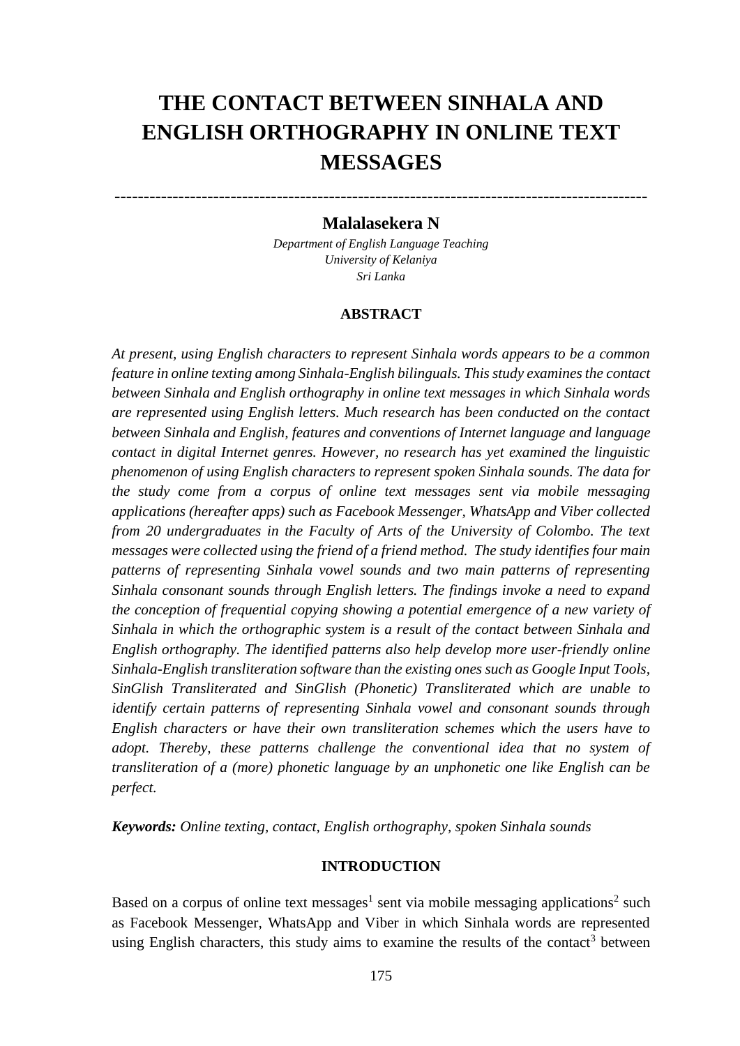# THE CONTACT BETWEEN SINHALA AND ENGLISH ORTHOGRAPHY IN ONLINE TEXT MESSAGES

---

**Malalasekera N**

*Department of English Language Teaching*
*University of Kelaniya*
*Sri Lanka*

## ABSTRACT

*At present, using English characters to represent Sinhala words appears to be a common feature in online texting among Sinhala-English bilinguals. This study examines the contact between Sinhala and English orthography in online text messages in which Sinhala words are represented using English letters. Much research has been conducted on the contact between Sinhala and English, features and conventions of Internet language and language contact in digital Internet genres. However, no research has yet examined the linguistic phenomenon of using English characters to represent spoken Sinhala sounds. The data for the study come from a corpus of online text messages sent via mobile messaging applications (hereafter apps) such as Facebook Messenger, WhatsApp and Viber collected from 20 undergraduates in the Faculty of Arts of the University of Colombo. The text messages were collected using the friend of a friend method. The study identifies four main patterns of representing Sinhala vowel sounds and two main patterns of representing Sinhala consonant sounds through English letters. The findings invoke a need to expand the conception of frequential copying showing a potential emergence of a new variety of Sinhala in which the orthographic system is a result of the contact between Sinhala and English orthography. The identified patterns also help develop more user-friendly online Sinhala-English transliteration software than the existing ones such as Google Input Tools, SinGlish Transliterated and SinGlish (Phonetic) Transliterated which are unable to identify certain patterns of representing Sinhala vowel and consonant sounds through English characters or have their own transliteration schemes which the users have to adopt. Thereby, these patterns challenge the conventional idea that no system of transliteration of a (more) phonetic language by an unphonetic one like English can be perfect.*

***Keywords:*** *Online texting, contact, English orthography, spoken Sinhala sounds*

## INTRODUCTION

Based on a corpus of online text messages[1] sent via mobile messaging applications[2] such as Facebook Messenger, WhatsApp and Viber in which Sinhala words are represented using English characters, this study aims to examine the results of the contact[3] between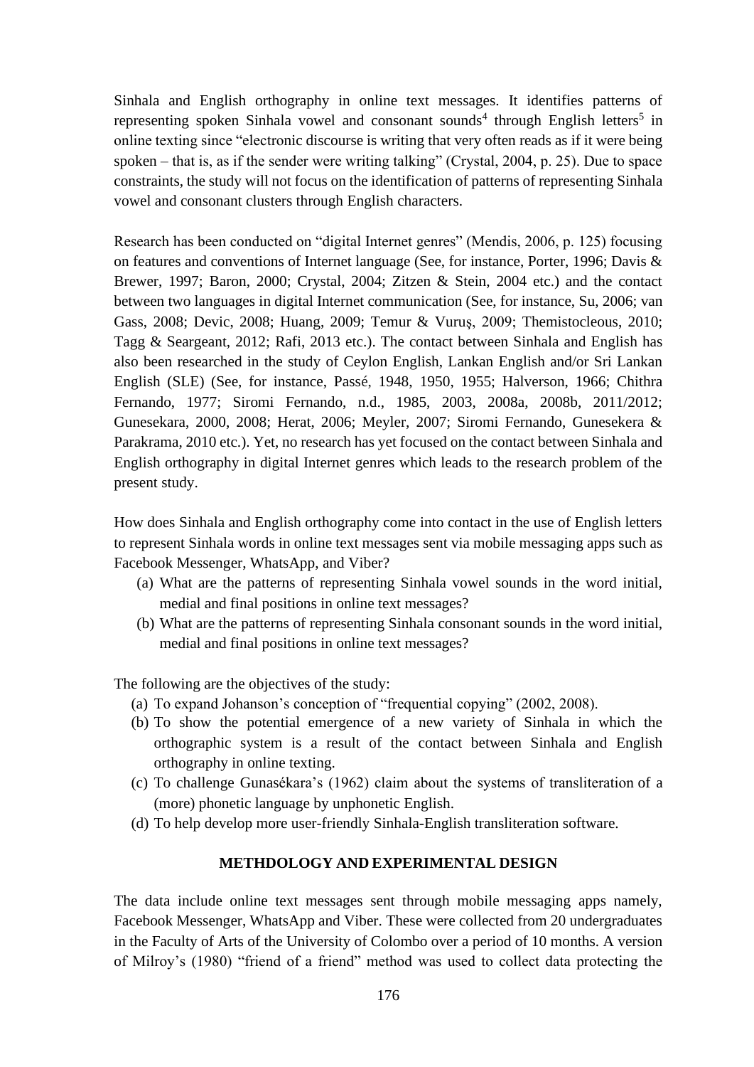Sinhala and English orthography in online text messages. It identifies patterns of representing spoken Sinhala vowel and consonant sounds[4] through English letters[5] in online texting since "electronic discourse is writing that very often reads as if it were being spoken – that is, as if the sender were writing talking" (Crystal, 2004, p. 25). Due to space constraints, the study will not focus on the identification of patterns of representing Sinhala vowel and consonant clusters through English characters.

Research has been conducted on "digital Internet genres" (Mendis, 2006, p. 125) focusing on features and conventions of Internet language (See, for instance, Porter, 1996; Davis & Brewer, 1997; Baron, 2000; Crystal, 2004; Zitzen & Stein, 2004 etc.) and the contact between two languages in digital Internet communication (See, for instance, Su, 2006; van Gass, 2008; Devic, 2008; Huang, 2009; Temur & Vuruş, 2009; Themistocleous, 2010; Tagg & Seargeant, 2012; Rafi, 2013 etc.). The contact between Sinhala and English has also been researched in the study of Ceylon English, Lankan English and/or Sri Lankan English (SLE) (See, for instance, Passé, 1948, 1950, 1955; Halverson, 1966; Chithra Fernando, 1977; Siromi Fernando, n.d., 1985, 2003, 2008a, 2008b, 2011/2012; Gunesekara, 2000, 2008; Herat, 2006; Meyler, 2007; Siromi Fernando, Gunesekera & Parakrama, 2010 etc.). Yet, no research has yet focused on the contact between Sinhala and English orthography in digital Internet genres which leads to the research problem of the present study.

How does Sinhala and English orthography come into contact in the use of English letters to represent Sinhala words in online text messages sent via mobile messaging apps such as Facebook Messenger, WhatsApp, and Viber?

(a) What are the patterns of representing Sinhala vowel sounds in the word initial, medial and final positions in online text messages?
(b) What are the patterns of representing Sinhala consonant sounds in the word initial, medial and final positions in online text messages?

The following are the objectives of the study:

(a) To expand Johanson's conception of "frequential copying" (2002, 2008).
(b) To show the potential emergence of a new variety of Sinhala in which the orthographic system is a result of the contact between Sinhala and English orthography in online texting.
(c) To challenge Gunasékara's (1962) claim about the systems of transliteration of a (more) phonetic language by unphonetic English.
(d) To help develop more user-friendly Sinhala-English transliteration software.

## METHDOLOGY AND EXPERIMENTAL DESIGN

The data include online text messages sent through mobile messaging apps namely, Facebook Messenger, WhatsApp and Viber. These were collected from 20 undergraduates in the Faculty of Arts of the University of Colombo over a period of 10 months. A version of Milroy's (1980) "friend of a friend" method was used to collect data protecting the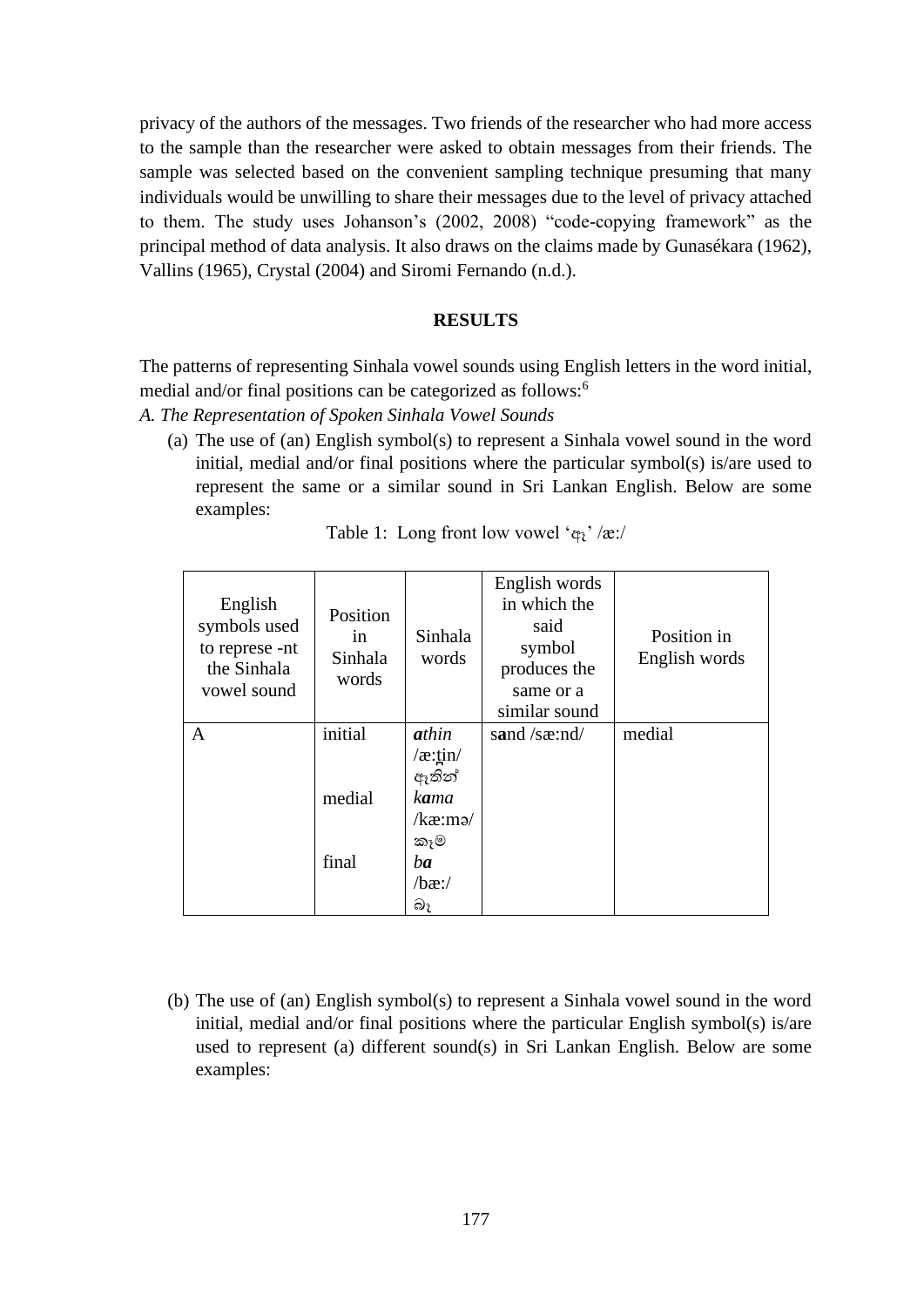privacy of the authors of the messages. Two friends of the researcher who had more access to the sample than the researcher were asked to obtain messages from their friends. The sample was selected based on the convenient sampling technique presuming that many individuals would be unwilling to share their messages due to the level of privacy attached to them. The study uses Johanson's (2002, 2008) "code-copying framework" as the principal method of data analysis. It also draws on the claims made by Gunasékara (1962), Vallins (1965), Crystal (2004) and Siromi Fernando (n.d.).

## RESULTS

The patterns of representing Sinhala vowel sounds using English letters in the word initial, medial and/or final positions can be categorized as follows:[6]

*A. The Representation of Spoken Sinhala Vowel Sounds*

(a) The use of (an) English symbol(s) to represent a Sinhala vowel sound in the word initial, medial and/or final positions where the particular symbol(s) is/are used to represent the same or a similar sound in Sri Lankan English. Below are some examples:

Table 1: Long front low vowel 'ඈ' /æ:/

| English symbols used to represe -nt the Sinhala vowel sound | Position in Sinhala words | Sinhala words | English words in which the said symbol produces the same or a similar sound | Position in English words |
|---|---|---|---|---|
| A | initial | ***a****thin* /æ:t̪in/ ඇතින් | s**a**nd /sæ:nd/ | medial |
| | medial | *k****a****ma* /kæ:mə/ කෑම | | |
| | final | *b****a*** /bæ:/ බෑ | | |

(b) The use of (an) English symbol(s) to represent a Sinhala vowel sound in the word initial, medial and/or final positions where the particular English symbol(s) is/are used to represent (a) different sound(s) in Sri Lankan English. Below are some examples: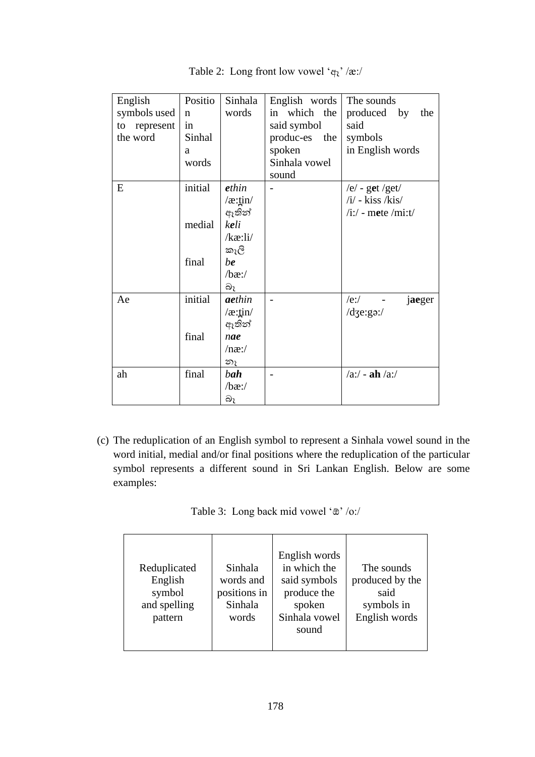Table 2: Long front low vowel 'ඇ' /æ:/

| English symbols used to represent the word | Position in Sinhala words | Sinhala words | English words in which the said symbol produc-es the spoken Sinhala vowel sound | The sounds produced by the said symbols in English words |
|---|---|---|---|---|
| E | initial<br><br><br>medial<br><br><br>final | ***e****thin*<br>/æ:t̪in/<br>ඇතින්<br>*k****e****li*<br>/kæ:li/<br>කැලි<br>*b****e***<br>/bæ:/<br>බෑ | - | /e/ - g**e**t /get/<br>/i/ - kiss /kis/<br>/i:/ - m**e**te /mi:t/ |
| Ae | initial<br><br><br>final | ***ae****thin*<br>/æ:t̪in/<br>ඇතින්<br>*n****ae***<br>/næ:/<br>නෑ | - | /e:/ - j**ae**ger /dʒe:gə:/ |
| ah | final | *b****ah***<br>/bæ:/<br>බෑ | - | /a:/ - **ah** /a:/ |

(c) The reduplication of an English symbol to represent a Sinhala vowel sound in the word initial, medial and/or final positions where the reduplication of the particular symbol represents a different sound in Sri Lankan English. Below are some examples:

Table 3: Long back mid vowel 'ඕ' /o:/

| Reduplicated English symbol and spelling pattern | Sinhala words and positions in Sinhala words | English words in which the said symbols produce the spoken Sinhala vowel sound | The sounds produced by the said symbols in English words |
|---|---|---|---|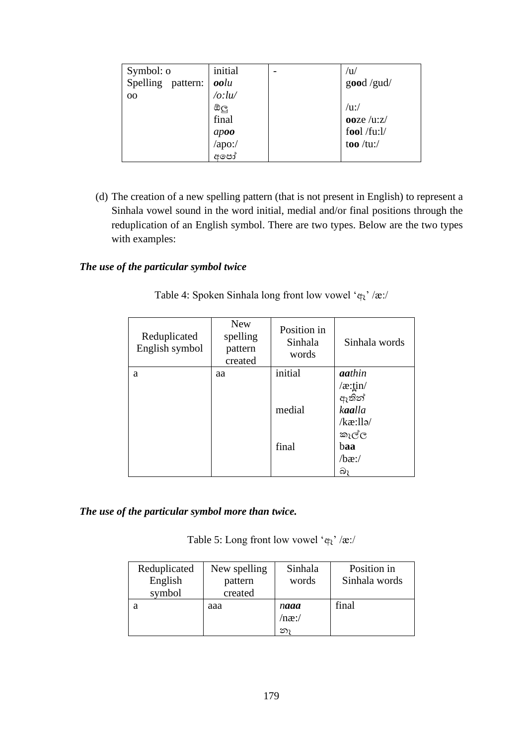| Symbol: o Spelling pattern: oo | initial ***oo**lu* */o:lu/* ඕලු final *ap**oo*** /apo:/ අපෝ | - | /u/ g**oo**d /gud/ /u:/ **oo**ze /u:z/ f**oo**l /fu:l/ t**oo** /tu:/ |
|---|---|---|---|

(d) The creation of a new spelling pattern (that is not present in English) to represent a Sinhala vowel sound in the word initial, medial and/or final positions through the reduplication of an English symbol. There are two types. Below are the two types with examples:

***The use of the particular symbol twice***

Table 4: Spoken Sinhala long front low vowel 'ඇ' /æ:/

| Reduplicated English symbol | New spelling pattern created | Position in Sinhala words | Sinhala words |
|---|---|---|---|
| a | aa | initial | ***aa**thin* /æ:t̪in/ ඇතින් |
| | | medial | *k**aa**lla* /kæ:llə/ කෑල්ල |
| | | final | b**aa** /bæ:/ බෑ |

***The use of the particular symbol more than twice.***

Table 5: Long front low vowel 'ඇ' /æ:/

| Reduplicated English symbol | New spelling pattern created | Sinhala words | Position in Sinhala words |
|---|---|---|---|
| a | aaa | *n**aaa*** /næ:/ නෑ | final |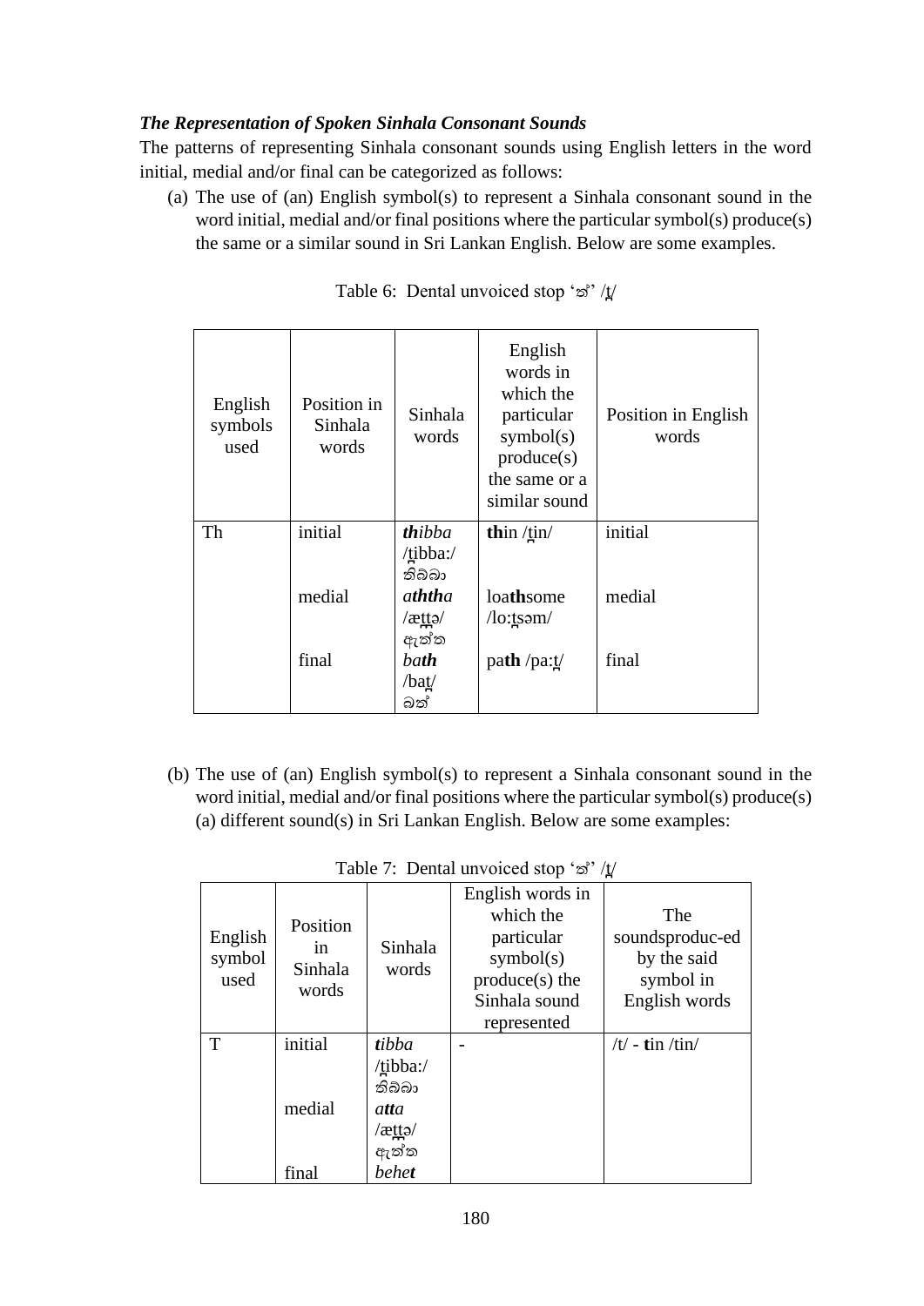***The Representation of Spoken Sinhala Consonant Sounds***

The patterns of representing Sinhala consonant sounds using English letters in the word initial, medial and/or final can be categorized as follows:

(a) The use of (an) English symbol(s) to represent a Sinhala consonant sound in the word initial, medial and/or final positions where the particular symbol(s) produce(s) the same or a similar sound in Sri Lankan English. Below are some examples.

Table 6: Dental unvoiced stop 'ත්' /t̪/

| English symbols used | Position in Sinhala words | Sinhala words | English words in which the particular symbol(s) produce(s) the same or a similar sound | Position in English words |
|---|---|---|---|---|
| Th | initial | ***th**ibba* /t̪ibba:/ තිබ්බා | **th**in /t̪in/ | initial |
| | medial | *a**thth**a* /æt̪t̪ə/ ඇත්ත | loa**th**some /lo:t̪səm/ | medial |
| | final | *ba**th*** /bat̪/ බත් | pa**th** /pa:t̪/ | final |

(b) The use of (an) English symbol(s) to represent a Sinhala consonant sound in the word initial, medial and/or final positions where the particular symbol(s) produce(s) (a) different sound(s) in Sri Lankan English. Below are some examples:

Table 7: Dental unvoiced stop 'ත්' /t̪/

| English symbol used | Position in Sinhala words | Sinhala words | English words in which the particular symbol(s) produce(s) the Sinhala sound represented | The soundsproduc-ed by the said symbol in English words |
|---|---|---|---|---|
| T | initial | ***t**ibba* /t̪ibba:/ තිබ්බා | - | /t/ - **t**in /tin/ |
| | medial | *a**tt**a* /æt̪t̪ə/ ඇත්ත | | |
| | final | *behe**t*** | | |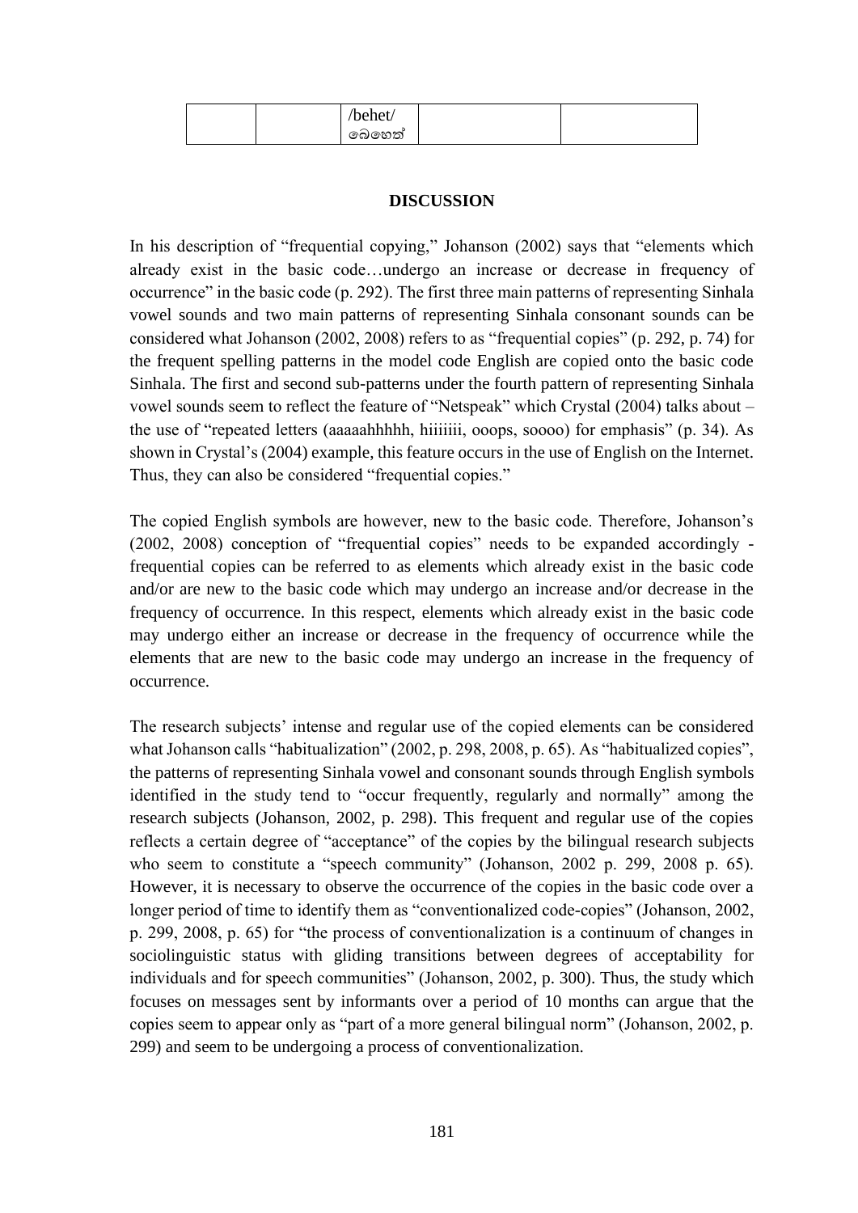|  |  | /behet/ බෙහෙත් |  |  |
|---|---|---|---|---|

**DISCUSSION**

In his description of "frequential copying," Johanson (2002) says that "elements which already exist in the basic code…undergo an increase or decrease in frequency of occurrence" in the basic code (p. 292). The first three main patterns of representing Sinhala vowel sounds and two main patterns of representing Sinhala consonant sounds can be considered what Johanson (2002, 2008) refers to as "frequential copies" (p. 292, p. 74) for the frequent spelling patterns in the model code English are copied onto the basic code Sinhala. The first and second sub-patterns under the fourth pattern of representing Sinhala vowel sounds seem to reflect the feature of "Netspeak" which Crystal (2004) talks about – the use of "repeated letters (aaaaahhhhh, hiiiiiii, ooops, soooo) for emphasis" (p. 34). As shown in Crystal's (2004) example, this feature occurs in the use of English on the Internet. Thus, they can also be considered "frequential copies."

The copied English symbols are however, new to the basic code. Therefore, Johanson's (2002, 2008) conception of "frequential copies" needs to be expanded accordingly - frequential copies can be referred to as elements which already exist in the basic code and/or are new to the basic code which may undergo an increase and/or decrease in the frequency of occurrence. In this respect, elements which already exist in the basic code may undergo either an increase or decrease in the frequency of occurrence while the elements that are new to the basic code may undergo an increase in the frequency of occurrence.

The research subjects' intense and regular use of the copied elements can be considered what Johanson calls "habitualization" (2002, p. 298, 2008, p. 65). As "habitualized copies", the patterns of representing Sinhala vowel and consonant sounds through English symbols identified in the study tend to "occur frequently, regularly and normally" among the research subjects (Johanson, 2002, p. 298). This frequent and regular use of the copies reflects a certain degree of "acceptance" of the copies by the bilingual research subjects who seem to constitute a "speech community" (Johanson, 2002 p. 299, 2008 p. 65). However, it is necessary to observe the occurrence of the copies in the basic code over a longer period of time to identify them as "conventionalized code-copies" (Johanson, 2002, p. 299, 2008, p. 65) for "the process of conventionalization is a continuum of changes in sociolinguistic status with gliding transitions between degrees of acceptability for individuals and for speech communities" (Johanson, 2002, p. 300). Thus, the study which focuses on messages sent by informants over a period of 10 months can argue that the copies seem to appear only as "part of a more general bilingual norm" (Johanson, 2002, p. 299) and seem to be undergoing a process of conventionalization.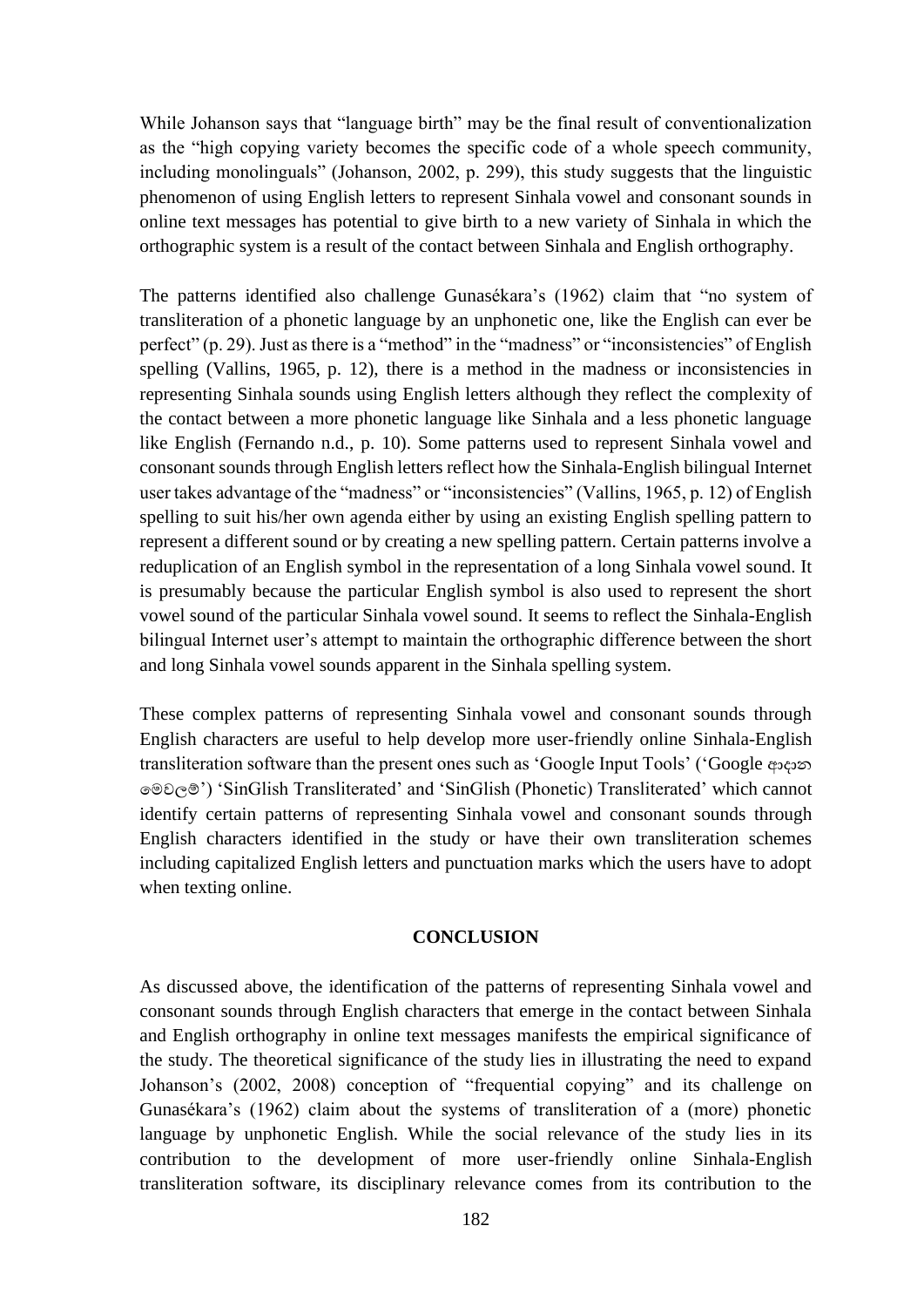While Johanson says that "language birth" may be the final result of conventionalization as the "high copying variety becomes the specific code of a whole speech community, including monolinguals" (Johanson, 2002, p. 299), this study suggests that the linguistic phenomenon of using English letters to represent Sinhala vowel and consonant sounds in online text messages has potential to give birth to a new variety of Sinhala in which the orthographic system is a result of the contact between Sinhala and English orthography.

The patterns identified also challenge Gunasékara's (1962) claim that "no system of transliteration of a phonetic language by an unphonetic one, like the English can ever be perfect" (p. 29). Just as there is a "method" in the "madness" or "inconsistencies" of English spelling (Vallins, 1965, p. 12), there is a method in the madness or inconsistencies in representing Sinhala sounds using English letters although they reflect the complexity of the contact between a more phonetic language like Sinhala and a less phonetic language like English (Fernando n.d., p. 10). Some patterns used to represent Sinhala vowel and consonant sounds through English letters reflect how the Sinhala-English bilingual Internet user takes advantage of the "madness" or "inconsistencies" (Vallins, 1965, p. 12) of English spelling to suit his/her own agenda either by using an existing English spelling pattern to represent a different sound or by creating a new spelling pattern. Certain patterns involve a reduplication of an English symbol in the representation of a long Sinhala vowel sound. It is presumably because the particular English symbol is also used to represent the short vowel sound of the particular Sinhala vowel sound. It seems to reflect the Sinhala-English bilingual Internet user's attempt to maintain the orthographic difference between the short and long Sinhala vowel sounds apparent in the Sinhala spelling system.

These complex patterns of representing Sinhala vowel and consonant sounds through English characters are useful to help develop more user-friendly online Sinhala-English transliteration software than the present ones such as 'Google Input Tools' ('Google ආදාන මෙවලම්') 'SinGlish Transliterated' and 'SinGlish (Phonetic) Transliterated' which cannot identify certain patterns of representing Sinhala vowel and consonant sounds through English characters identified in the study or have their own transliteration schemes including capitalized English letters and punctuation marks which the users have to adopt when texting online.

## CONCLUSION

As discussed above, the identification of the patterns of representing Sinhala vowel and consonant sounds through English characters that emerge in the contact between Sinhala and English orthography in online text messages manifests the empirical significance of the study. The theoretical significance of the study lies in illustrating the need to expand Johanson's (2002, 2008) conception of "frequential copying" and its challenge on Gunasékara's (1962) claim about the systems of transliteration of a (more) phonetic language by unphonetic English. While the social relevance of the study lies in its contribution to the development of more user-friendly online Sinhala-English transliteration software, its disciplinary relevance comes from its contribution to the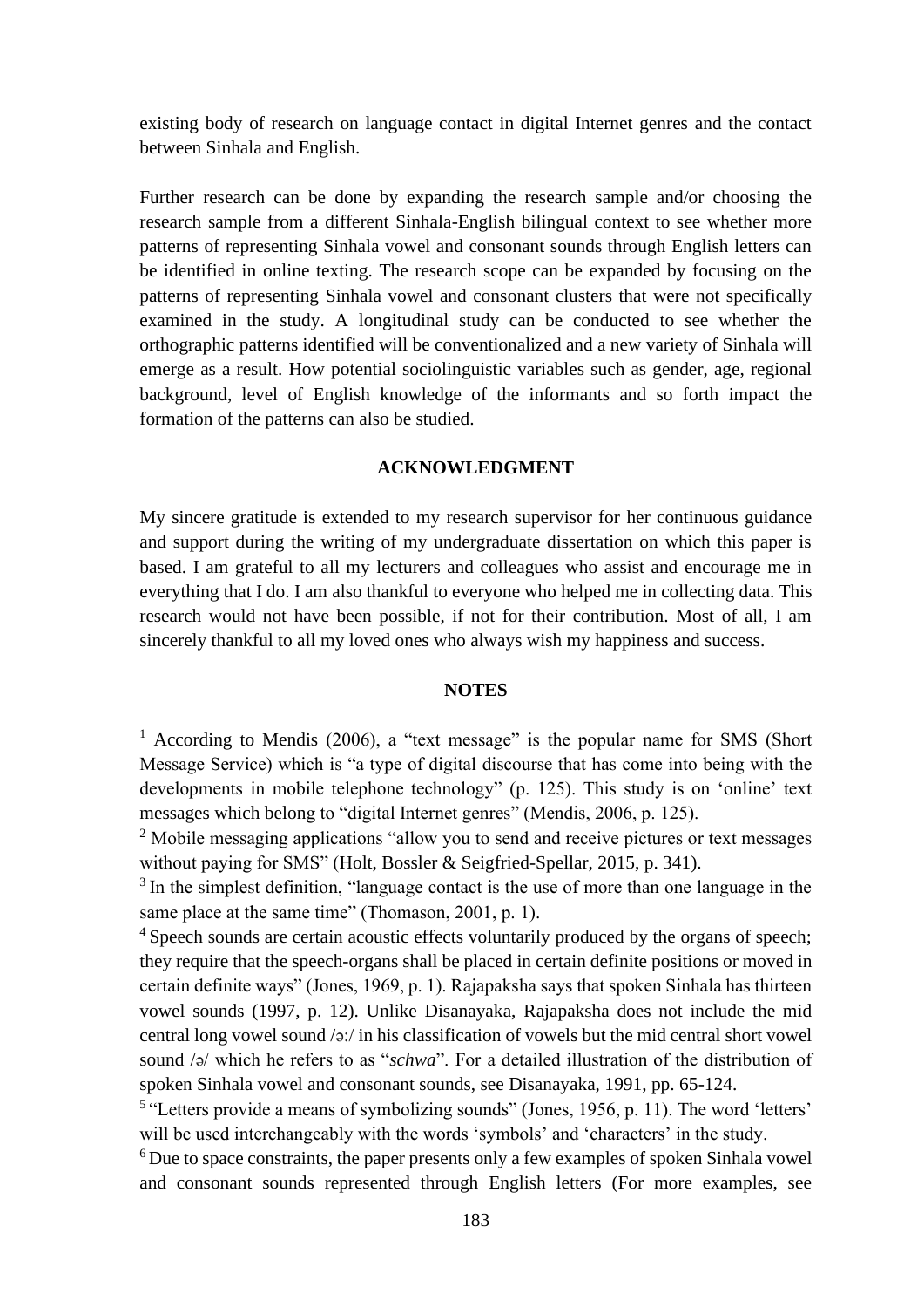existing body of research on language contact in digital Internet genres and the contact between Sinhala and English.

Further research can be done by expanding the research sample and/or choosing the research sample from a different Sinhala-English bilingual context to see whether more patterns of representing Sinhala vowel and consonant sounds through English letters can be identified in online texting. The research scope can be expanded by focusing on the patterns of representing Sinhala vowel and consonant clusters that were not specifically examined in the study. A longitudinal study can be conducted to see whether the orthographic patterns identified will be conventionalized and a new variety of Sinhala will emerge as a result. How potential sociolinguistic variables such as gender, age, regional background, level of English knowledge of the informants and so forth impact the formation of the patterns can also be studied.

## ACKNOWLEDGMENT

My sincere gratitude is extended to my research supervisor for her continuous guidance and support during the writing of my undergraduate dissertation on which this paper is based. I am grateful to all my lecturers and colleagues who assist and encourage me in everything that I do. I am also thankful to everyone who helped me in collecting data. This research would not have been possible, if not for their contribution. Most of all, I am sincerely thankful to all my loved ones who always wish my happiness and success.

## NOTES

[1] According to Mendis (2006), a "text message" is the popular name for SMS (Short Message Service) which is "a type of digital discourse that has come into being with the developments in mobile telephone technology" (p. 125). This study is on 'online' text messages which belong to "digital Internet genres" (Mendis, 2006, p. 125).

[2] Mobile messaging applications "allow you to send and receive pictures or text messages without paying for SMS" (Holt, Bossler & Seigfried-Spellar, 2015, p. 341).

[3] In the simplest definition, "language contact is the use of more than one language in the same place at the same time" (Thomason, 2001, p. 1).

[4] Speech sounds are certain acoustic effects voluntarily produced by the organs of speech; they require that the speech-organs shall be placed in certain definite positions or moved in certain definite ways" (Jones, 1969, p. 1). Rajapaksha says that spoken Sinhala has thirteen vowel sounds (1997, p. 12). Unlike Disanayaka, Rajapaksha does not include the mid central long vowel sound /ə:/ in his classification of vowels but the mid central short vowel sound /ə/ which he refers to as "*schwa*". For a detailed illustration of the distribution of spoken Sinhala vowel and consonant sounds, see Disanayaka, 1991, pp. 65-124.

[5] "Letters provide a means of symbolizing sounds" (Jones, 1956, p. 11). The word 'letters' will be used interchangeably with the words 'symbols' and 'characters' in the study.

[6] Due to space constraints, the paper presents only a few examples of spoken Sinhala vowel and consonant sounds represented through English letters (For more examples, see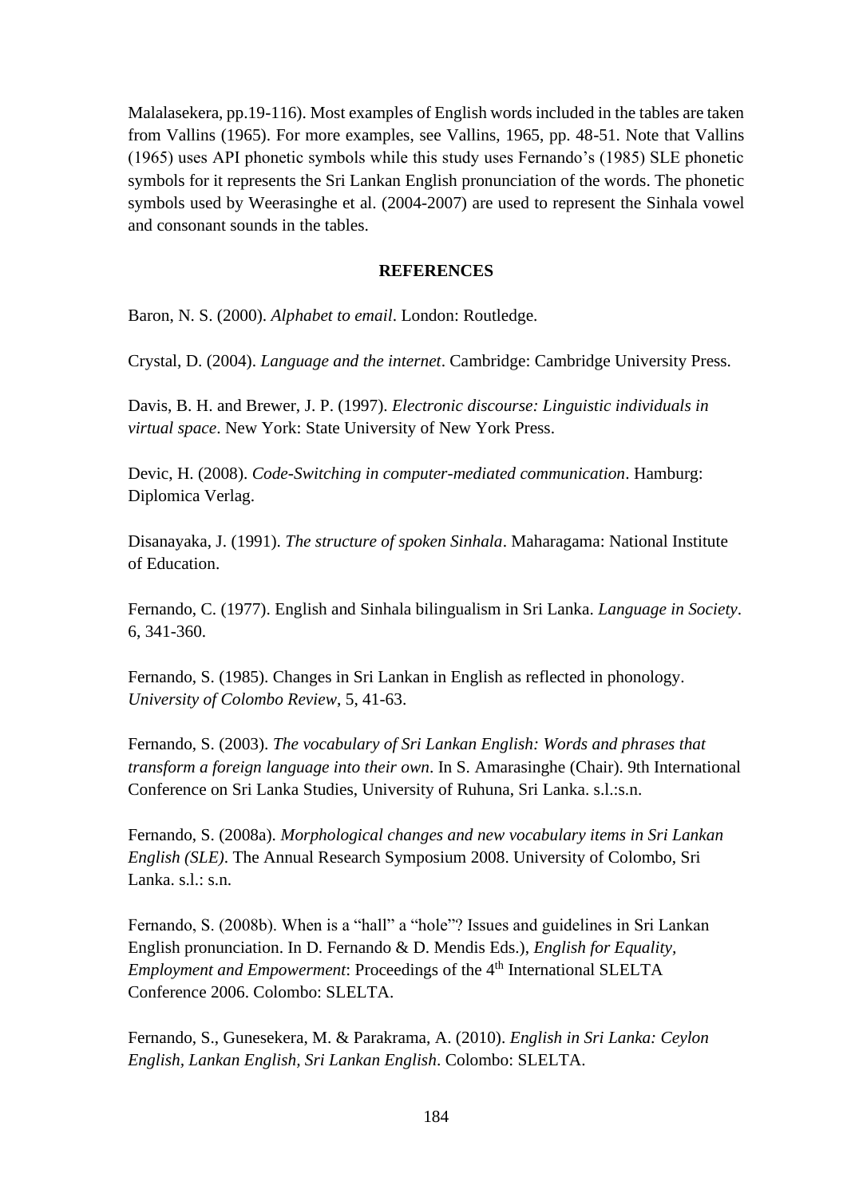Malalasekera, pp.19-116). Most examples of English words included in the tables are taken from Vallins (1965). For more examples, see Vallins, 1965, pp. 48-51. Note that Vallins (1965) uses API phonetic symbols while this study uses Fernando's (1985) SLE phonetic symbols for it represents the Sri Lankan English pronunciation of the words. The phonetic symbols used by Weerasinghe et al. (2004-2007) are used to represent the Sinhala vowel and consonant sounds in the tables.

## REFERENCES

Baron, N. S. (2000). *Alphabet to email*. London: Routledge.

Crystal, D. (2004). *Language and the internet*. Cambridge: Cambridge University Press.

Davis, B. H. and Brewer, J. P. (1997). *Electronic discourse: Linguistic individuals in virtual space*. New York: State University of New York Press.

Devic, H. (2008). *Code-Switching in computer-mediated communication*. Hamburg: Diplomica Verlag.

Disanayaka, J. (1991). *The structure of spoken Sinhala*. Maharagama: National Institute of Education.

Fernando, C. (1977). English and Sinhala bilingualism in Sri Lanka. *Language in Society*. 6, 341-360.

Fernando, S. (1985). Changes in Sri Lankan in English as reflected in phonology. *University of Colombo Review*, 5, 41-63.

Fernando, S. (2003). *The vocabulary of Sri Lankan English: Words and phrases that transform a foreign language into their own*. In S. Amarasinghe (Chair). 9th International Conference on Sri Lanka Studies, University of Ruhuna, Sri Lanka. s.l.:s.n.

Fernando, S. (2008a). *Morphological changes and new vocabulary items in Sri Lankan English (SLE)*. The Annual Research Symposium 2008. University of Colombo, Sri Lanka. s.l.: s.n.

Fernando, S. (2008b). When is a "hall" a "hole"? Issues and guidelines in Sri Lankan English pronunciation. In D. Fernando & D. Mendis Eds.), *English for Equality, Employment and Empowerment*: Proceedings of the 4th International SLELTA Conference 2006. Colombo: SLELTA.

Fernando, S., Gunesekera, M. & Parakrama, A. (2010). *English in Sri Lanka: Ceylon English, Lankan English, Sri Lankan English*. Colombo: SLELTA.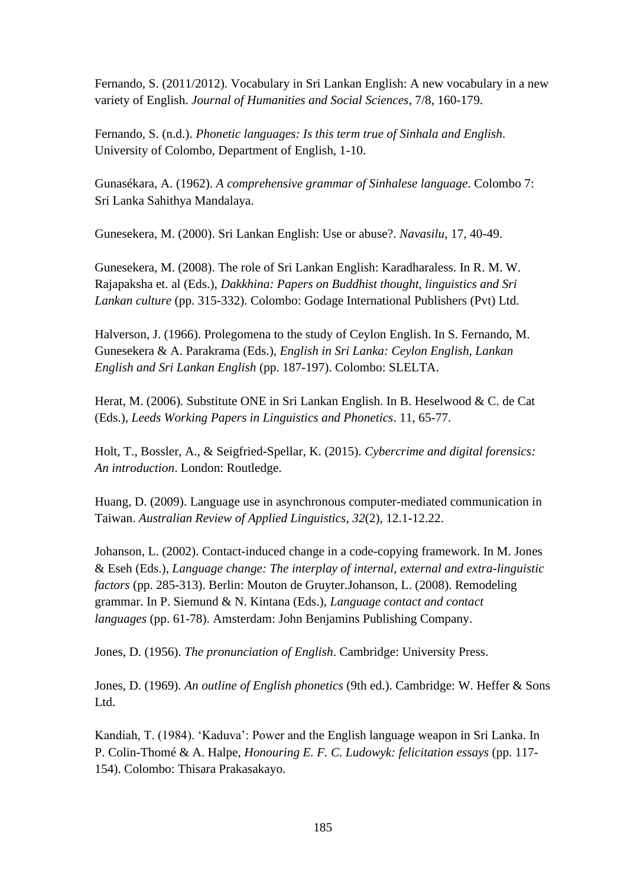Fernando, S. (2011/2012). Vocabulary in Sri Lankan English: A new vocabulary in a new variety of English. *Journal of Humanities and Social Sciences*, 7/8, 160-179.

Fernando, S. (n.d.). *Phonetic languages: Is this term true of Sinhala and English*. University of Colombo, Department of English, 1-10.

Gunasékara, A. (1962). *A comprehensive grammar of Sinhalese language*. Colombo 7: Sri Lanka Sahithya Mandalaya.

Gunesekera, M. (2000). Sri Lankan English: Use or abuse?. *Navasilu*, 17, 40-49.

Gunesekera, M. (2008). The role of Sri Lankan English: Karadharaless. In R. M. W. Rajapaksha et. al (Eds.), *Dakkhina: Papers on Buddhist thought, linguistics and Sri Lankan culture* (pp. 315-332). Colombo: Godage International Publishers (Pvt) Ltd.

Halverson, J. (1966). Prolegomena to the study of Ceylon English. In S. Fernando, M. Gunesekera & A. Parakrama (Eds.), *English in Sri Lanka: Ceylon English, Lankan English and Sri Lankan English* (pp. 187-197). Colombo: SLELTA.

Herat, M. (2006). Substitute ONE in Sri Lankan English. In B. Heselwood & C. de Cat (Eds.), *Leeds Working Papers in Linguistics and Phonetics*. 11, 65-77.

Holt, T., Bossler, A., & Seigfried-Spellar, K. (2015). *Cybercrime and digital forensics: An introduction*. London: Routledge.

Huang, D. (2009). Language use in asynchronous computer-mediated communication in Taiwan. *Australian Review of Applied Linguistics, 32*(2), 12.1-12.22.

Johanson, L. (2002). Contact-induced change in a code-copying framework. In M. Jones & Eseh (Eds.), *Language change: The interplay of internal, external and extra-linguistic factors* (pp. 285-313). Berlin: Mouton de Gruyter.Johanson, L. (2008). Remodeling grammar. In P. Siemund & N. Kintana (Eds.), *Language contact and contact languages* (pp. 61-78). Amsterdam: John Benjamins Publishing Company.

Jones, D. (1956). *The pronunciation of English*. Cambridge: University Press.

Jones, D. (1969). *An outline of English phonetics* (9th ed.). Cambridge: W. Heffer & Sons Ltd.

Kandiah, T. (1984). 'Kaduva': Power and the English language weapon in Sri Lanka. In P. Colin-Thomé & A. Halpe, *Honouring E. F. C. Ludowyk: felicitation essays* (pp. 117-154). Colombo: Thisara Prakasakayo.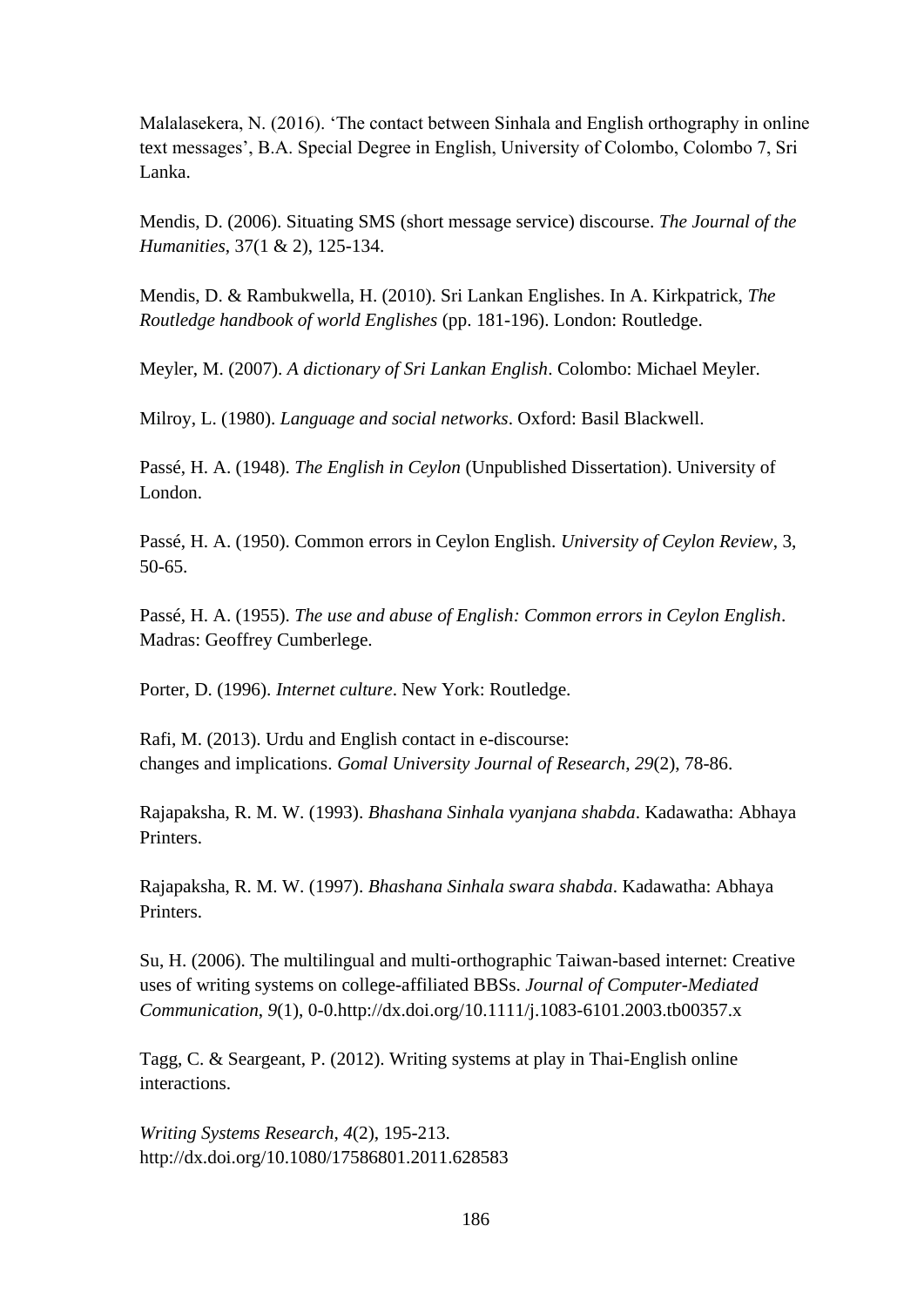Malalasekera, N. (2016). 'The contact between Sinhala and English orthography in online text messages', B.A. Special Degree in English, University of Colombo, Colombo 7, Sri Lanka.

Mendis, D. (2006). Situating SMS (short message service) discourse. *The Journal of the Humanities*, 37(1 & 2), 125-134.

Mendis, D. & Rambukwella, H. (2010). Sri Lankan Englishes. In A. Kirkpatrick, *The Routledge handbook of world Englishes* (pp. 181-196). London: Routledge.

Meyler, M. (2007). *A dictionary of Sri Lankan English*. Colombo: Michael Meyler.

Milroy, L. (1980). *Language and social networks*. Oxford: Basil Blackwell.

Passé, H. A. (1948). *The English in Ceylon* (Unpublished Dissertation). University of London.

Passé, H. A. (1950). Common errors in Ceylon English. *University of Ceylon Review*, 3, 50-65.

Passé, H. A. (1955). *The use and abuse of English: Common errors in Ceylon English*. Madras: Geoffrey Cumberlege.

Porter, D. (1996). *Internet culture*. New York: Routledge.

Rafi, M. (2013). Urdu and English contact in e-discourse:
changes and implications. *Gomal University Journal of Research*, *29*(2), 78-86.

Rajapaksha, R. M. W. (1993). *Bhashana Sinhala vyanjana shabda*. Kadawatha: Abhaya Printers.

Rajapaksha, R. M. W. (1997). *Bhashana Sinhala swara shabda*. Kadawatha: Abhaya Printers.

Su, H. (2006). The multilingual and multi-orthographic Taiwan-based internet: Creative uses of writing systems on college-affiliated BBSs. *Journal of Computer-Mediated Communication*, *9*(1), 0-0.http://dx.doi.org/10.1111/j.1083-6101.2003.tb00357.x

Tagg, C. & Seargeant, P. (2012). Writing systems at play in Thai-English online interactions.

*Writing Systems Research*, *4*(2), 195-213.
http://dx.doi.org/10.1080/17586801.2011.628583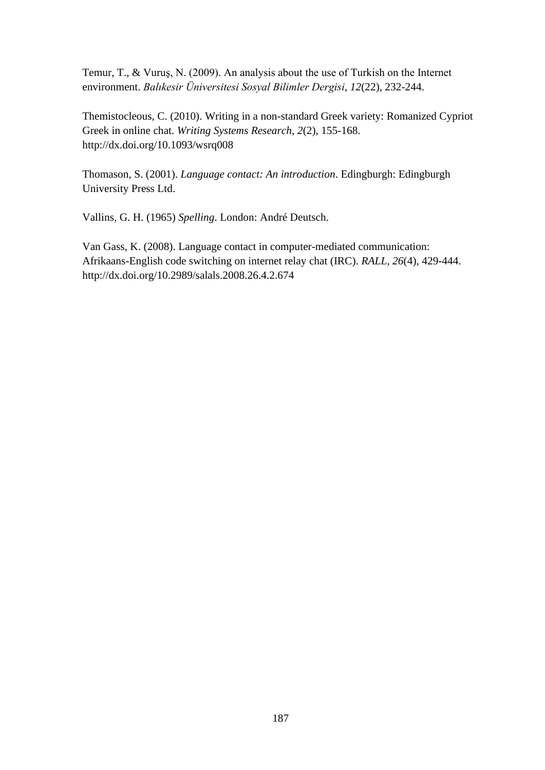Temur, T., & Vuruş, N. (2009). An analysis about the use of Turkish on the Internet environment. *Balıkesir Üniversitesi Sosyal Bilimler Dergisi*, *12*(22), 232-244.

Themistocleous, C. (2010). Writing in a non-standard Greek variety: Romanized Cypriot Greek in online chat. *Writing Systems Research*, *2*(2), 155-168. http://dx.doi.org/10.1093/wsrq008

Thomason, S. (2001). *Language contact: An introduction*. Edingburgh: Edingburgh University Press Ltd.

Vallins, G. H. (1965) *Spelling*. London: André Deutsch.

Van Gass, K. (2008). Language contact in computer-mediated communication: Afrikaans-English code switching on internet relay chat (IRC). *RALL*, *26*(4), 429-444. http://dx.doi.org/10.2989/salals.2008.26.4.2.674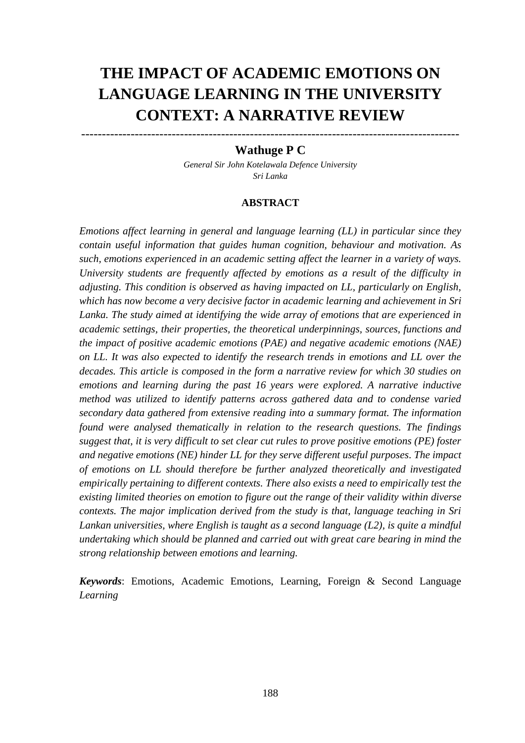# THE IMPACT OF ACADEMIC EMOTIONS ON LANGUAGE LEARNING IN THE UNIVERSITY CONTEXT: A NARRATIVE REVIEW

---

**Wathuge P C**

*General Sir John Kotelawala Defence University*
*Sri Lanka*

**ABSTRACT**

*Emotions affect learning in general and language learning (LL) in particular since they contain useful information that guides human cognition, behaviour and motivation. As such, emotions experienced in an academic setting affect the learner in a variety of ways. University students are frequently affected by emotions as a result of the difficulty in adjusting. This condition is observed as having impacted on LL, particularly on English, which has now become a very decisive factor in academic learning and achievement in Sri Lanka. The study aimed at identifying the wide array of emotions that are experienced in academic settings, their properties, the theoretical underpinnings, sources, functions and the impact of positive academic emotions (PAE) and negative academic emotions (NAE) on LL. It was also expected to identify the research trends in emotions and LL over the decades. This article is composed in the form a narrative review for which 30 studies on emotions and learning during the past 16 years were explored. A narrative inductive method was utilized to identify patterns across gathered data and to condense varied secondary data gathered from extensive reading into a summary format. The information found were analysed thematically in relation to the research questions. The findings suggest that, it is very difficult to set clear cut rules to prove positive emotions (PE) foster and negative emotions (NE) hinder LL for they serve different useful purposes. The impact of emotions on LL should therefore be further analyzed theoretically and investigated empirically pertaining to different contexts. There also exists a need to empirically test the existing limited theories on emotion to figure out the range of their validity within diverse contexts. The major implication derived from the study is that, language teaching in Sri Lankan universities, where English is taught as a second language (L2), is quite a mindful undertaking which should be planned and carried out with great care bearing in mind the strong relationship between emotions and learning.*

***Keywords***: Emotions, Academic Emotions, Learning, Foreign & Second Language *Learning*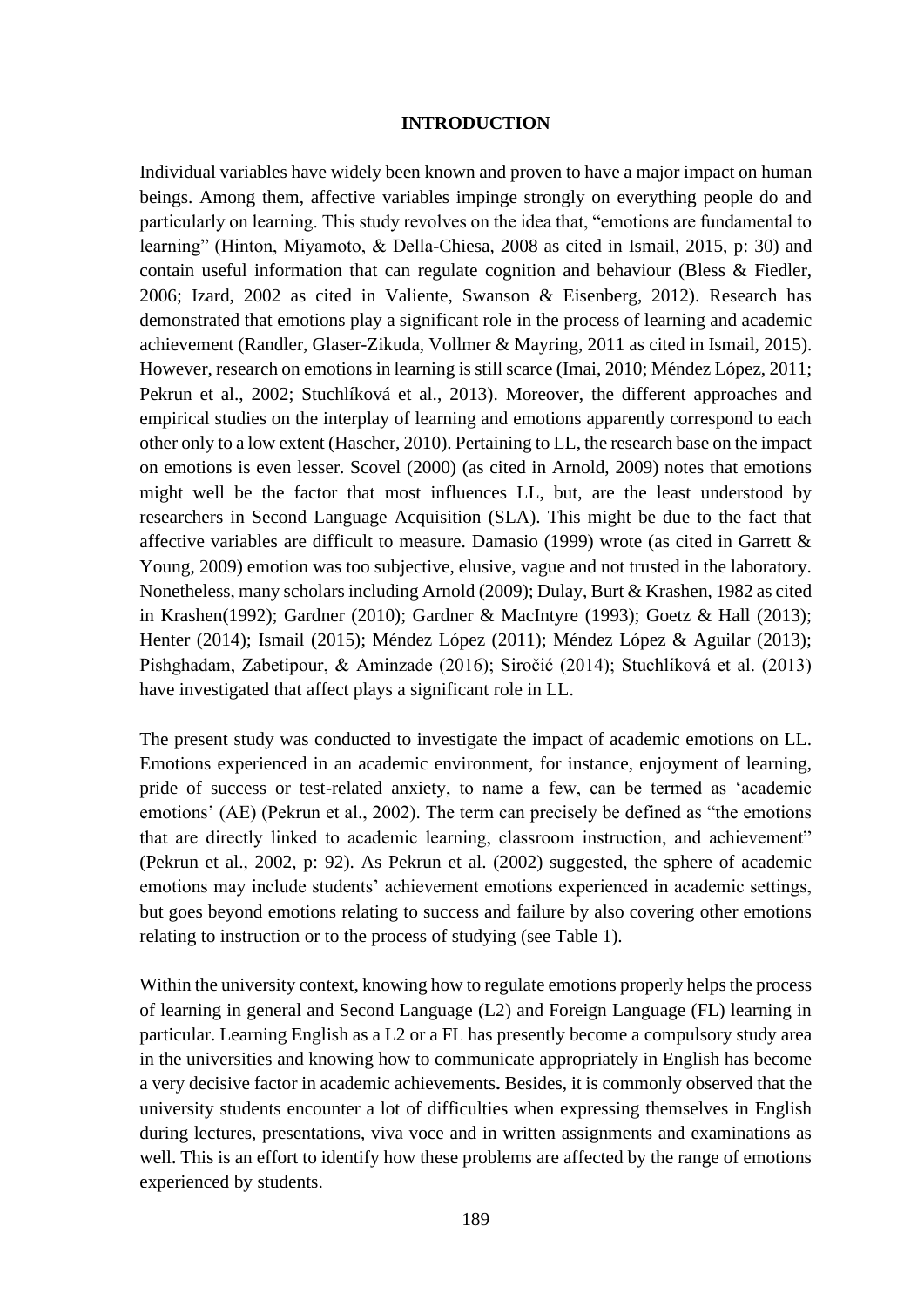## INTRODUCTION

Individual variables have widely been known and proven to have a major impact on human beings. Among them, affective variables impinge strongly on everything people do and particularly on learning. This study revolves on the idea that, "emotions are fundamental to learning" (Hinton, Miyamoto, & Della-Chiesa, 2008 as cited in Ismail, 2015, p: 30) and contain useful information that can regulate cognition and behaviour (Bless & Fiedler, 2006; Izard, 2002 as cited in Valiente, Swanson & Eisenberg, 2012). Research has demonstrated that emotions play a significant role in the process of learning and academic achievement (Randler, Glaser-Zikuda, Vollmer & Mayring, 2011 as cited in Ismail, 2015). However, research on emotions in learning is still scarce (Imai, 2010; Méndez López, 2011; Pekrun et al., 2002; Stuchlíková et al., 2013). Moreover, the different approaches and empirical studies on the interplay of learning and emotions apparently correspond to each other only to a low extent (Hascher, 2010). Pertaining to LL, the research base on the impact on emotions is even lesser. Scovel (2000) (as cited in Arnold, 2009) notes that emotions might well be the factor that most influences LL, but, are the least understood by researchers in Second Language Acquisition (SLA). This might be due to the fact that affective variables are difficult to measure. Damasio (1999) wrote (as cited in Garrett & Young, 2009) emotion was too subjective, elusive, vague and not trusted in the laboratory. Nonetheless, many scholars including Arnold (2009); Dulay, Burt & Krashen, 1982 as cited in Krashen(1992); Gardner (2010); Gardner & MacIntyre (1993); Goetz & Hall (2013); Henter (2014); Ismail (2015); Méndez López (2011); Méndez López & Aguilar (2013); Pishghadam, Zabetipour, & Aminzade (2016); Siročić (2014); Stuchlíková et al. (2013) have investigated that affect plays a significant role in LL.

The present study was conducted to investigate the impact of academic emotions on LL. Emotions experienced in an academic environment, for instance, enjoyment of learning, pride of success or test-related anxiety, to name a few, can be termed as 'academic emotions' (AE) (Pekrun et al., 2002). The term can precisely be defined as "the emotions that are directly linked to academic learning, classroom instruction, and achievement" (Pekrun et al., 2002, p: 92). As Pekrun et al. (2002) suggested, the sphere of academic emotions may include students' achievement emotions experienced in academic settings, but goes beyond emotions relating to success and failure by also covering other emotions relating to instruction or to the process of studying (see Table 1).

Within the university context, knowing how to regulate emotions properly helps the process of learning in general and Second Language (L2) and Foreign Language (FL) learning in particular. Learning English as a L2 or a FL has presently become a compulsory study area in the universities and knowing how to communicate appropriately in English has become a very decisive factor in academic achievements**.** Besides, it is commonly observed that the university students encounter a lot of difficulties when expressing themselves in English during lectures, presentations, viva voce and in written assignments and examinations as well. This is an effort to identify how these problems are affected by the range of emotions experienced by students.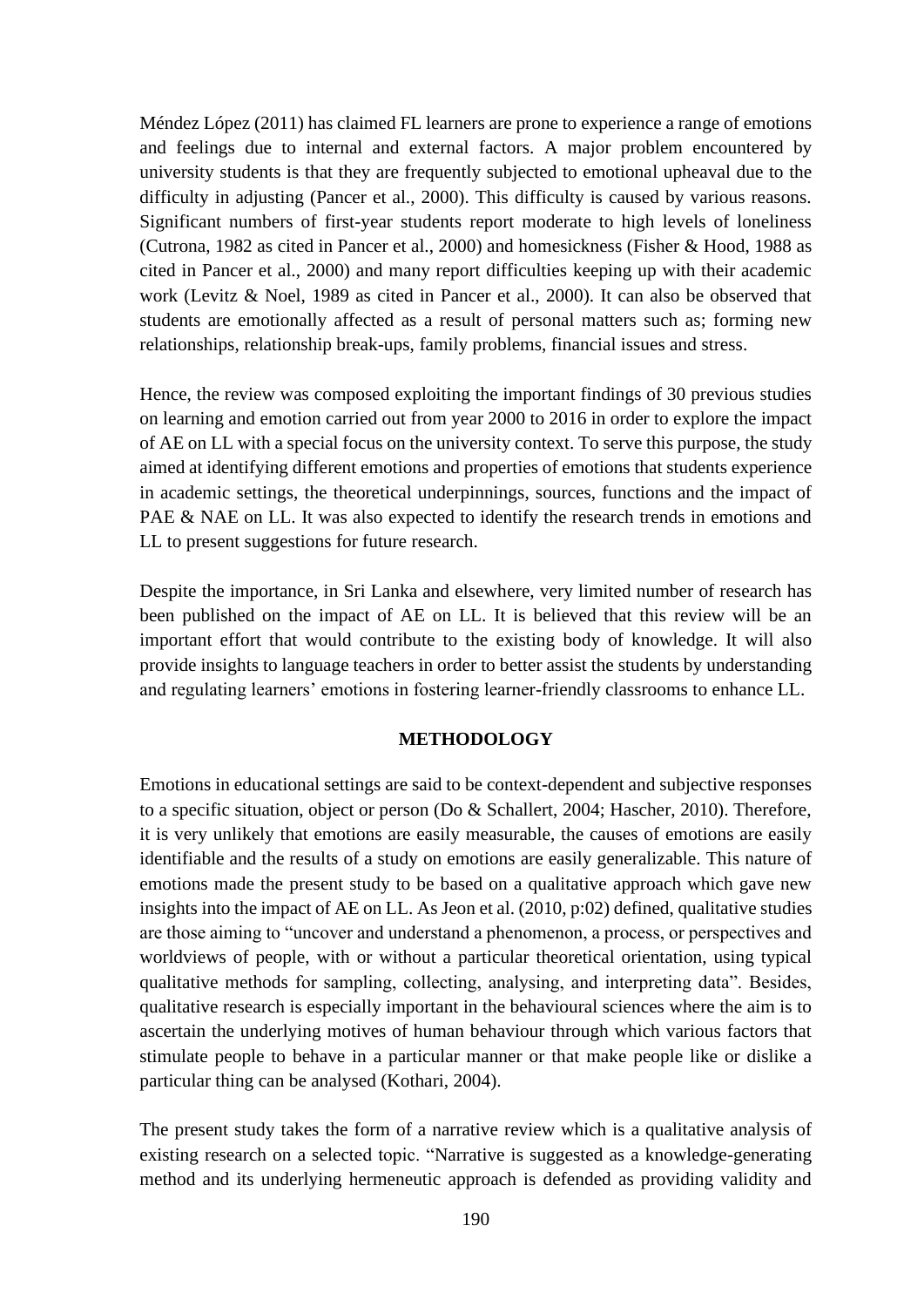Méndez López (2011) has claimed FL learners are prone to experience a range of emotions and feelings due to internal and external factors. A major problem encountered by university students is that they are frequently subjected to emotional upheaval due to the difficulty in adjusting (Pancer et al., 2000). This difficulty is caused by various reasons. Significant numbers of first-year students report moderate to high levels of loneliness (Cutrona, 1982 as cited in Pancer et al., 2000) and homesickness (Fisher & Hood, 1988 as cited in Pancer et al., 2000) and many report difficulties keeping up with their academic work (Levitz & Noel, 1989 as cited in Pancer et al., 2000). It can also be observed that students are emotionally affected as a result of personal matters such as; forming new relationships, relationship break-ups, family problems, financial issues and stress.

Hence, the review was composed exploiting the important findings of 30 previous studies on learning and emotion carried out from year 2000 to 2016 in order to explore the impact of AE on LL with a special focus on the university context. To serve this purpose, the study aimed at identifying different emotions and properties of emotions that students experience in academic settings, the theoretical underpinnings, sources, functions and the impact of PAE & NAE on LL. It was also expected to identify the research trends in emotions and LL to present suggestions for future research.

Despite the importance, in Sri Lanka and elsewhere, very limited number of research has been published on the impact of AE on LL. It is believed that this review will be an important effort that would contribute to the existing body of knowledge. It will also provide insights to language teachers in order to better assist the students by understanding and regulating learners' emotions in fostering learner-friendly classrooms to enhance LL.

## METHODOLOGY

Emotions in educational settings are said to be context-dependent and subjective responses to a specific situation, object or person (Do & Schallert, 2004; Hascher, 2010). Therefore, it is very unlikely that emotions are easily measurable, the causes of emotions are easily identifiable and the results of a study on emotions are easily generalizable. This nature of emotions made the present study to be based on a qualitative approach which gave new insights into the impact of AE on LL. As Jeon et al. (2010, p:02) defined, qualitative studies are those aiming to "uncover and understand a phenomenon, a process, or perspectives and worldviews of people, with or without a particular theoretical orientation, using typical qualitative methods for sampling, collecting, analysing, and interpreting data". Besides, qualitative research is especially important in the behavioural sciences where the aim is to ascertain the underlying motives of human behaviour through which various factors that stimulate people to behave in a particular manner or that make people like or dislike a particular thing can be analysed (Kothari, 2004).

The present study takes the form of a narrative review which is a qualitative analysis of existing research on a selected topic. "Narrative is suggested as a knowledge-generating method and its underlying hermeneutic approach is defended as providing validity and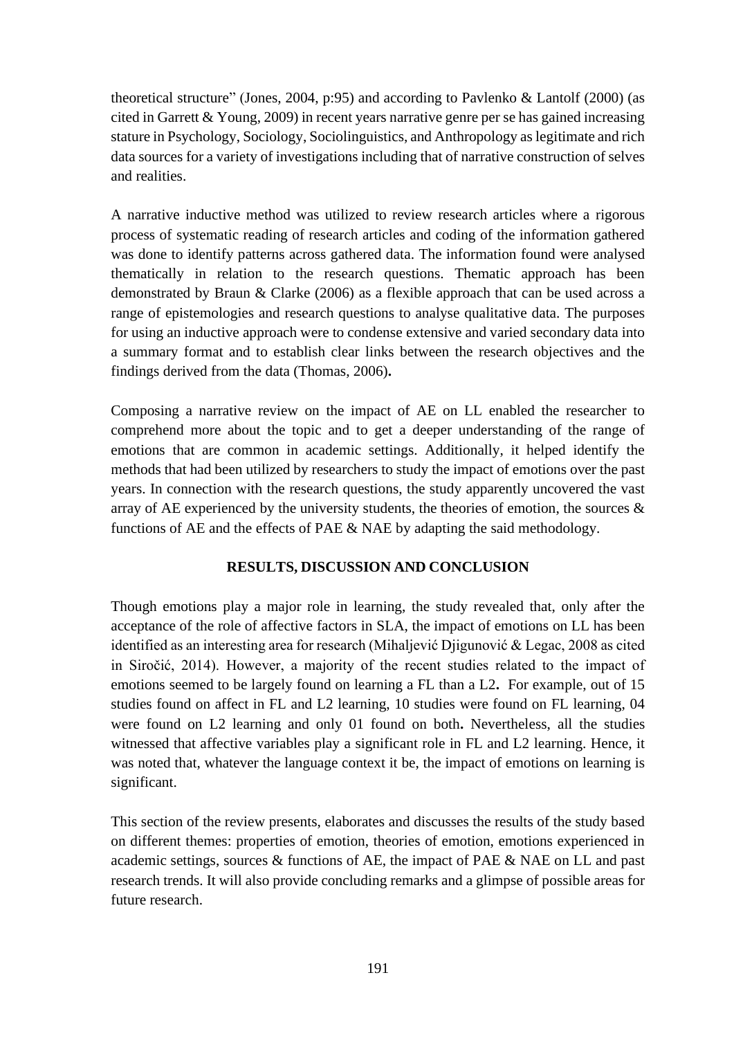theoretical structure" (Jones, 2004, p:95) and according to Pavlenko & Lantolf (2000) (as cited in Garrett & Young, 2009) in recent years narrative genre per se has gained increasing stature in Psychology, Sociology, Sociolinguistics, and Anthropology as legitimate and rich data sources for a variety of investigations including that of narrative construction of selves and realities.

A narrative inductive method was utilized to review research articles where a rigorous process of systematic reading of research articles and coding of the information gathered was done to identify patterns across gathered data. The information found were analysed thematically in relation to the research questions. Thematic approach has been demonstrated by Braun & Clarke (2006) as a flexible approach that can be used across a range of epistemologies and research questions to analyse qualitative data. The purposes for using an inductive approach were to condense extensive and varied secondary data into a summary format and to establish clear links between the research objectives and the findings derived from the data (Thomas, 2006).

Composing a narrative review on the impact of AE on LL enabled the researcher to comprehend more about the topic and to get a deeper understanding of the range of emotions that are common in academic settings. Additionally, it helped identify the methods that had been utilized by researchers to study the impact of emotions over the past years. In connection with the research questions, the study apparently uncovered the vast array of AE experienced by the university students, the theories of emotion, the sources & functions of AE and the effects of PAE & NAE by adapting the said methodology.

## RESULTS, DISCUSSION AND CONCLUSION

Though emotions play a major role in learning, the study revealed that, only after the acceptance of the role of affective factors in SLA, the impact of emotions on LL has been identified as an interesting area for research (Mihaljević Djigunović & Legac, 2008 as cited in Siročić, 2014). However, a majority of the recent studies related to the impact of emotions seemed to be largely found on learning a FL than a L2. For example, out of 15 studies found on affect in FL and L2 learning, 10 studies were found on FL learning, 04 were found on L2 learning and only 01 found on both. Nevertheless, all the studies witnessed that affective variables play a significant role in FL and L2 learning. Hence, it was noted that, whatever the language context it be, the impact of emotions on learning is significant.

This section of the review presents, elaborates and discusses the results of the study based on different themes: properties of emotion, theories of emotion, emotions experienced in academic settings, sources & functions of AE, the impact of PAE & NAE on LL and past research trends. It will also provide concluding remarks and a glimpse of possible areas for future research.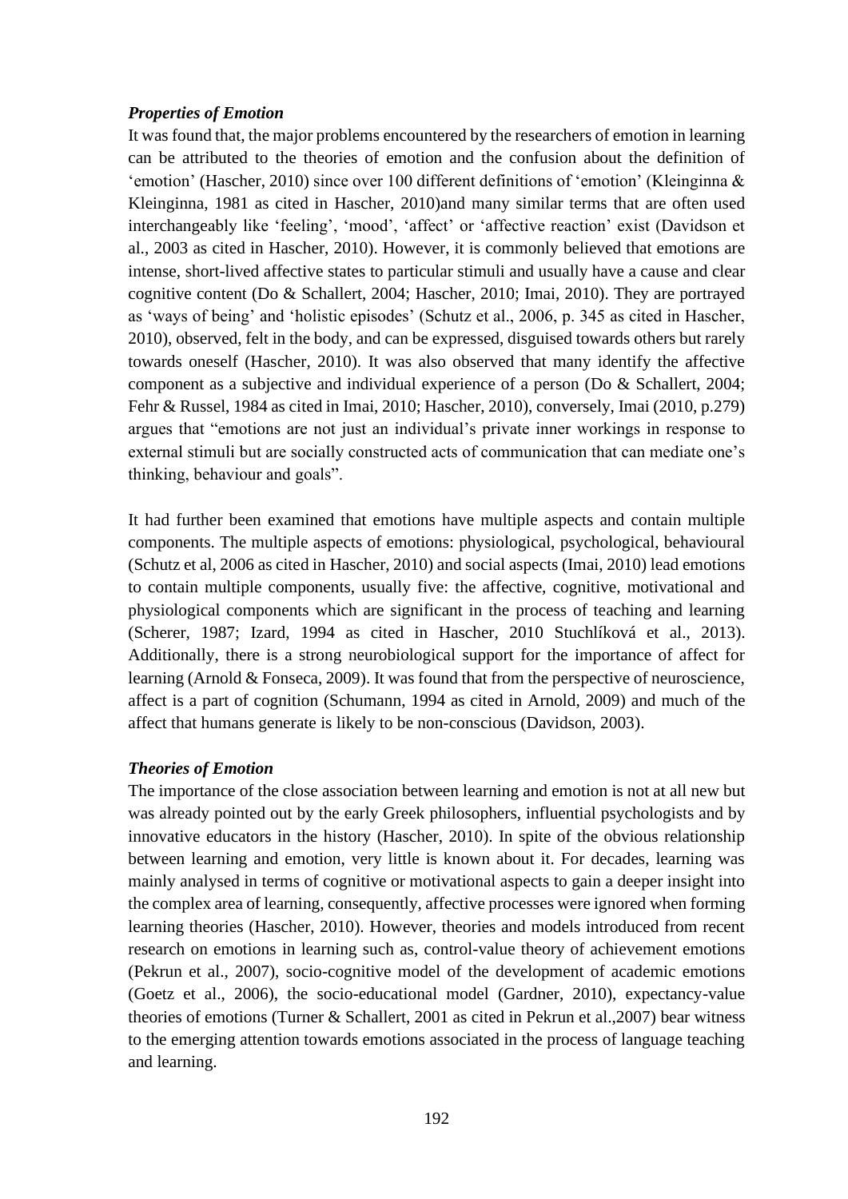### *Properties of Emotion*

It was found that, the major problems encountered by the researchers of emotion in learning can be attributed to the theories of emotion and the confusion about the definition of 'emotion' (Hascher, 2010) since over 100 different definitions of 'emotion' (Kleinginna & Kleinginna, 1981 as cited in Hascher, 2010)and many similar terms that are often used interchangeably like 'feeling', 'mood', 'affect' or 'affective reaction' exist (Davidson et al., 2003 as cited in Hascher, 2010). However, it is commonly believed that emotions are intense, short-lived affective states to particular stimuli and usually have a cause and clear cognitive content (Do & Schallert, 2004; Hascher, 2010; Imai, 2010). They are portrayed as 'ways of being' and 'holistic episodes' (Schutz et al., 2006, p. 345 as cited in Hascher, 2010), observed, felt in the body, and can be expressed, disguised towards others but rarely towards oneself (Hascher, 2010). It was also observed that many identify the affective component as a subjective and individual experience of a person (Do & Schallert, 2004; Fehr & Russel, 1984 as cited in Imai, 2010; Hascher, 2010), conversely, Imai (2010, p.279) argues that "emotions are not just an individual's private inner workings in response to external stimuli but are socially constructed acts of communication that can mediate one's thinking, behaviour and goals".

It had further been examined that emotions have multiple aspects and contain multiple components. The multiple aspects of emotions: physiological, psychological, behavioural (Schutz et al, 2006 as cited in Hascher, 2010) and social aspects (Imai, 2010) lead emotions to contain multiple components, usually five: the affective, cognitive, motivational and physiological components which are significant in the process of teaching and learning (Scherer, 1987; Izard, 1994 as cited in Hascher, 2010 Stuchlíková et al., 2013). Additionally, there is a strong neurobiological support for the importance of affect for learning (Arnold & Fonseca, 2009). It was found that from the perspective of neuroscience, affect is a part of cognition (Schumann, 1994 as cited in Arnold, 2009) and much of the affect that humans generate is likely to be non-conscious (Davidson, 2003).

### *Theories of Emotion*

The importance of the close association between learning and emotion is not at all new but was already pointed out by the early Greek philosophers, influential psychologists and by innovative educators in the history (Hascher, 2010). In spite of the obvious relationship between learning and emotion, very little is known about it. For decades, learning was mainly analysed in terms of cognitive or motivational aspects to gain a deeper insight into the complex area of learning, consequently, affective processes were ignored when forming learning theories (Hascher, 2010). However, theories and models introduced from recent research on emotions in learning such as, control-value theory of achievement emotions (Pekrun et al., 2007), socio-cognitive model of the development of academic emotions (Goetz et al., 2006), the socio-educational model (Gardner, 2010), expectancy-value theories of emotions (Turner & Schallert, 2001 as cited in Pekrun et al.,2007) bear witness to the emerging attention towards emotions associated in the process of language teaching and learning.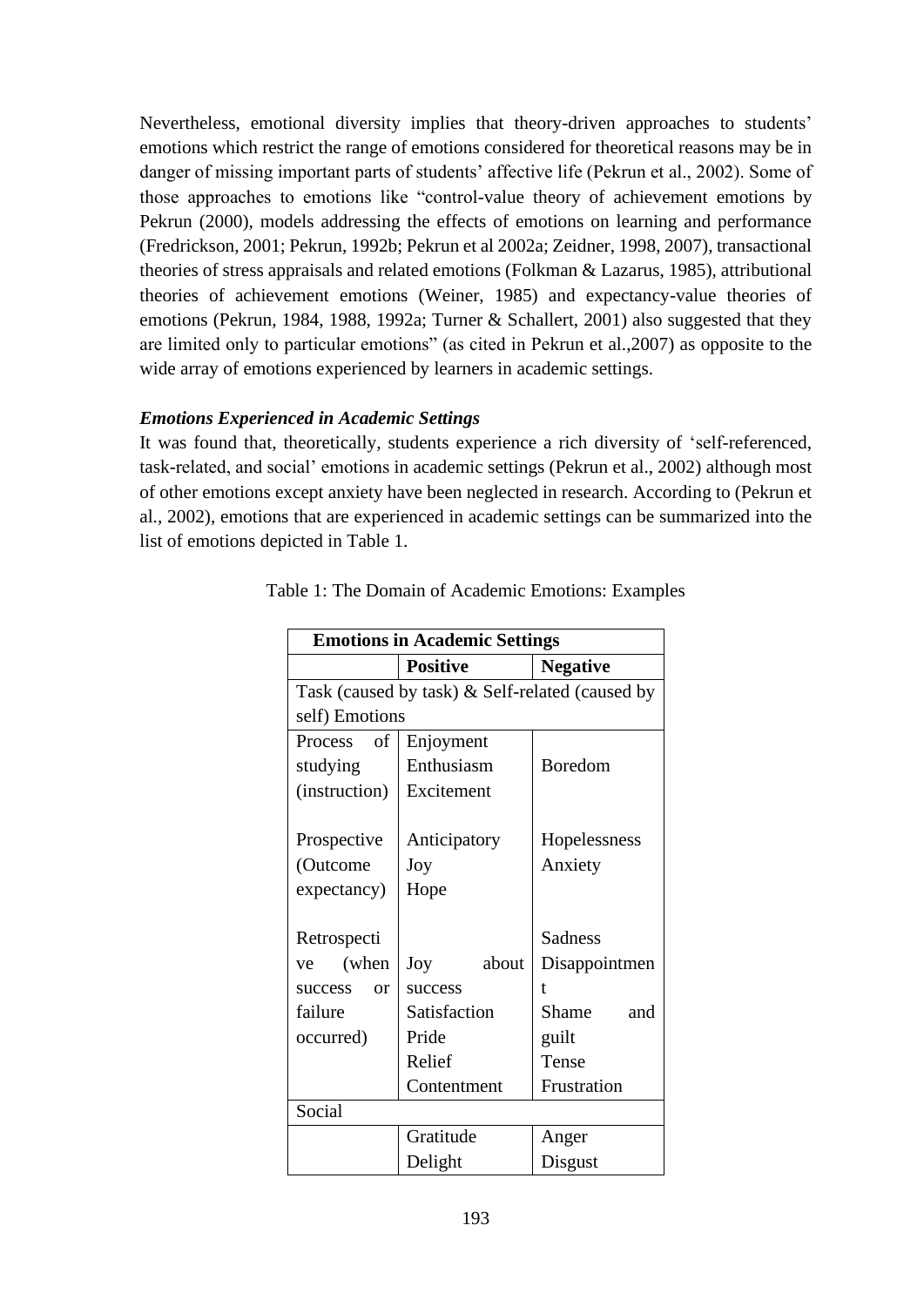Nevertheless, emotional diversity implies that theory-driven approaches to students' emotions which restrict the range of emotions considered for theoretical reasons may be in danger of missing important parts of students' affective life (Pekrun et al., 2002). Some of those approaches to emotions like "control-value theory of achievement emotions by Pekrun (2000), models addressing the effects of emotions on learning and performance (Fredrickson, 2001; Pekrun, 1992b; Pekrun et al 2002a; Zeidner, 1998, 2007), transactional theories of stress appraisals and related emotions (Folkman & Lazarus, 1985), attributional theories of achievement emotions (Weiner, 1985) and expectancy-value theories of emotions (Pekrun, 1984, 1988, 1992a; Turner & Schallert, 2001) also suggested that they are limited only to particular emotions" (as cited in Pekrun et al.,2007) as opposite to the wide array of emotions experienced by learners in academic settings.

***Emotions Experienced in Academic Settings***

It was found that, theoretically, students experience a rich diversity of 'self-referenced, task-related, and social' emotions in academic settings (Pekrun et al., 2002) although most of other emotions except anxiety have been neglected in research. According to (Pekrun et al., 2002), emotions that are experienced in academic settings can be summarized into the list of emotions depicted in Table 1.

Table 1: The Domain of Academic Emotions: Examples

| **Emotions in Academic Settings** | | |
|---|---|---|
| | **Positive** | **Negative** |
| Task (caused by task) & Self-related (caused by self) Emotions | | |
| Process of studying (instruction) | Enjoyment<br>Enthusiasm<br>Excitement | Boredom |
| Prospective (Outcome expectancy) | Anticipatory Joy<br>Hope | Hopelessness<br>Anxiety |
| Retrospective (when success or failure occurred) | Joy about success<br>Satisfaction<br>Pride<br>Relief<br>Contentment | Sadness<br>Disappointment<br>Shame and guilt<br>Tense<br>Frustration |
| Social | | |
| | Gratitude<br>Delight | Anger<br>Disgust |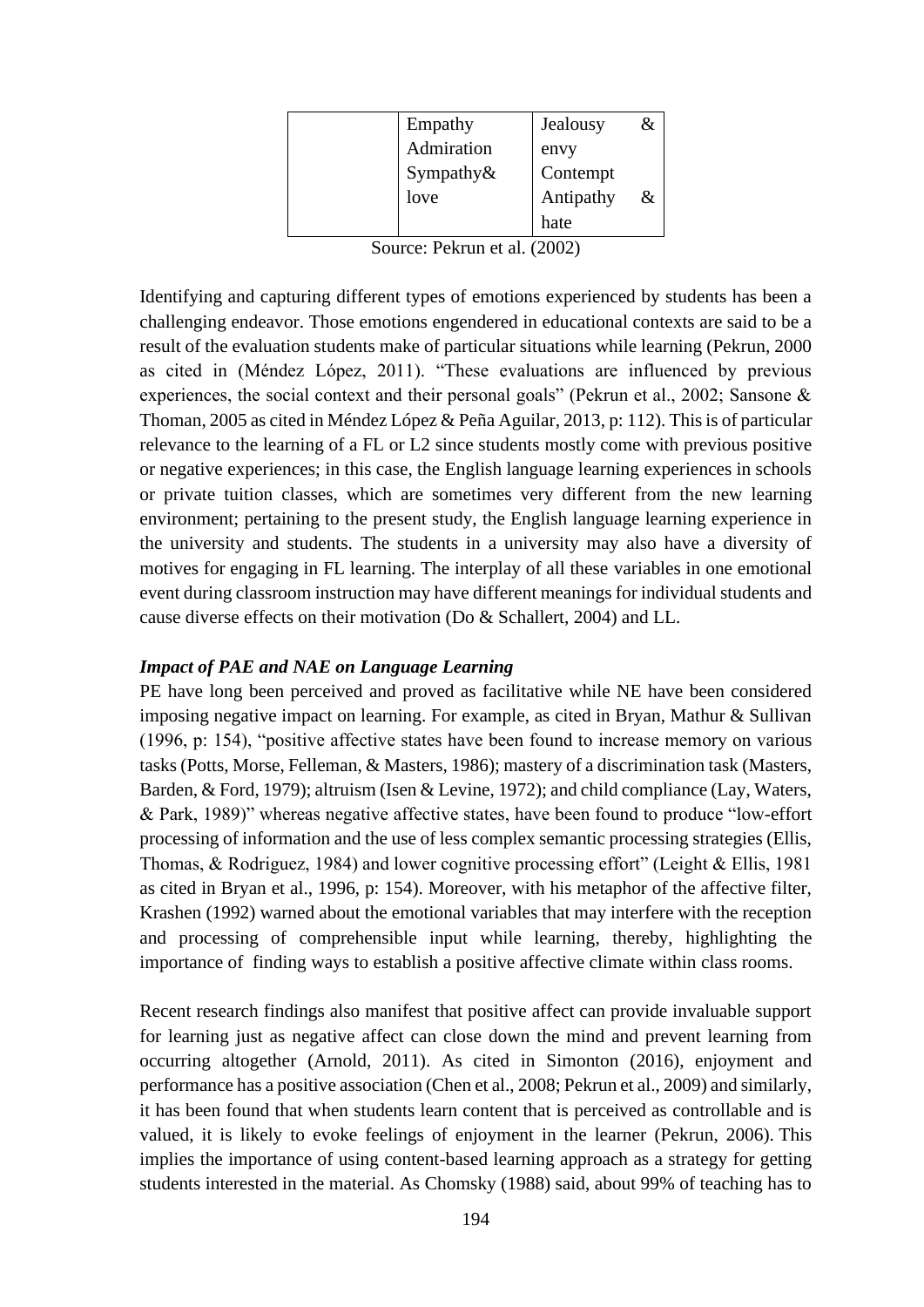| | | |
|---|---|---|
| | Empathy<br>Admiration<br>Sympathy& love | Jealousy & envy<br>Contempt<br>Antipathy & hate |

Source: Pekrun et al. (2002)

Identifying and capturing different types of emotions experienced by students has been a challenging endeavor. Those emotions engendered in educational contexts are said to be a result of the evaluation students make of particular situations while learning (Pekrun, 2000 as cited in (Méndez López, 2011). "These evaluations are influenced by previous experiences, the social context and their personal goals" (Pekrun et al., 2002; Sansone & Thoman, 2005 as cited in Méndez López & Peña Aguilar, 2013, p: 112). This is of particular relevance to the learning of a FL or L2 since students mostly come with previous positive or negative experiences; in this case, the English language learning experiences in schools or private tuition classes, which are sometimes very different from the new learning environment; pertaining to the present study, the English language learning experience in the university and students. The students in a university may also have a diversity of motives for engaging in FL learning. The interplay of all these variables in one emotional event during classroom instruction may have different meanings for individual students and cause diverse effects on their motivation (Do & Schallert, 2004) and LL.

***Impact of PAE and NAE on Language Learning***

PE have long been perceived and proved as facilitative while NE have been considered imposing negative impact on learning. For example, as cited in Bryan, Mathur & Sullivan (1996, p: 154), "positive affective states have been found to increase memory on various tasks (Potts, Morse, Felleman, & Masters, 1986); mastery of a discrimination task (Masters, Barden, & Ford, 1979); altruism (Isen & Levine, 1972); and child compliance (Lay, Waters, & Park, 1989)" whereas negative affective states, have been found to produce "low-effort processing of information and the use of less complex semantic processing strategies (Ellis, Thomas, & Rodriguez, 1984) and lower cognitive processing effort" (Leight & Ellis, 1981 as cited in Bryan et al., 1996, p: 154). Moreover, with his metaphor of the affective filter, Krashen (1992) warned about the emotional variables that may interfere with the reception and processing of comprehensible input while learning, thereby, highlighting the importance of finding ways to establish a positive affective climate within class rooms.

Recent research findings also manifest that positive affect can provide invaluable support for learning just as negative affect can close down the mind and prevent learning from occurring altogether (Arnold, 2011). As cited in Simonton (2016), enjoyment and performance has a positive association (Chen et al., 2008; Pekrun et al., 2009) and similarly, it has been found that when students learn content that is perceived as controllable and is valued, it is likely to evoke feelings of enjoyment in the learner (Pekrun, 2006). This implies the importance of using content-based learning approach as a strategy for getting students interested in the material. As Chomsky (1988) said, about 99% of teaching has to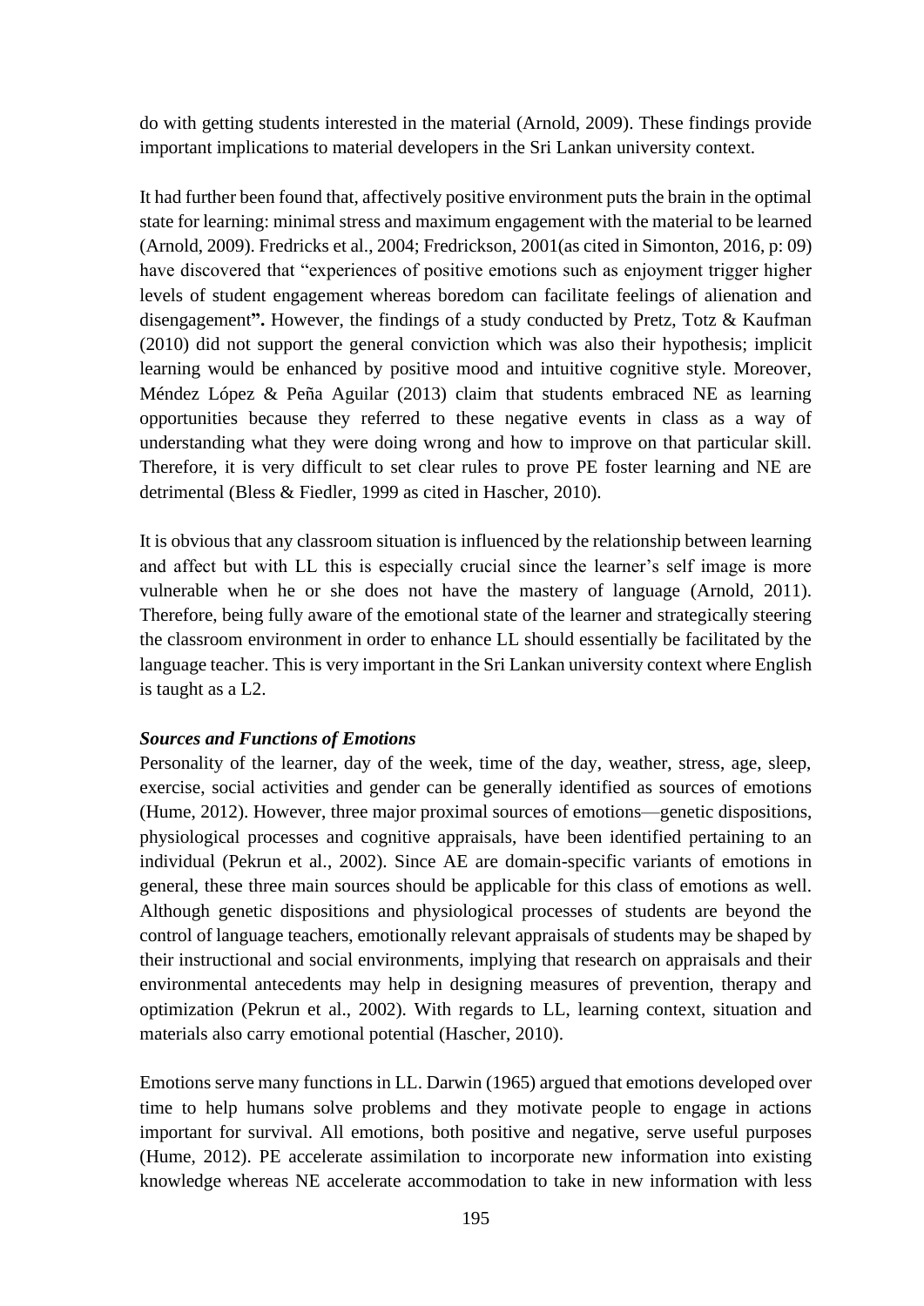do with getting students interested in the material (Arnold, 2009). These findings provide important implications to material developers in the Sri Lankan university context.

It had further been found that, affectively positive environment puts the brain in the optimal state for learning: minimal stress and maximum engagement with the material to be learned (Arnold, 2009). Fredricks et al., 2004; Fredrickson, 2001(as cited in Simonton, 2016, p: 09) have discovered that "experiences of positive emotions such as enjoyment trigger higher levels of student engagement whereas boredom can facilitate feelings of alienation and disengagement**".** However, the findings of a study conducted by Pretz, Totz & Kaufman (2010) did not support the general conviction which was also their hypothesis; implicit learning would be enhanced by positive mood and intuitive cognitive style. Moreover, Méndez López & Peña Aguilar (2013) claim that students embraced NE as learning opportunities because they referred to these negative events in class as a way of understanding what they were doing wrong and how to improve on that particular skill. Therefore, it is very difficult to set clear rules to prove PE foster learning and NE are detrimental (Bless & Fiedler, 1999 as cited in Hascher, 2010).

It is obvious that any classroom situation is influenced by the relationship between learning and affect but with LL this is especially crucial since the learner's self image is more vulnerable when he or she does not have the mastery of language (Arnold, 2011). Therefore, being fully aware of the emotional state of the learner and strategically steering the classroom environment in order to enhance LL should essentially be facilitated by the language teacher. This is very important in the Sri Lankan university context where English is taught as a L2.

***Sources and Functions of Emotions***

Personality of the learner, day of the week, time of the day, weather, stress, age, sleep, exercise, social activities and gender can be generally identified as sources of emotions (Hume, 2012). However, three major proximal sources of emotions—genetic dispositions, physiological processes and cognitive appraisals, have been identified pertaining to an individual (Pekrun et al., 2002). Since AE are domain-specific variants of emotions in general, these three main sources should be applicable for this class of emotions as well. Although genetic dispositions and physiological processes of students are beyond the control of language teachers, emotionally relevant appraisals of students may be shaped by their instructional and social environments, implying that research on appraisals and their environmental antecedents may help in designing measures of prevention, therapy and optimization (Pekrun et al., 2002). With regards to LL, learning context, situation and materials also carry emotional potential (Hascher, 2010).

Emotions serve many functions in LL. Darwin (1965) argued that emotions developed over time to help humans solve problems and they motivate people to engage in actions important for survival. All emotions, both positive and negative, serve useful purposes (Hume, 2012). PE accelerate assimilation to incorporate new information into existing knowledge whereas NE accelerate accommodation to take in new information with less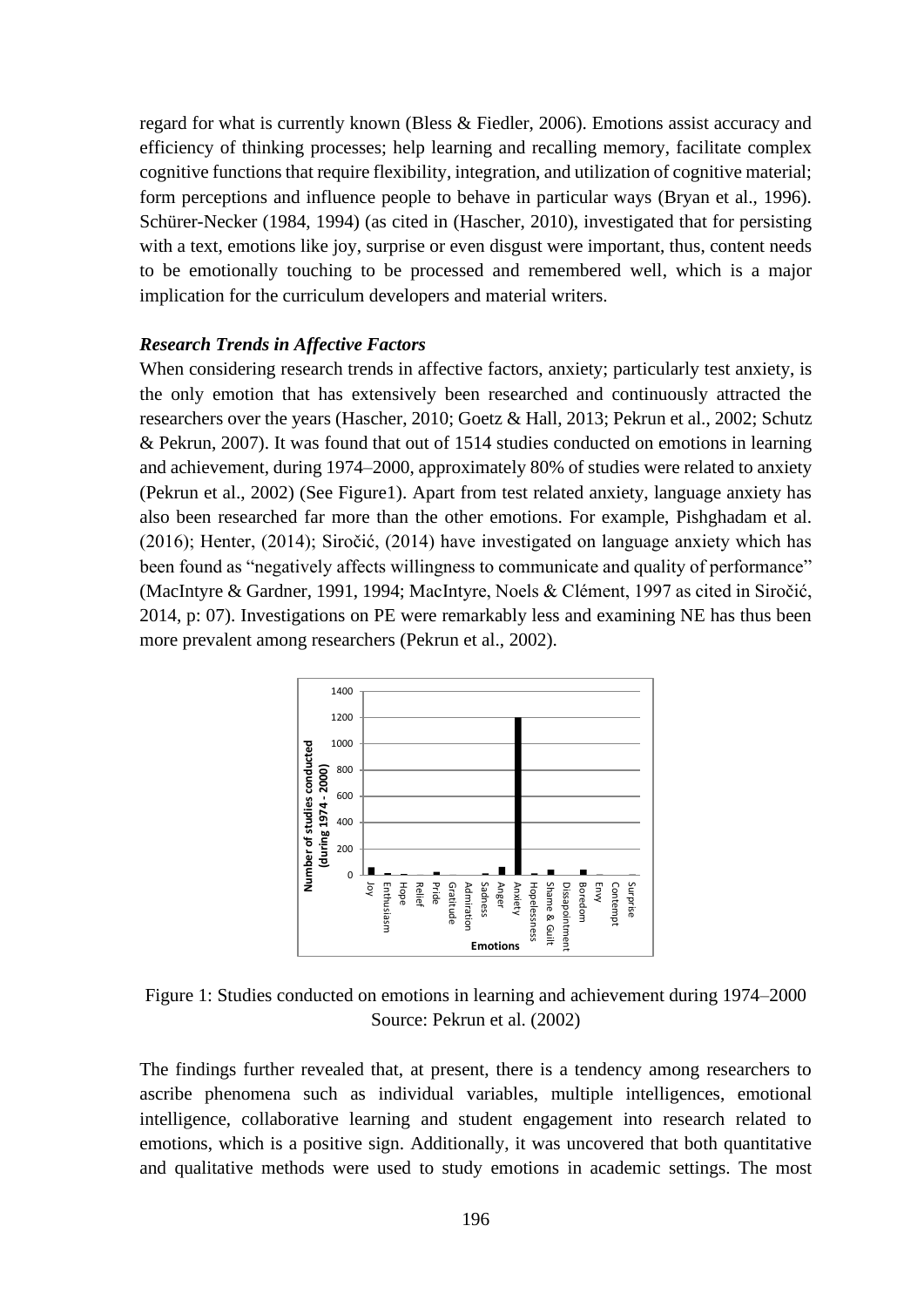regard for what is currently known (Bless & Fiedler, 2006). Emotions assist accuracy and efficiency of thinking processes; help learning and recalling memory, facilitate complex cognitive functions that require flexibility, integration, and utilization of cognitive material; form perceptions and influence people to behave in particular ways (Bryan et al., 1996). Schürer-Necker (1984, 1994) (as cited in (Hascher, 2010), investigated that for persisting with a text, emotions like joy, surprise or even disgust were important, thus, content needs to be emotionally touching to be processed and remembered well, which is a major implication for the curriculum developers and material writers.

***Research Trends in Affective Factors***

When considering research trends in affective factors, anxiety; particularly test anxiety, is the only emotion that has extensively been researched and continuously attracted the researchers over the years (Hascher, 2010; Goetz & Hall, 2013; Pekrun et al., 2002; Schutz & Pekrun, 2007). It was found that out of 1514 studies conducted on emotions in learning and achievement, during 1974–2000, approximately 80% of studies were related to anxiety (Pekrun et al., 2002) (See Figure1). Apart from test related anxiety, language anxiety has also been researched far more than the other emotions. For example, Pishghadam et al. (2016); Henter, (2014); Siročić, (2014) have investigated on language anxiety which has been found as "negatively affects willingness to communicate and quality of performance" (MacIntyre & Gardner, 1991, 1994; MacIntyre, Noels & Clément, 1997 as cited in Siročić, 2014, p: 07). Investigations on PE were remarkably less and examining NE has thus been more prevalent among researchers (Pekrun et al., 2002).

Figure 1: Studies conducted on emotions in learning and achievement during 1974–2000
Source: Pekrun et al. (2002)

The findings further revealed that, at present, there is a tendency among researchers to ascribe phenomena such as individual variables, multiple intelligences, emotional intelligence, collaborative learning and student engagement into research related to emotions, which is a positive sign. Additionally, it was uncovered that both quantitative and qualitative methods were used to study emotions in academic settings. The most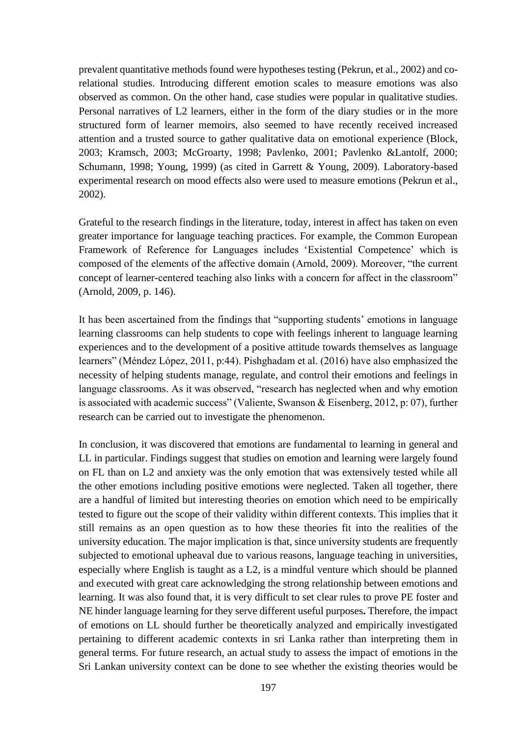prevalent quantitative methods found were hypotheses testing (Pekrun, et al., 2002) and co-relational studies. Introducing different emotion scales to measure emotions was also observed as common. On the other hand, case studies were popular in qualitative studies. Personal narratives of L2 learners, either in the form of the diary studies or in the more structured form of learner memoirs, also seemed to have recently received increased attention and a trusted source to gather qualitative data on emotional experience (Block, 2003; Kramsch, 2003; McGroarty, 1998; Pavlenko, 2001; Pavlenko &Lantolf, 2000; Schumann, 1998; Young, 1999) (as cited in Garrett & Young, 2009). Laboratory-based experimental research on mood effects also were used to measure emotions (Pekrun et al., 2002).

Grateful to the research findings in the literature, today, interest in affect has taken on even greater importance for language teaching practices. For example, the Common European Framework of Reference for Languages includes 'Existential Competence' which is composed of the elements of the affective domain (Arnold, 2009). Moreover, "the current concept of learner-centered teaching also links with a concern for affect in the classroom" (Arnold, 2009, p. 146).

It has been ascertained from the findings that "supporting students' emotions in language learning classrooms can help students to cope with feelings inherent to language learning experiences and to the development of a positive attitude towards themselves as language learners" (Méndez López, 2011, p:44). Pishghadam et al. (2016) have also emphasized the necessity of helping students manage, regulate, and control their emotions and feelings in language classrooms. As it was observed, "research has neglected when and why emotion is associated with academic success" (Valiente, Swanson & Eisenberg, 2012, p: 07), further research can be carried out to investigate the phenomenon.

In conclusion, it was discovered that emotions are fundamental to learning in general and LL in particular. Findings suggest that studies on emotion and learning were largely found on FL than on L2 and anxiety was the only emotion that was extensively tested while all the other emotions including positive emotions were neglected. Taken all together, there are a handful of limited but interesting theories on emotion which need to be empirically tested to figure out the scope of their validity within different contexts. This implies that it still remains as an open question as to how these theories fit into the realities of the university education. The major implication is that, since university students are frequently subjected to emotional upheaval due to various reasons, language teaching in universities, especially where English is taught as a L2, is a mindful venture which should be planned and executed with great care acknowledging the strong relationship between emotions and learning. It was also found that, it is very difficult to set clear rules to prove PE foster and NE hinder language learning for they serve different useful purposes**.** Therefore, the impact of emotions on LL should further be theoretically analyzed and empirically investigated pertaining to different academic contexts in sri Lanka rather than interpreting them in general terms. For future research, an actual study to assess the impact of emotions in the Sri Lankan university context can be done to see whether the existing theories would be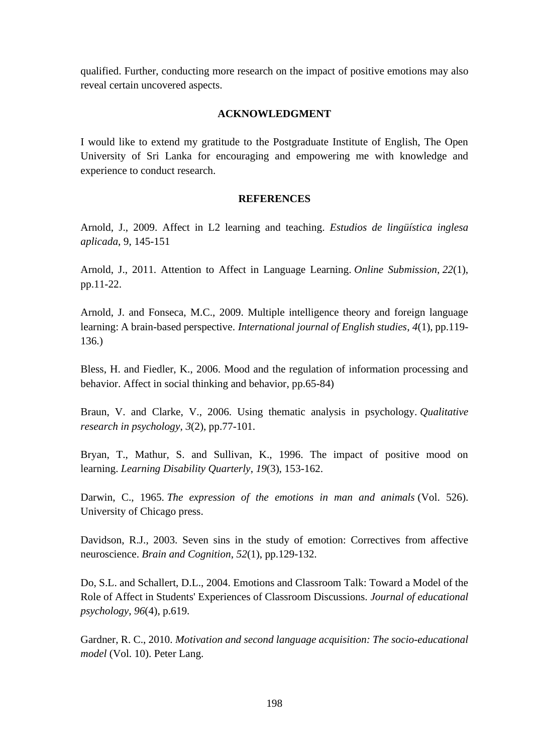qualified. Further, conducting more research on the impact of positive emotions may also reveal certain uncovered aspects.

## ACKNOWLEDGMENT

I would like to extend my gratitude to the Postgraduate Institute of English, The Open University of Sri Lanka for encouraging and empowering me with knowledge and experience to conduct research.

## REFERENCES

Arnold, J., 2009. Affect in L2 learning and teaching. *Estudios de lingüística inglesa aplicada*, 9, 145-151

Arnold, J., 2011. Attention to Affect in Language Learning. *Online Submission*, *22*(1), pp.11-22.

Arnold, J. and Fonseca, M.C., 2009. Multiple intelligence theory and foreign language learning: A brain-based perspective. *International journal of English studies*, *4*(1), pp.119-136.)

Bless, H. and Fiedler, K., 2006. Mood and the regulation of information processing and behavior. Affect in social thinking and behavior, pp.65-84)

Braun, V. and Clarke, V., 2006. Using thematic analysis in psychology. *Qualitative research in psychology*, *3*(2), pp.77-101.

Bryan, T., Mathur, S. and Sullivan, K., 1996. The impact of positive mood on learning. *Learning Disability Quarterly*, *19*(3), 153-162.

Darwin, C., 1965. *The expression of the emotions in man and animals* (Vol. 526). University of Chicago press.

Davidson, R.J., 2003. Seven sins in the study of emotion: Correctives from affective neuroscience. *Brain and Cognition*, *52*(1), pp.129-132.

Do, S.L. and Schallert, D.L., 2004. Emotions and Classroom Talk: Toward a Model of the Role of Affect in Students' Experiences of Classroom Discussions. *Journal of educational psychology*, *96*(4), p.619.

Gardner, R. C., 2010. *Motivation and second language acquisition: The socio-educational model* (Vol. 10). Peter Lang.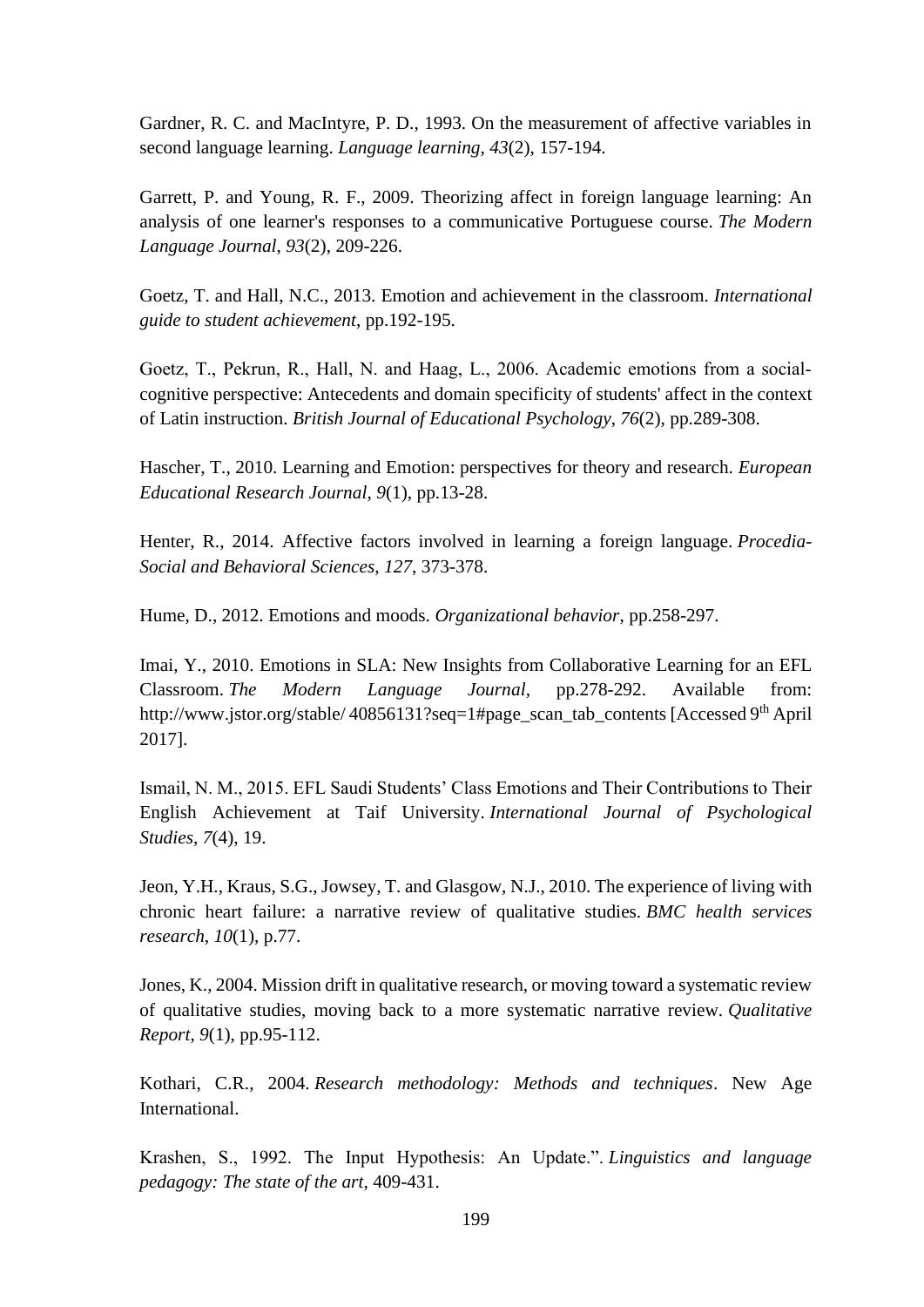Gardner, R. C. and MacIntyre, P. D., 1993. On the measurement of affective variables in second language learning. *Language learning*, *43*(2), 157-194.

Garrett, P. and Young, R. F., 2009. Theorizing affect in foreign language learning: An analysis of one learner's responses to a communicative Portuguese course. *The Modern Language Journal*, *93*(2), 209-226.

Goetz, T. and Hall, N.C., 2013. Emotion and achievement in the classroom. *International guide to student achievement*, pp.192-195.

Goetz, T., Pekrun, R., Hall, N. and Haag, L., 2006. Academic emotions from a social-cognitive perspective: Antecedents and domain specificity of students' affect in the context of Latin instruction. *British Journal of Educational Psychology*, *76*(2), pp.289-308.

Hascher, T., 2010. Learning and Emotion: perspectives for theory and research. *European Educational Research Journal*, *9*(1), pp.13-28.

Henter, R., 2014. Affective factors involved in learning a foreign language. *Procedia-Social and Behavioral Sciences*, *127*, 373-378.

Hume, D., 2012. Emotions and moods. *Organizational behavior*, pp.258-297.

Imai, Y., 2010. Emotions in SLA: New Insights from Collaborative Learning for an EFL Classroom. *The Modern Language Journal*, pp.278-292. Available from: http://www.jstor.org/stable/ 40856131?seq=1#page_scan_tab_contents [Accessed 9th April 2017].

Ismail, N. M., 2015. EFL Saudi Students' Class Emotions and Their Contributions to Their English Achievement at Taif University. *International Journal of Psychological Studies*, *7*(4), 19.

Jeon, Y.H., Kraus, S.G., Jowsey, T. and Glasgow, N.J., 2010. The experience of living with chronic heart failure: a narrative review of qualitative studies. *BMC health services research*, *10*(1), p.77.

Jones, K., 2004. Mission drift in qualitative research, or moving toward a systematic review of qualitative studies, moving back to a more systematic narrative review. *Qualitative Report*, *9*(1), pp.95-112.

Kothari, C.R., 2004. *Research methodology: Methods and techniques*. New Age International.

Krashen, S., 1992. The Input Hypothesis: An Update.". *Linguistics and language pedagogy: The state of the art*, 409-431.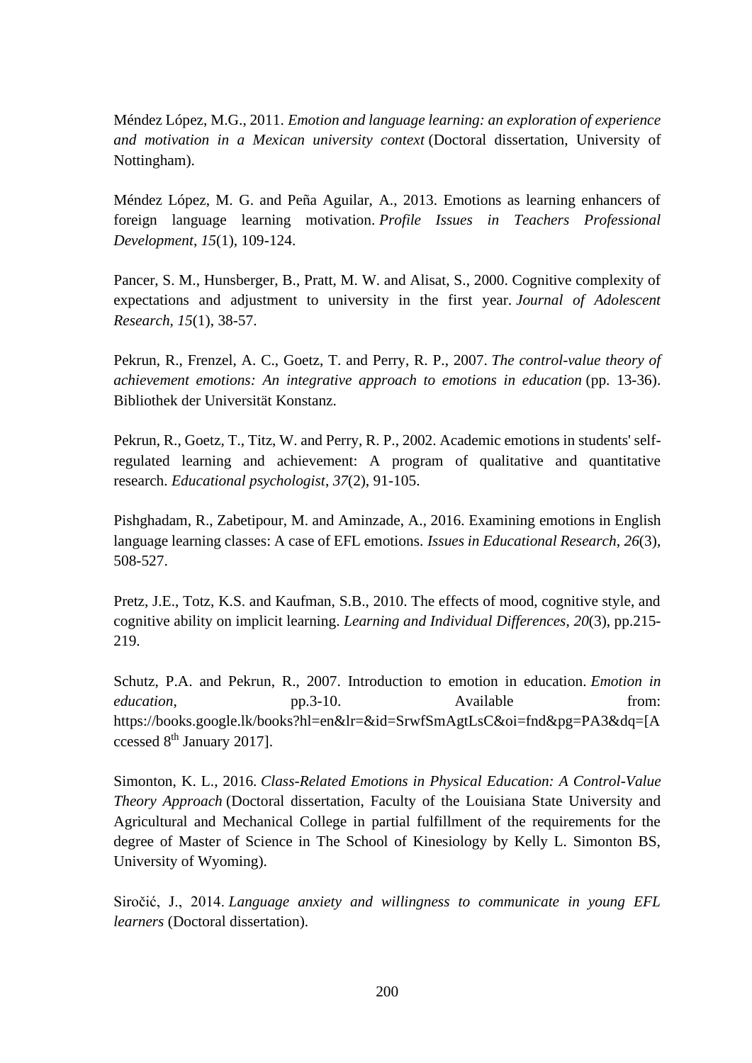Méndez López, M.G., 2011. *Emotion and language learning: an exploration of experience and motivation in a Mexican university context* (Doctoral dissertation, University of Nottingham).

Méndez López, M. G. and Peña Aguilar, A., 2013. Emotions as learning enhancers of foreign language learning motivation. *Profile Issues in Teachers Professional Development*, *15*(1), 109-124.

Pancer, S. M., Hunsberger, B., Pratt, M. W. and Alisat, S., 2000. Cognitive complexity of expectations and adjustment to university in the first year. *Journal of Adolescent Research*, *15*(1), 38-57.

Pekrun, R., Frenzel, A. C., Goetz, T. and Perry, R. P., 2007. *The control-value theory of achievement emotions: An integrative approach to emotions in education* (pp. 13-36). Bibliothek der Universität Konstanz.

Pekrun, R., Goetz, T., Titz, W. and Perry, R. P., 2002. Academic emotions in students' self-regulated learning and achievement: A program of qualitative and quantitative research. *Educational psychologist*, *37*(2), 91-105.

Pishghadam, R., Zabetipour, M. and Aminzade, A., 2016. Examining emotions in English language learning classes: A case of EFL emotions. *Issues in Educational Research*, *26*(3), 508-527.

Pretz, J.E., Totz, K.S. and Kaufman, S.B., 2010. The effects of mood, cognitive style, and cognitive ability on implicit learning. *Learning and Individual Differences*, *20*(3), pp.215-219.

Schutz, P.A. and Pekrun, R., 2007. Introduction to emotion in education. *Emotion in education*, pp.3-10. Available from: https://books.google.lk/books?hl=en&lr=&id=SrwfSmAgtLsC&oi=fnd&pg=PA3&dq=[Accessed 8th January 2017].

Simonton, K. L., 2016. *Class-Related Emotions in Physical Education: A Control-Value Theory Approach* (Doctoral dissertation, Faculty of the Louisiana State University and Agricultural and Mechanical College in partial fulfillment of the requirements for the degree of Master of Science in The School of Kinesiology by Kelly L. Simonton BS, University of Wyoming).

Siročić, J., 2014. *Language anxiety and willingness to communicate in young EFL learners* (Doctoral dissertation).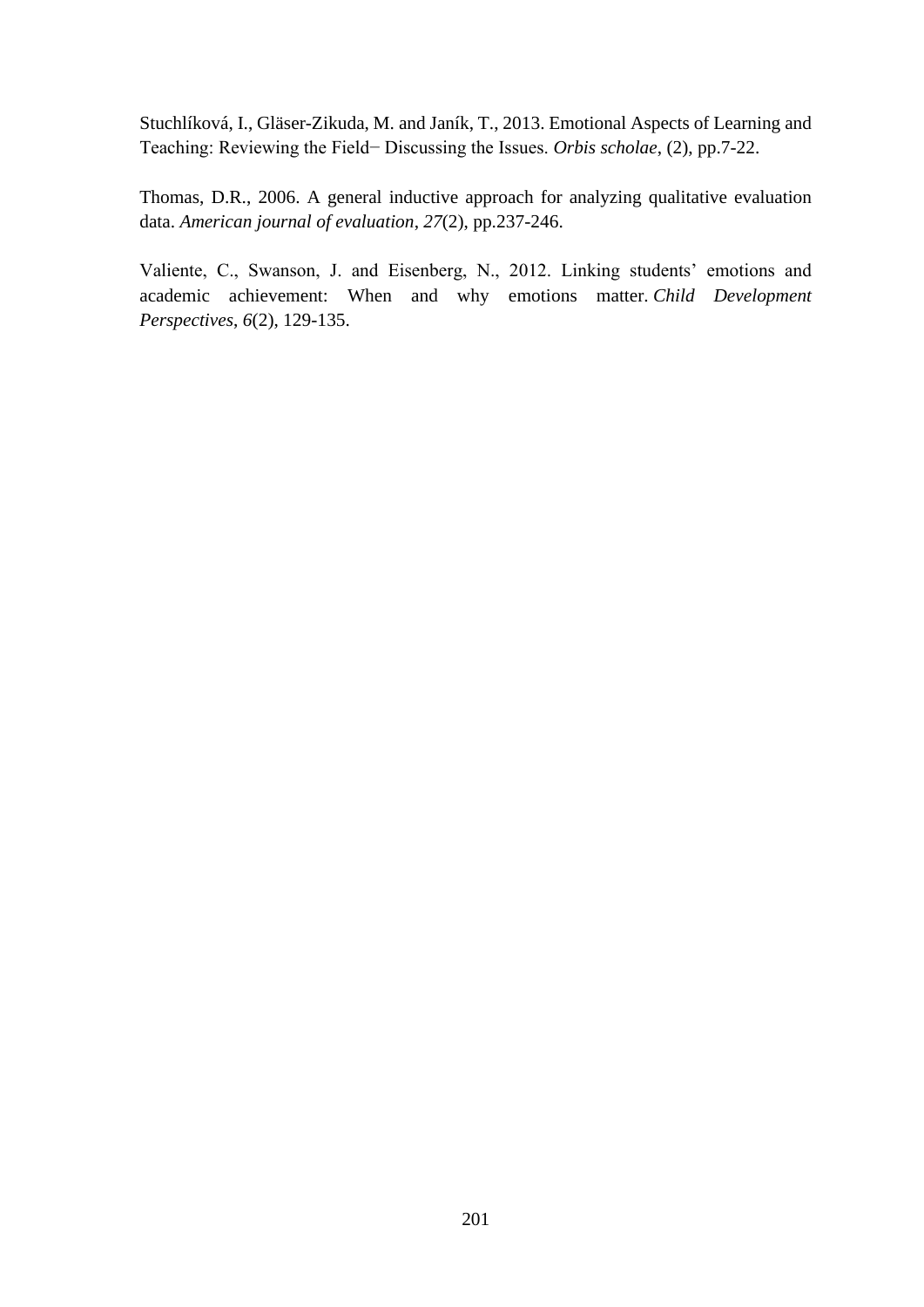Stuchlíková, I., Gläser-Zikuda, M. and Janík, T., 2013. Emotional Aspects of Learning and Teaching: Reviewing the Field− Discussing the Issues. *Orbis scholae*, (2), pp.7-22.

Thomas, D.R., 2006. A general inductive approach for analyzing qualitative evaluation data. *American journal of evaluation*, *27*(2), pp.237-246.

Valiente, C., Swanson, J. and Eisenberg, N., 2012. Linking students' emotions and academic achievement: When and why emotions matter. *Child Development Perspectives*, *6*(2), 129-135.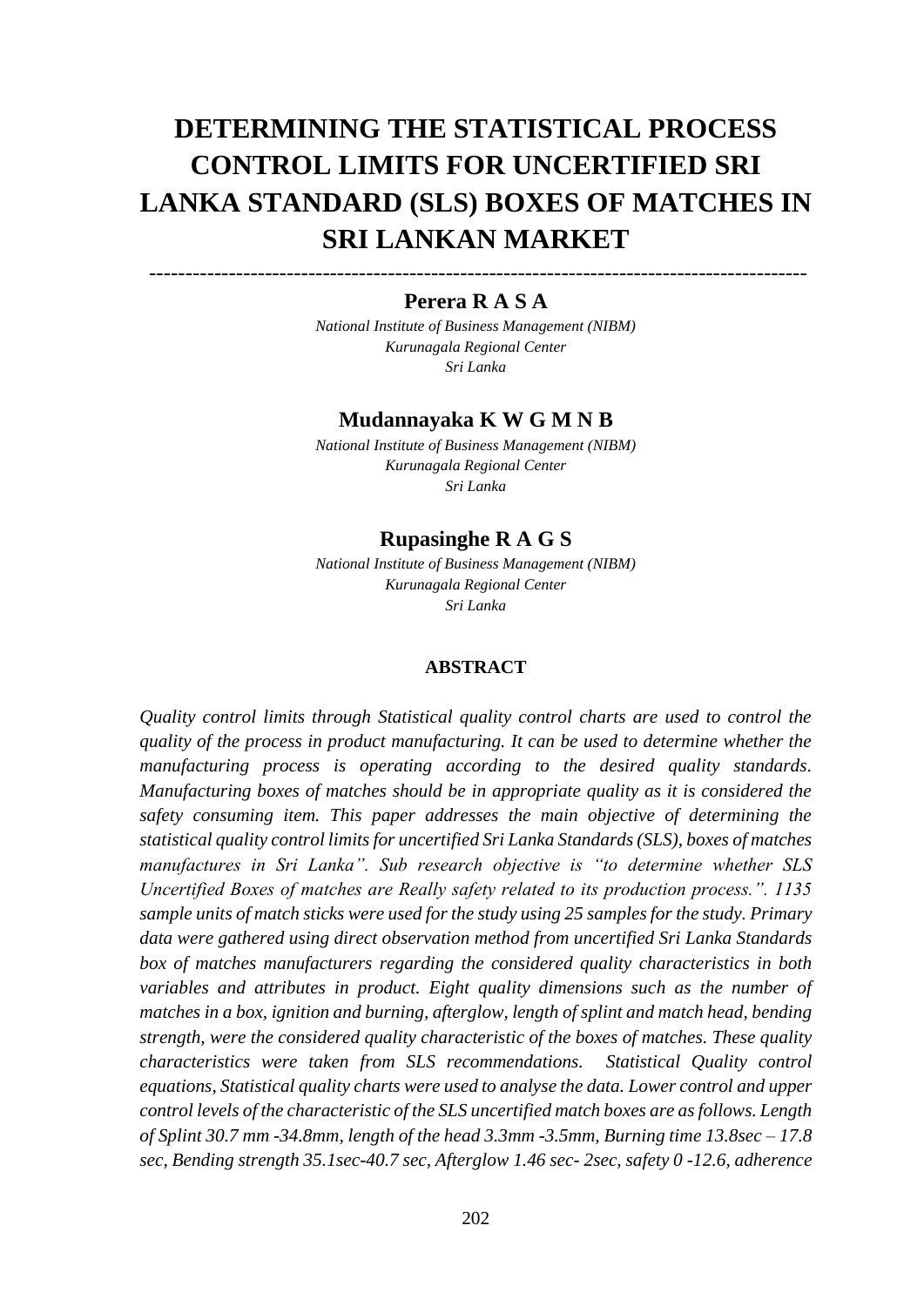# DETERMINING THE STATISTICAL PROCESS CONTROL LIMITS FOR UNCERTIFIED SRI LANKA STANDARD (SLS) BOXES OF MATCHES IN SRI LANKAN MARKET

---

**Perera R A S A**

*National Institute of Business Management (NIBM)*
*Kurunagala Regional Center*
*Sri Lanka*

**Mudannayaka K W G M N B**

*National Institute of Business Management (NIBM)*
*Kurunagala Regional Center*
*Sri Lanka*

**Rupasinghe R A G S**

*National Institute of Business Management (NIBM)*
*Kurunagala Regional Center*
*Sri Lanka*

**ABSTRACT**

*Quality control limits through Statistical quality control charts are used to control the quality of the process in product manufacturing. It can be used to determine whether the manufacturing process is operating according to the desired quality standards. Manufacturing boxes of matches should be in appropriate quality as it is considered the safety consuming item. This paper addresses the main objective of determining the statistical quality control limits for uncertified Sri Lanka Standards (SLS), boxes of matches manufactures in Sri Lanka". Sub research objective is "to determine whether SLS Uncertified Boxes of matches are Really safety related to its production process.". 1135 sample units of match sticks were used for the study using 25 samples for the study. Primary data were gathered using direct observation method from uncertified Sri Lanka Standards box of matches manufacturers regarding the considered quality characteristics in both variables and attributes in product. Eight quality dimensions such as the number of matches in a box, ignition and burning, afterglow, length of splint and match head, bending strength, were the considered quality characteristic of the boxes of matches. These quality characteristics were taken from SLS recommendations. Statistical Quality control equations, Statistical quality charts were used to analyse the data. Lower control and upper control levels of the characteristic of the SLS uncertified match boxes are as follows. Length of Splint 30.7 mm -34.8mm, length of the head 3.3mm -3.5mm, Burning time 13.8sec – 17.8 sec, Bending strength 35.1sec-40.7 sec, Afterglow 1.46 sec- 2sec, safety 0 -12.6, adherence*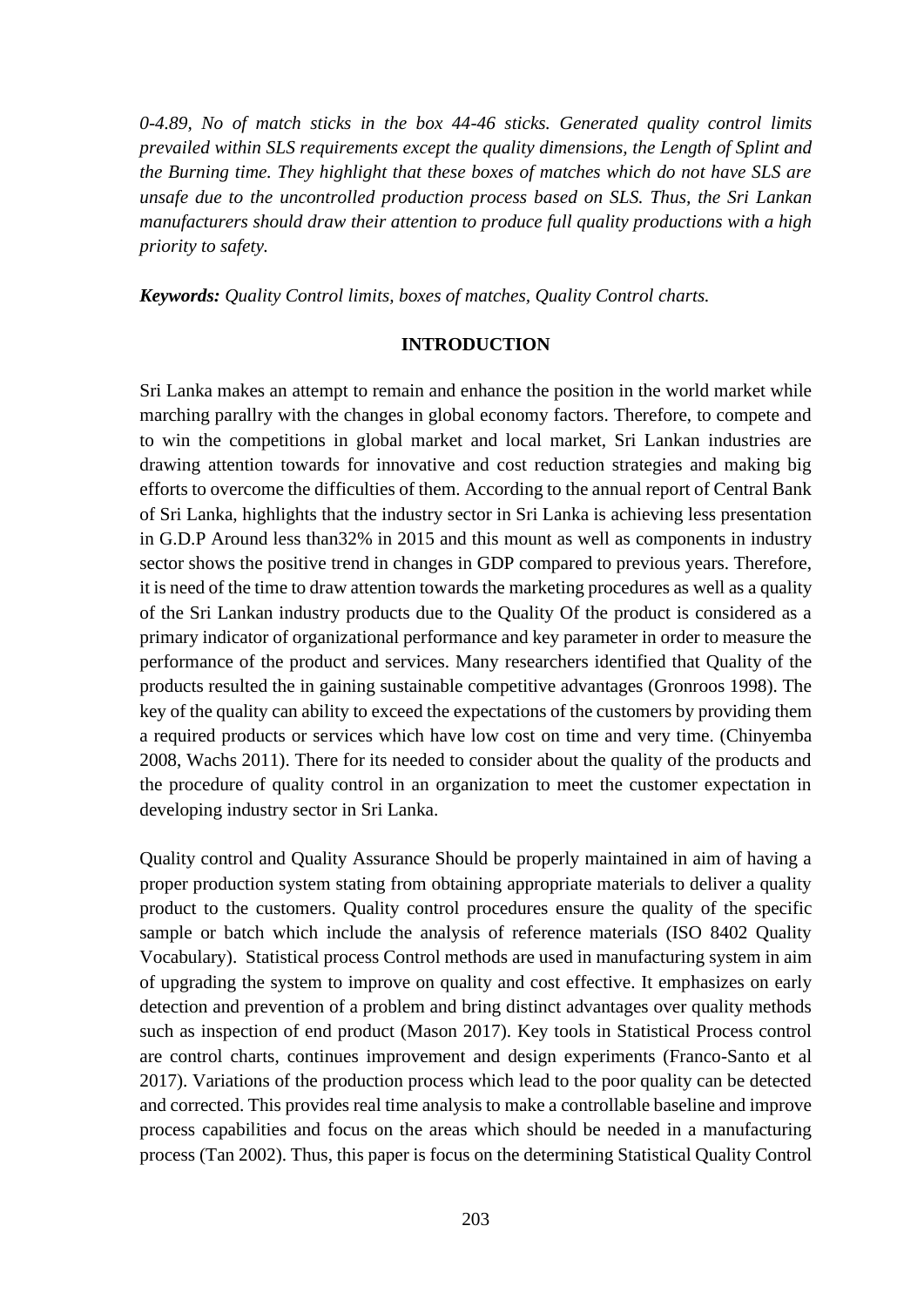*0-4.89, No of match sticks in the box 44-46 sticks. Generated quality control limits prevailed within SLS requirements except the quality dimensions, the Length of Splint and the Burning time. They highlight that these boxes of matches which do not have SLS are unsafe due to the uncontrolled production process based on SLS. Thus, the Sri Lankan manufacturers should draw their attention to produce full quality productions with a high priority to safety.*

***Keywords:*** *Quality Control limits, boxes of matches, Quality Control charts.*

## INTRODUCTION

Sri Lanka makes an attempt to remain and enhance the position in the world market while marching parallry with the changes in global economy factors. Therefore, to compete and to win the competitions in global market and local market, Sri Lankan industries are drawing attention towards for innovative and cost reduction strategies and making big efforts to overcome the difficulties of them. According to the annual report of Central Bank of Sri Lanka, highlights that the industry sector in Sri Lanka is achieving less presentation in G.D.P Around less than32% in 2015 and this mount as well as components in industry sector shows the positive trend in changes in GDP compared to previous years. Therefore, it is need of the time to draw attention towards the marketing procedures as well as a quality of the Sri Lankan industry products due to the Quality Of the product is considered as a primary indicator of organizational performance and key parameter in order to measure the performance of the product and services. Many researchers identified that Quality of the products resulted the in gaining sustainable competitive advantages (Gronroos 1998). The key of the quality can ability to exceed the expectations of the customers by providing them a required products or services which have low cost on time and very time. (Chinyemba 2008, Wachs 2011). There for its needed to consider about the quality of the products and the procedure of quality control in an organization to meet the customer expectation in developing industry sector in Sri Lanka.

Quality control and Quality Assurance Should be properly maintained in aim of having a proper production system stating from obtaining appropriate materials to deliver a quality product to the customers. Quality control procedures ensure the quality of the specific sample or batch which include the analysis of reference materials (ISO 8402 Quality Vocabulary). Statistical process Control methods are used in manufacturing system in aim of upgrading the system to improve on quality and cost effective. It emphasizes on early detection and prevention of a problem and bring distinct advantages over quality methods such as inspection of end product (Mason 2017). Key tools in Statistical Process control are control charts, continues improvement and design experiments (Franco-Santo et al 2017). Variations of the production process which lead to the poor quality can be detected and corrected. This provides real time analysis to make a controllable baseline and improve process capabilities and focus on the areas which should be needed in a manufacturing process (Tan 2002). Thus, this paper is focus on the determining Statistical Quality Control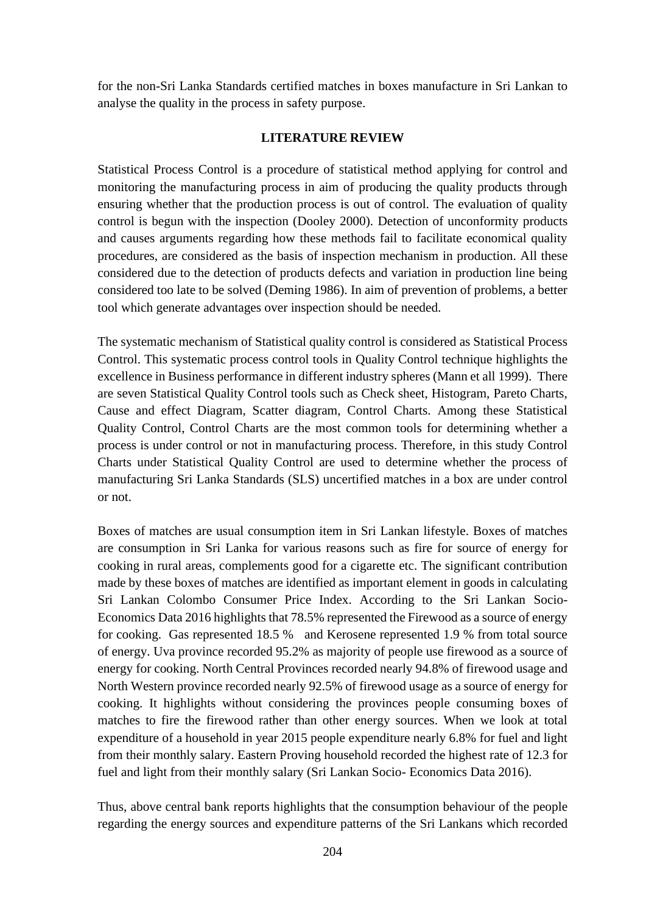for the non-Sri Lanka Standards certified matches in boxes manufacture in Sri Lankan to analyse the quality in the process in safety purpose.

## LITERATURE REVIEW

Statistical Process Control is a procedure of statistical method applying for control and monitoring the manufacturing process in aim of producing the quality products through ensuring whether that the production process is out of control. The evaluation of quality control is begun with the inspection (Dooley 2000). Detection of unconformity products and causes arguments regarding how these methods fail to facilitate economical quality procedures, are considered as the basis of inspection mechanism in production. All these considered due to the detection of products defects and variation in production line being considered too late to be solved (Deming 1986). In aim of prevention of problems, a better tool which generate advantages over inspection should be needed.

The systematic mechanism of Statistical quality control is considered as Statistical Process Control. This systematic process control tools in Quality Control technique highlights the excellence in Business performance in different industry spheres (Mann et all 1999). There are seven Statistical Quality Control tools such as Check sheet, Histogram, Pareto Charts, Cause and effect Diagram, Scatter diagram, Control Charts. Among these Statistical Quality Control, Control Charts are the most common tools for determining whether a process is under control or not in manufacturing process. Therefore, in this study Control Charts under Statistical Quality Control are used to determine whether the process of manufacturing Sri Lanka Standards (SLS) uncertified matches in a box are under control or not.

Boxes of matches are usual consumption item in Sri Lankan lifestyle. Boxes of matches are consumption in Sri Lanka for various reasons such as fire for source of energy for cooking in rural areas, complements good for a cigarette etc. The significant contribution made by these boxes of matches are identified as important element in goods in calculating Sri Lankan Colombo Consumer Price Index. According to the Sri Lankan Socio-Economics Data 2016 highlights that 78.5% represented the Firewood as a source of energy for cooking. Gas represented 18.5 % and Kerosene represented 1.9 % from total source of energy. Uva province recorded 95.2% as majority of people use firewood as a source of energy for cooking. North Central Provinces recorded nearly 94.8% of firewood usage and North Western province recorded nearly 92.5% of firewood usage as a source of energy for cooking. It highlights without considering the provinces people consuming boxes of matches to fire the firewood rather than other energy sources. When we look at total expenditure of a household in year 2015 people expenditure nearly 6.8% for fuel and light from their monthly salary. Eastern Proving household recorded the highest rate of 12.3 for fuel and light from their monthly salary (Sri Lankan Socio- Economics Data 2016).

Thus, above central bank reports highlights that the consumption behaviour of the people regarding the energy sources and expenditure patterns of the Sri Lankans which recorded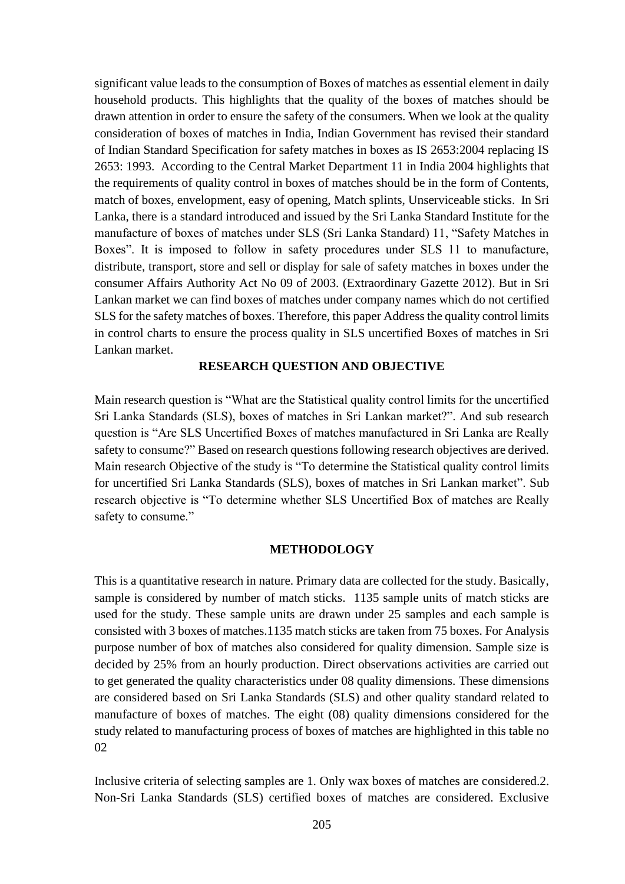significant value leads to the consumption of Boxes of matches as essential element in daily household products. This highlights that the quality of the boxes of matches should be drawn attention in order to ensure the safety of the consumers. When we look at the quality consideration of boxes of matches in India, Indian Government has revised their standard of Indian Standard Specification for safety matches in boxes as IS 2653:2004 replacing IS 2653: 1993. According to the Central Market Department 11 in India 2004 highlights that the requirements of quality control in boxes of matches should be in the form of Contents, match of boxes, envelopment, easy of opening, Match splints, Unserviceable sticks. In Sri Lanka, there is a standard introduced and issued by the Sri Lanka Standard Institute for the manufacture of boxes of matches under SLS (Sri Lanka Standard) 11, "Safety Matches in Boxes". It is imposed to follow in safety procedures under SLS 11 to manufacture, distribute, transport, store and sell or display for sale of safety matches in boxes under the consumer Affairs Authority Act No 09 of 2003. (Extraordinary Gazette 2012). But in Sri Lankan market we can find boxes of matches under company names which do not certified SLS for the safety matches of boxes. Therefore, this paper Address the quality control limits in control charts to ensure the process quality in SLS uncertified Boxes of matches in Sri Lankan market.

## RESEARCH QUESTION AND OBJECTIVE

Main research question is "What are the Statistical quality control limits for the uncertified Sri Lanka Standards (SLS), boxes of matches in Sri Lankan market?". And sub research question is "Are SLS Uncertified Boxes of matches manufactured in Sri Lanka are Really safety to consume?" Based on research questions following research objectives are derived. Main research Objective of the study is "To determine the Statistical quality control limits for uncertified Sri Lanka Standards (SLS), boxes of matches in Sri Lankan market". Sub research objective is "To determine whether SLS Uncertified Box of matches are Really safety to consume."

## METHODOLOGY

This is a quantitative research in nature. Primary data are collected for the study. Basically, sample is considered by number of match sticks. 1135 sample units of match sticks are used for the study. These sample units are drawn under 25 samples and each sample is consisted with 3 boxes of matches.1135 match sticks are taken from 75 boxes. For Analysis purpose number of box of matches also considered for quality dimension. Sample size is decided by 25% from an hourly production. Direct observations activities are carried out to get generated the quality characteristics under 08 quality dimensions. These dimensions are considered based on Sri Lanka Standards (SLS) and other quality standard related to manufacture of boxes of matches. The eight (08) quality dimensions considered for the study related to manufacturing process of boxes of matches are highlighted in this table no 02

Inclusive criteria of selecting samples are 1. Only wax boxes of matches are considered.2. Non-Sri Lanka Standards (SLS) certified boxes of matches are considered. Exclusive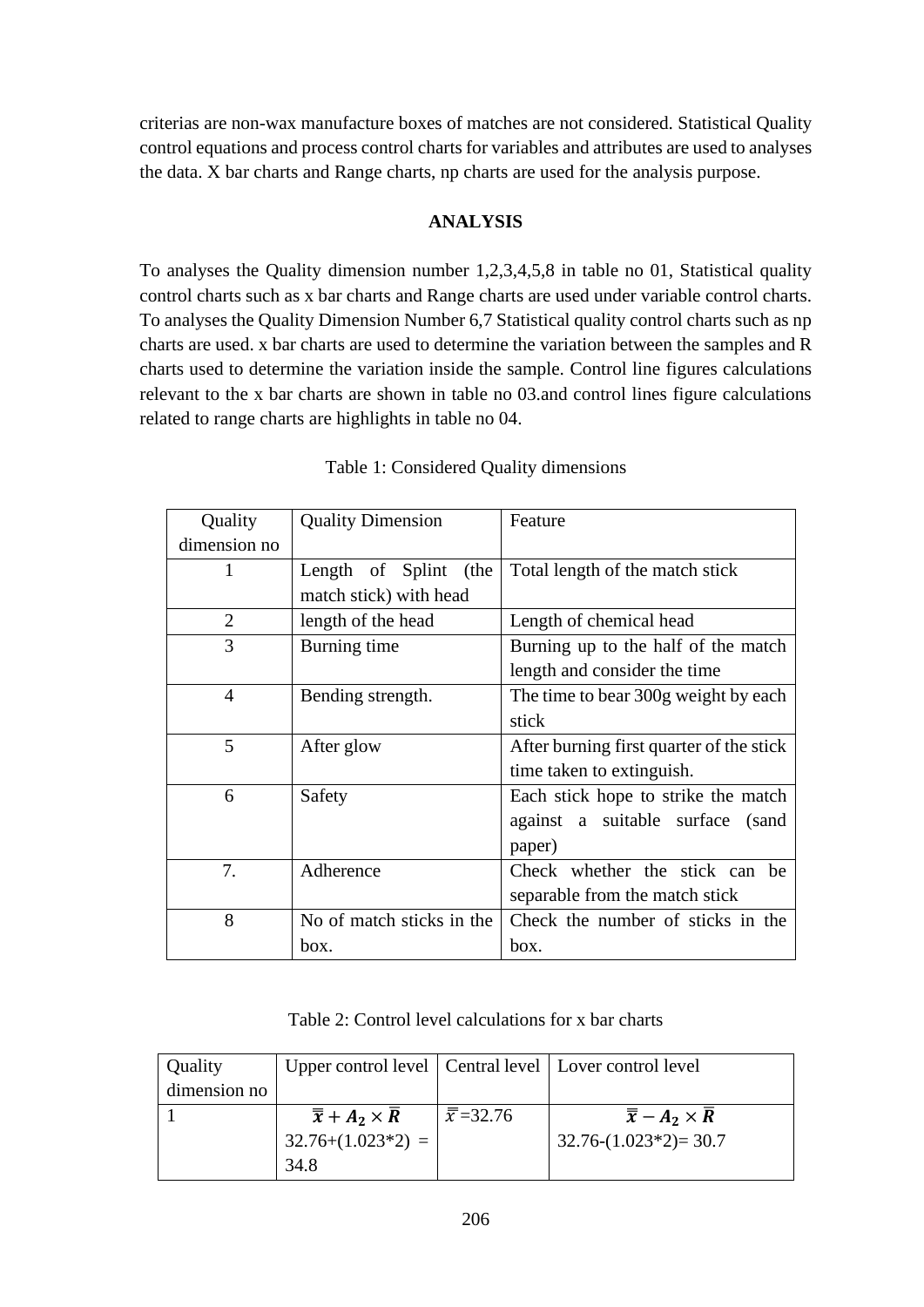criterias are non-wax manufacture boxes of matches are not considered. Statistical Quality control equations and process control charts for variables and attributes are used to analyses the data. X bar charts and Range charts, np charts are used for the analysis purpose.

## ANALYSIS

To analyses the Quality dimension number 1,2,3,4,5,8 in table no 01, Statistical quality control charts such as x bar charts and Range charts are used under variable control charts. To analyses the Quality Dimension Number 6,7 Statistical quality control charts such as np charts are used. x bar charts are used to determine the variation between the samples and R charts used to determine the variation inside the sample. Control line figures calculations relevant to the x bar charts are shown in table no 03.and control lines figure calculations related to range charts are highlights in table no 04.

Table 1: Considered Quality dimensions

| Quality dimension no | Quality Dimension | Feature |
|---|---|---|
| 1 | Length of Splint (the match stick) with head | Total length of the match stick |
| 2 | length of the head | Length of chemical head |
| 3 | Burning time | Burning up to the half of the match length and consider the time |
| 4 | Bending strength. | The time to bear 300g weight by each stick |
| 5 | After glow | After burning first quarter of the stick time taken to extinguish. |
| 6 | Safety | Each stick hope to strike the match against a suitable surface (sand paper) |
| 7. | Adherence | Check whether the stick can be separable from the match stick |
| 8 | No of match sticks in the box. | Check the number of sticks in the box. |

Table 2: Control level calculations for x bar charts

| Quality dimension no | Upper control level | Central level | Lover control level |
|---|---|---|---|
| 1 | $\bar{\bar{x}} + A_2 \times \bar{R}$ 32.76+(1.023*2) = 34.8 | $\bar{\bar{x}}$=32.76 | $\bar{\bar{x}} - A_2 \times \bar{R}$ 32.76-(1.023*2)= 30.7 |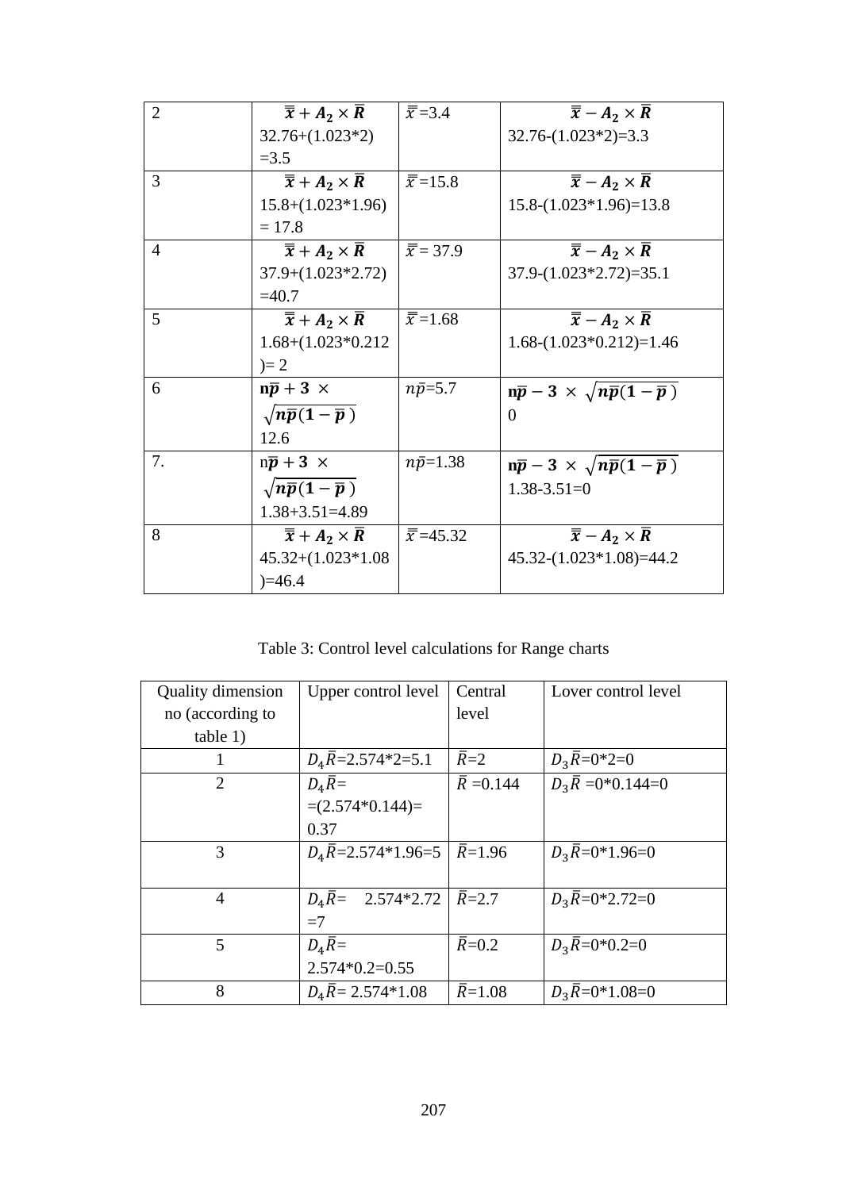| 2 | $\bar{\bar{x}} + A_2 \times \bar{R}$ 32.76+(1.023*2) =3.5 | $\bar{\bar{x}}$=3.4 | $\bar{\bar{x}} - A_2 \times \bar{R}$ 32.76-(1.023*2)=3.3 |
|---|---|---|---|
| 3 | $\bar{\bar{x}} + A_2 \times \bar{R}$ 15.8+(1.023*1.96) = 17.8 | $\bar{\bar{x}}$=15.8 | $\bar{\bar{x}} - A_2 \times \bar{R}$ 15.8-(1.023*1.96)=13.8 |
| 4 | $\bar{\bar{x}} + A_2 \times \bar{R}$ 37.9+(1.023*2.72) =40.7 | $\bar{\bar{x}}$= 37.9 | $\bar{\bar{x}} - A_2 \times \bar{R}$ 37.9-(1.023*2.72)=35.1 |
| 5 | $\bar{\bar{x}} + A_2 \times \bar{R}$ 1.68+(1.023*0.212 )= 2 | $\bar{\bar{x}}$=1.68 | $\bar{\bar{x}} - A_2 \times \bar{R}$ 1.68-(1.023*0.212)=1.46 |
| 6 | $n\bar{p} + 3 \times \sqrt{n\bar{p}(1-\bar{p})}$ 12.6 | $n\bar{p}$=5.7 | $n\bar{p} - 3 \times \sqrt{n\bar{p}(1-\bar{p})}$ 0 |
| 7. | $n\bar{p} + 3 \times \sqrt{n\bar{p}(1-\bar{p})}$ 1.38+3.51=4.89 | $n\bar{p}$=1.38 | $n\bar{p} - 3 \times \sqrt{n\bar{p}(1-\bar{p})}$ 1.38-3.51=0 |
| 8 | $\bar{\bar{x}} + A_2 \times \bar{R}$ 45.32+(1.023*1.08 )=46.4 | $\bar{\bar{x}}$=45.32 | $\bar{\bar{x}} - A_2 \times \bar{R}$ 45.32-(1.023*1.08)=44.2 |

Table 3: Control level calculations for Range charts

| Quality dimension no (according to table 1) | Upper control level | Central level | Lover control level |
|---|---|---|---|
| 1 | $D_4\bar{R}$=2.574*2=5.1 | $\bar{R}$=2 | $D_3\bar{R}$=0*2=0 |
| 2 | $D_4\bar{R}$= =(2.574*0.144)= 0.37 | $\bar{R}$ =0.144 | $D_3\bar{R}$ =0*0.144=0 |
| 3 | $D_4\bar{R}$=2.574*1.96=5 | $\bar{R}$=1.96 | $D_3\bar{R}$=0*1.96=0 |
| 4 | $D_4\bar{R}$= 2.574*2.72 =7 | $\bar{R}$=2.7 | $D_3\bar{R}$=0*2.72=0 |
| 5 | $D_4\bar{R}$= 2.574*0.2=0.55 | $\bar{R}$=0.2 | $D_3\bar{R}$=0*0.2=0 |
| 8 | $D_4\bar{R}$= 2.574*1.08 | $\bar{R}$=1.08 | $D_3\bar{R}$=0*1.08=0 |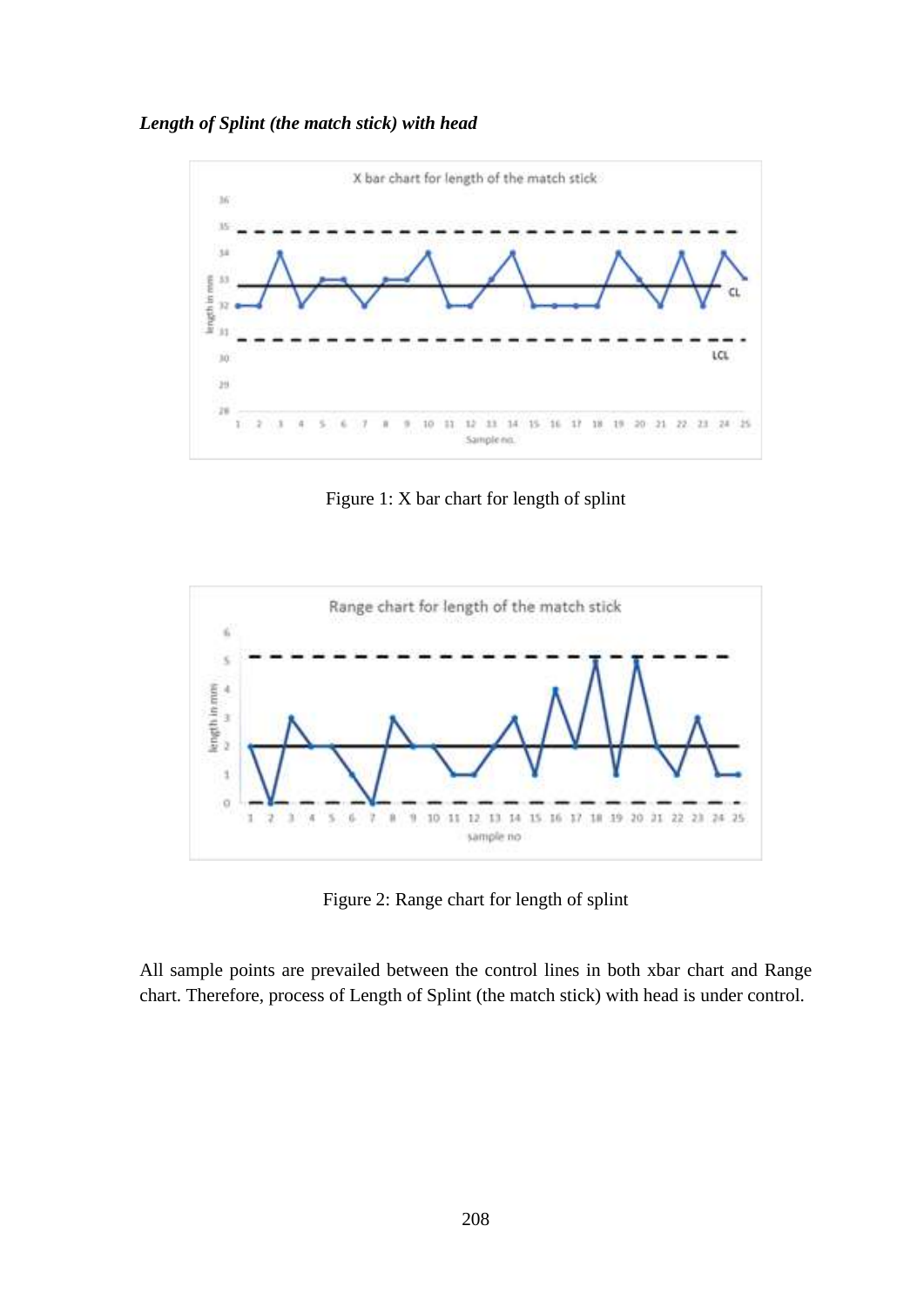***Length of Splint (the match stick) with head***

Figure 1: X bar chart for length of splint

Figure 2: Range chart for length of splint

All sample points are prevailed between the control lines in both xbar chart and Range chart. Therefore, process of Length of Splint (the match stick) with head is under control.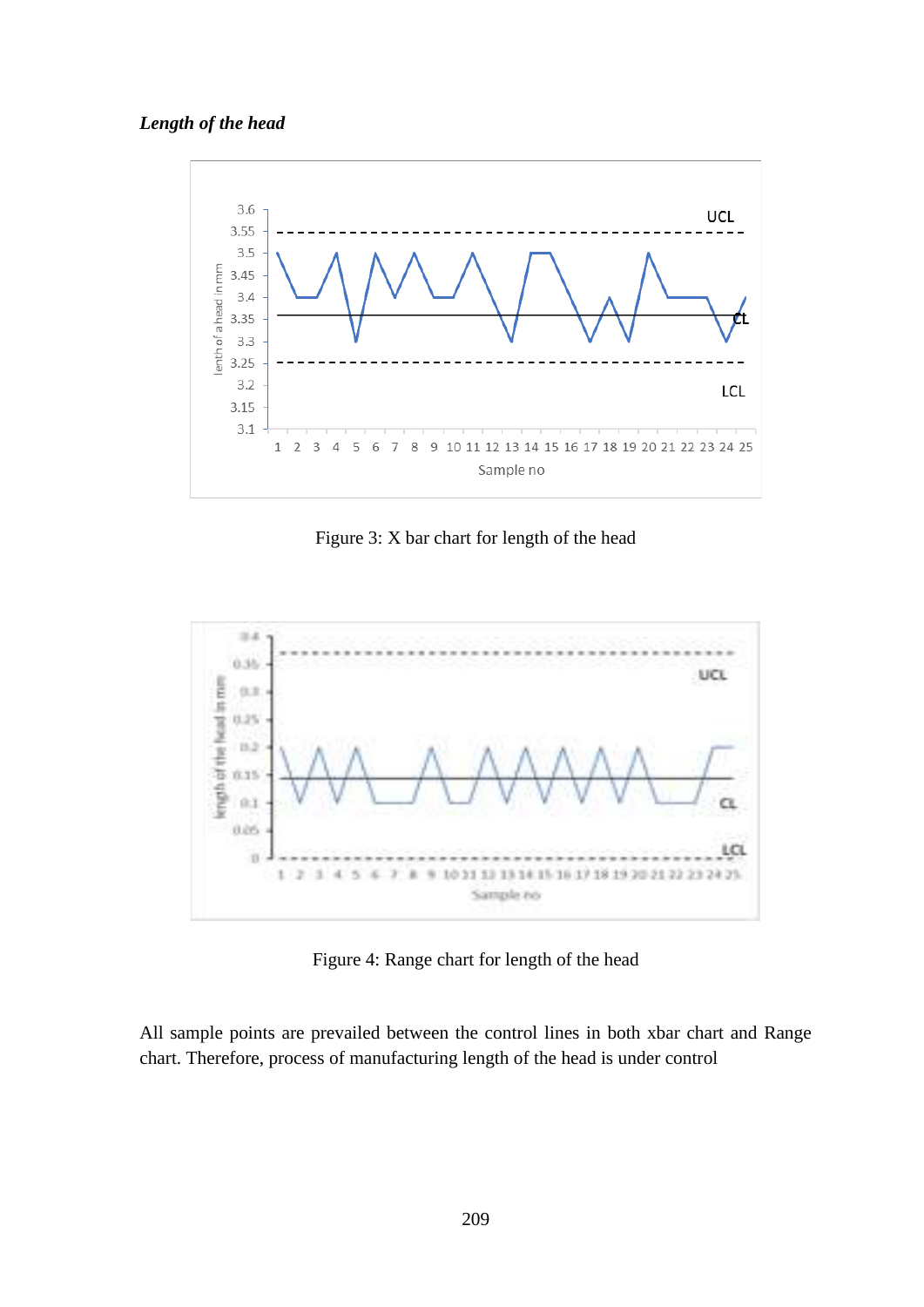*Length of the head*

Figure 3: X bar chart for length of the head

Figure 4: Range chart for length of the head

All sample points are prevailed between the control lines in both xbar chart and Range chart. Therefore, process of manufacturing length of the head is under control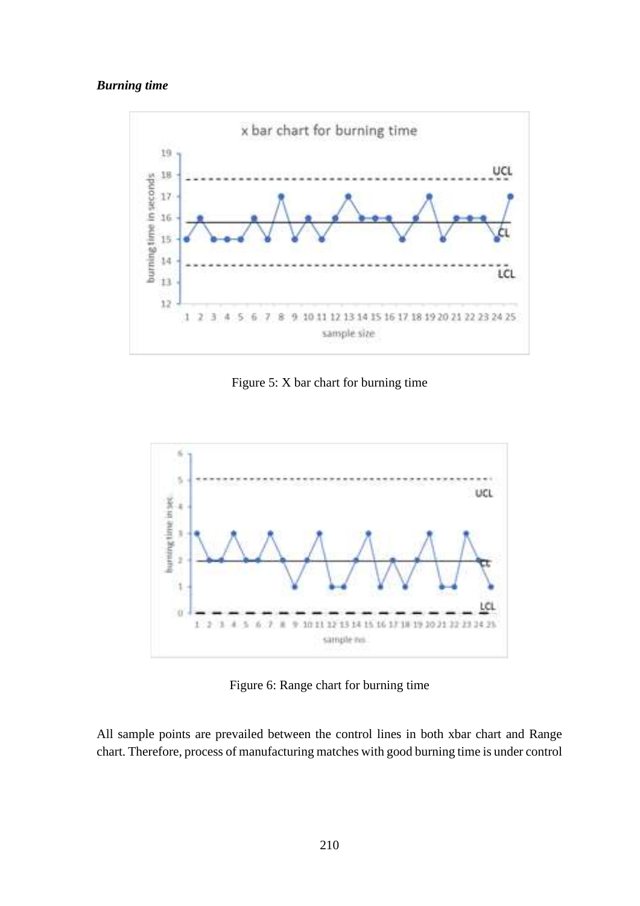***Burning time***

Figure 5: X bar chart for burning time

Figure 6: Range chart for burning time

All sample points are prevailed between the control lines in both xbar chart and Range chart. Therefore, process of manufacturing matches with good burning time is under control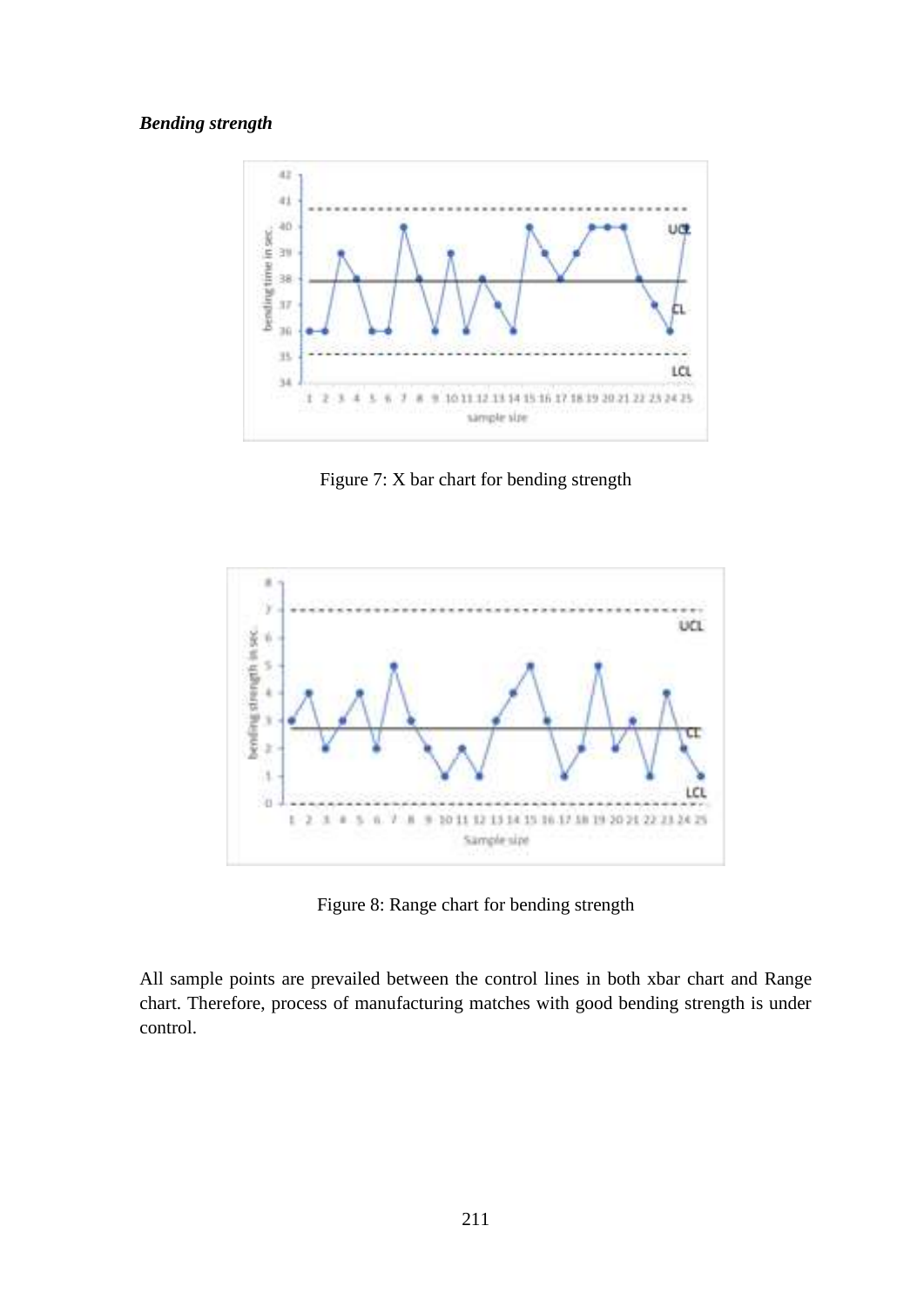***Bending strength***

Figure 7: X bar chart for bending strength

Figure 8: Range chart for bending strength

All sample points are prevailed between the control lines in both xbar chart and Range chart. Therefore, process of manufacturing matches with good bending strength is under control.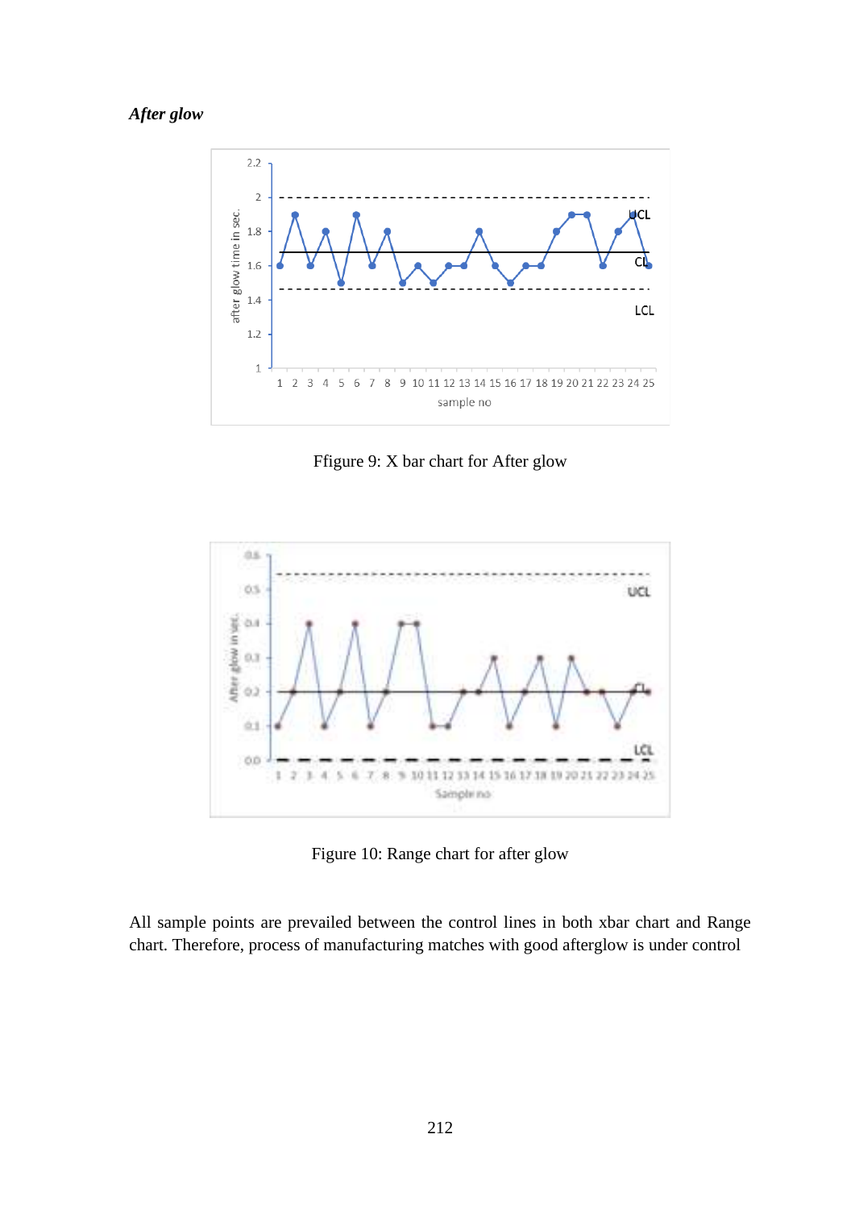***After glow***

Ffigure 9: X bar chart for After glow

Figure 10: Range chart for after glow

All sample points are prevailed between the control lines in both xbar chart and Range chart. Therefore, process of manufacturing matches with good afterglow is under control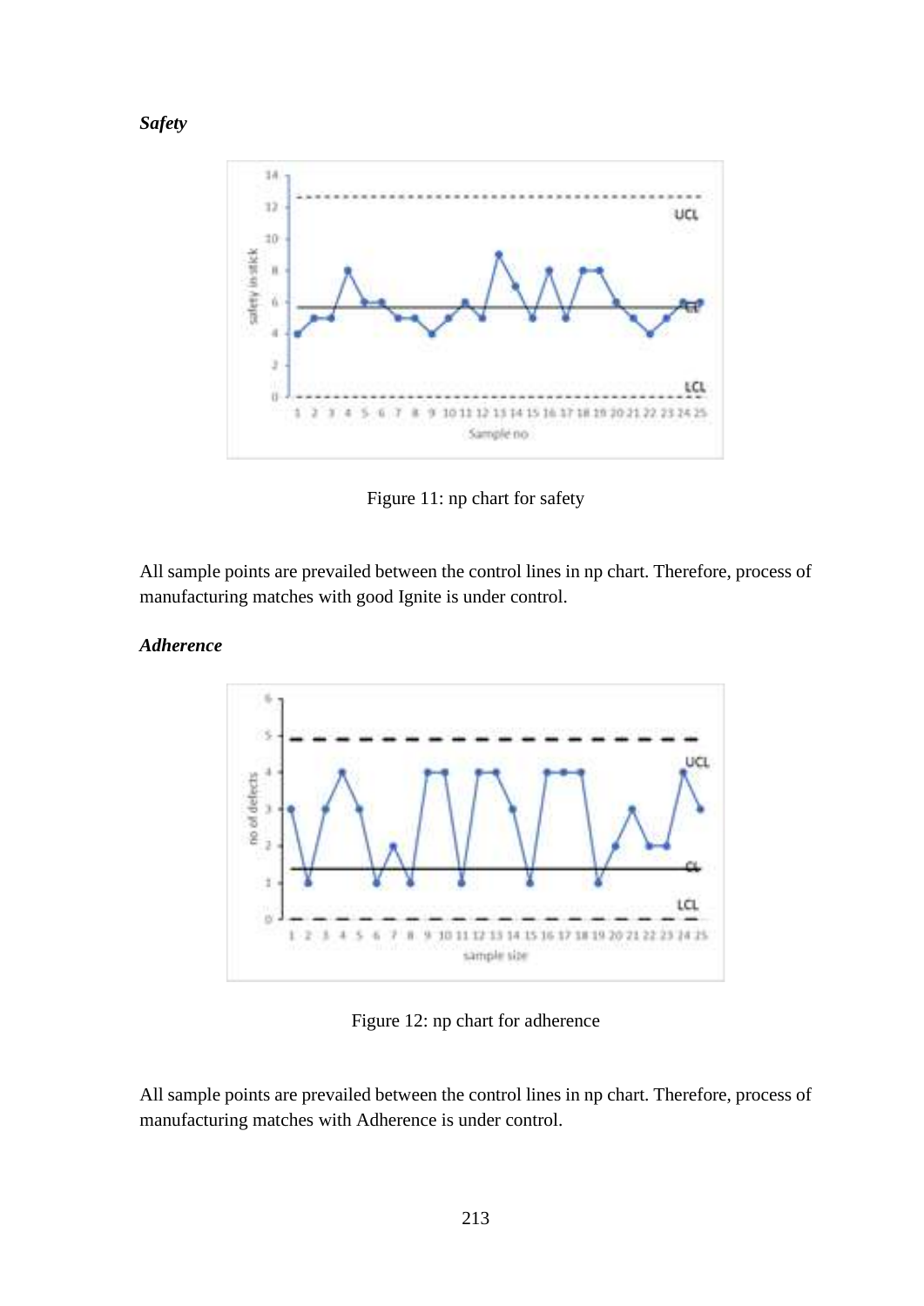***Safety***

Figure 11: np chart for safety

All sample points are prevailed between the control lines in np chart. Therefore, process of manufacturing matches with good Ignite is under control.

***Adherence***

Figure 12: np chart for adherence

All sample points are prevailed between the control lines in np chart. Therefore, process of manufacturing matches with Adherence is under control.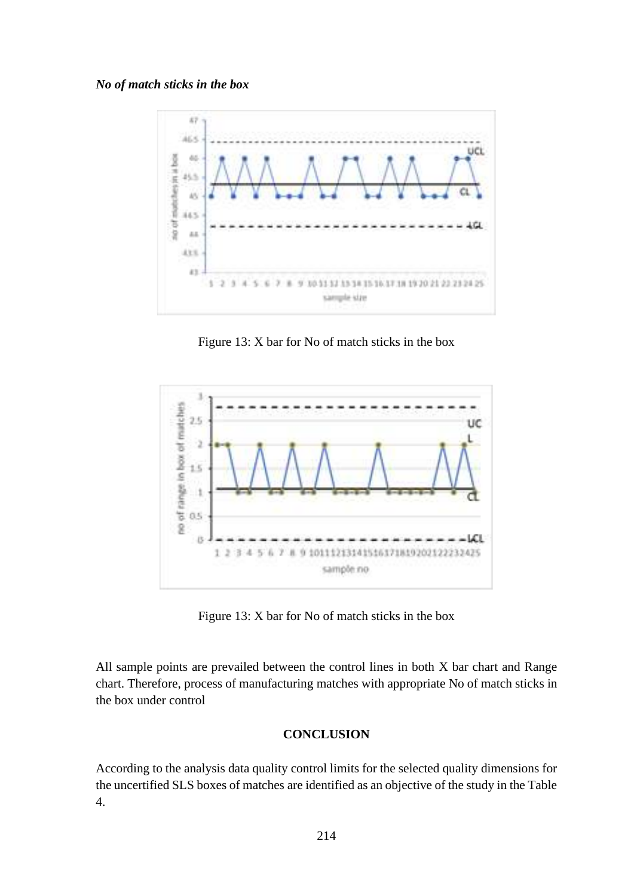***No of match sticks in the box***

Figure 13: X bar for No of match sticks in the box

Figure 13: X bar for No of match sticks in the box

All sample points are prevailed between the control lines in both X bar chart and Range chart. Therefore, process of manufacturing matches with appropriate No of match sticks in the box under control

**CONCLUSION**

According to the analysis data quality control limits for the selected quality dimensions for the uncertified SLS boxes of matches are identified as an objective of the study in the Table 4.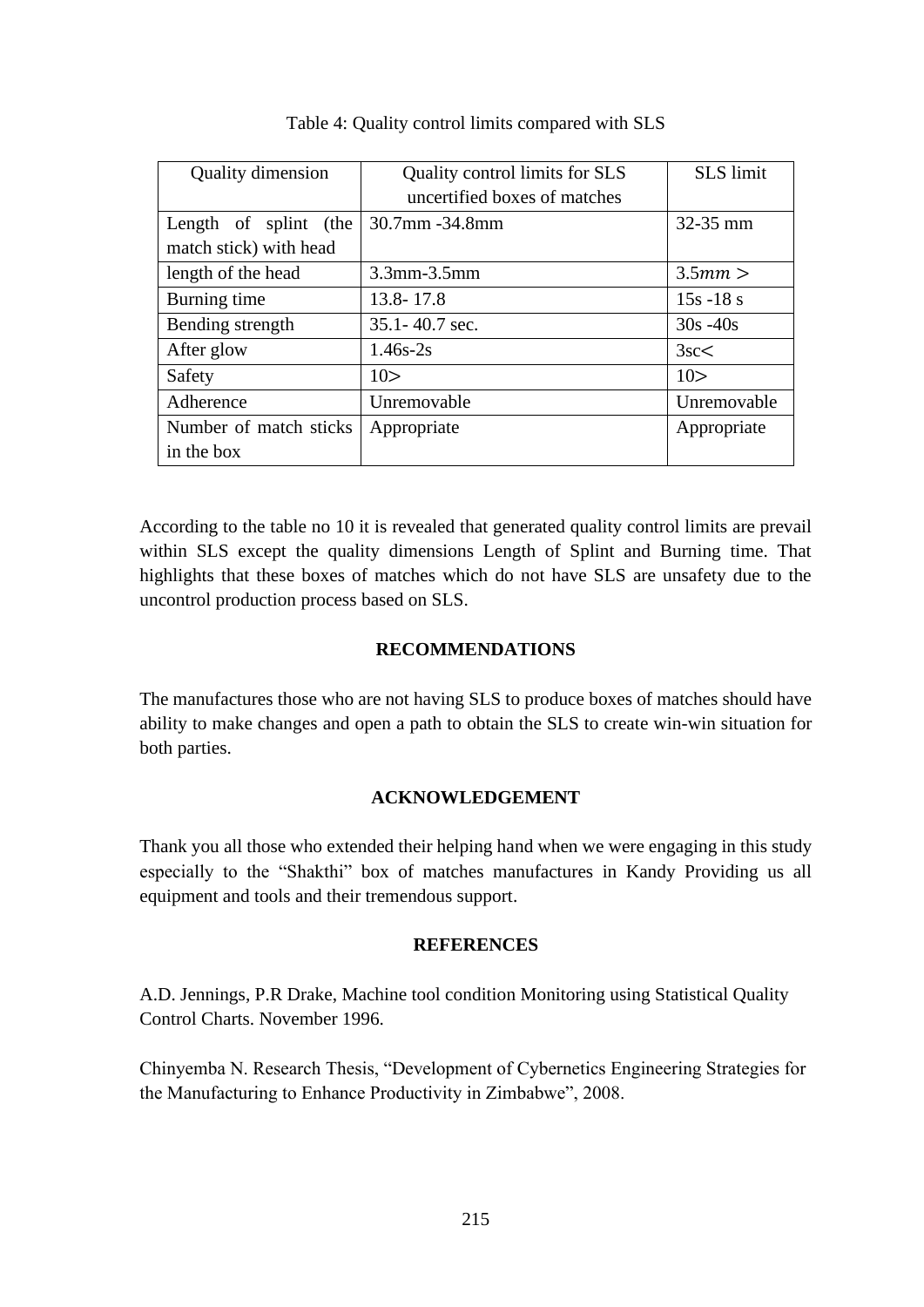Table 4: Quality control limits compared with SLS

| Quality dimension | Quality control limits for SLS uncertified boxes of matches | SLS limit |
|---|---|---|
| Length of splint (the match stick) with head | 30.7mm -34.8mm | 32-35 mm |
| length of the head | 3.3mm-3.5mm | $3.5mm >$ |
| Burning time | 13.8- 17.8 | 15s -18 s |
| Bending strength | 35.1- 40.7 sec. | 30s -40s |
| After glow | 1.46s-2s | 3sc< |
| Safety | 10> | 10> |
| Adherence | Unremovable | Unremovable |
| Number of match sticks in the box | Appropriate | Appropriate |

According to the table no 10 it is revealed that generated quality control limits are prevail within SLS except the quality dimensions Length of Splint and Burning time. That highlights that these boxes of matches which do not have SLS are unsafety due to the uncontrol production process based on SLS.

## RECOMMENDATIONS

The manufactures those who are not having SLS to produce boxes of matches should have ability to make changes and open a path to obtain the SLS to create win-win situation for both parties.

## ACKNOWLEDGEMENT

Thank you all those who extended their helping hand when we were engaging in this study especially to the "Shakthi" box of matches manufactures in Kandy Providing us all equipment and tools and their tremendous support.

## REFERENCES

A.D. Jennings, P.R Drake, Machine tool condition Monitoring using Statistical Quality Control Charts. November 1996.

Chinyemba N. Research Thesis, "Development of Cybernetics Engineering Strategies for the Manufacturing to Enhance Productivity in Zimbabwe", 2008.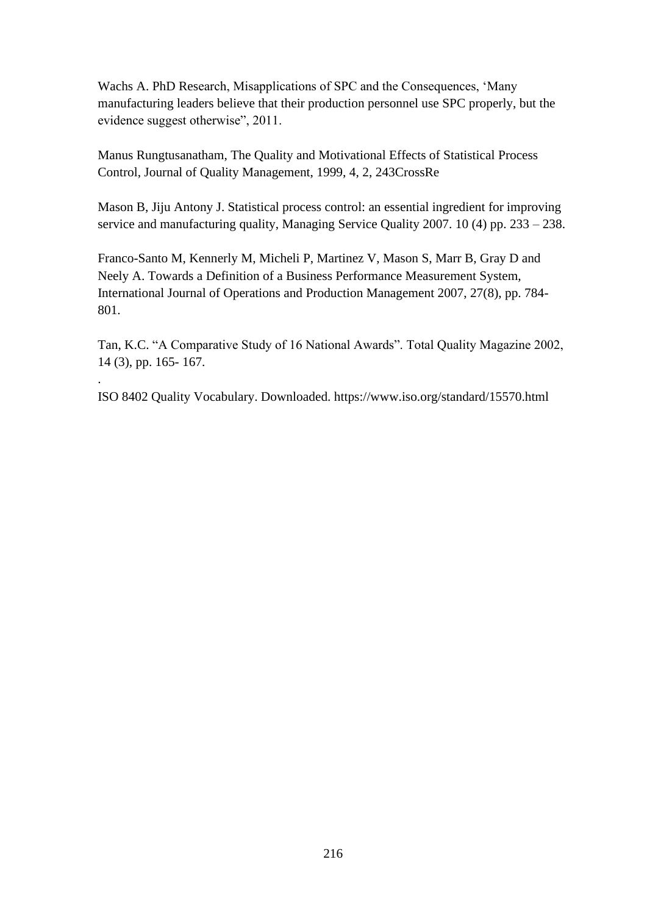Wachs A. PhD Research, Misapplications of SPC and the Consequences, 'Many manufacturing leaders believe that their production personnel use SPC properly, but the evidence suggest otherwise", 2011.

Manus Rungtusanatham, The Quality and Motivational Effects of Statistical Process Control, Journal of Quality Management, 1999, 4, 2, 243CrossRe

Mason B, Jiju Antony J. Statistical process control: an essential ingredient for improving service and manufacturing quality, Managing Service Quality 2007. 10 (4) pp. 233 – 238.

Franco-Santo M, Kennerly M, Micheli P, Martinez V, Mason S, Marr B, Gray D and Neely A. Towards a Definition of a Business Performance Measurement System, International Journal of Operations and Production Management 2007, 27(8), pp. 784-801.

Tan, K.C. "A Comparative Study of 16 National Awards". Total Quality Magazine 2002, 14 (3), pp. 165- 167.

.

ISO 8402 Quality Vocabulary. Downloaded. https://www.iso.org/standard/15570.html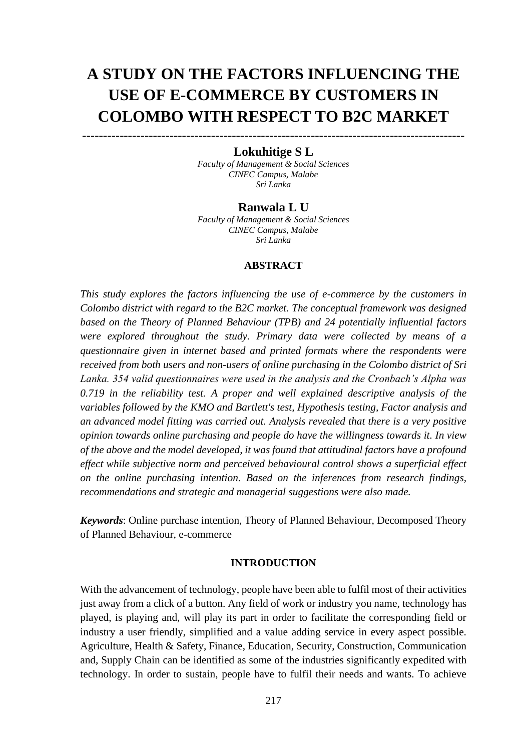# A STUDY ON THE FACTORS INFLUENCING THE USE OF E-COMMERCE BY CUSTOMERS IN COLOMBO WITH RESPECT TO B2C MARKET

---

**Lokuhitige S L**

*Faculty of Management & Social Sciences*
*CINEC Campus, Malabe*
*Sri Lanka*

**Ranwala L U**

*Faculty of Management & Social Sciences*
*CINEC Campus, Malabe*
*Sri Lanka*

## ABSTRACT

*This study explores the factors influencing the use of e-commerce by the customers in Colombo district with regard to the B2C market. The conceptual framework was designed based on the Theory of Planned Behaviour (TPB) and 24 potentially influential factors were explored throughout the study. Primary data were collected by means of a questionnaire given in internet based and printed formats where the respondents were received from both users and non-users of online purchasing in the Colombo district of Sri Lanka. 354 valid questionnaires were used in the analysis and the Cronbach's Alpha was 0.719 in the reliability test. A proper and well explained descriptive analysis of the variables followed by the KMO and Bartlett's test, Hypothesis testing, Factor analysis and an advanced model fitting was carried out. Analysis revealed that there is a very positive opinion towards online purchasing and people do have the willingness towards it. In view of the above and the model developed, it was found that attitudinal factors have a profound effect while subjective norm and perceived behavioural control shows a superficial effect on the online purchasing intention. Based on the inferences from research findings, recommendations and strategic and managerial suggestions were also made.*

***Keywords***: Online purchase intention, Theory of Planned Behaviour, Decomposed Theory of Planned Behaviour, e-commerce

## INTRODUCTION

With the advancement of technology, people have been able to fulfil most of their activities just away from a click of a button. Any field of work or industry you name, technology has played, is playing and, will play its part in order to facilitate the corresponding field or industry a user friendly, simplified and a value adding service in every aspect possible. Agriculture, Health & Safety, Finance, Education, Security, Construction, Communication and, Supply Chain can be identified as some of the industries significantly expedited with technology. In order to sustain, people have to fulfil their needs and wants. To achieve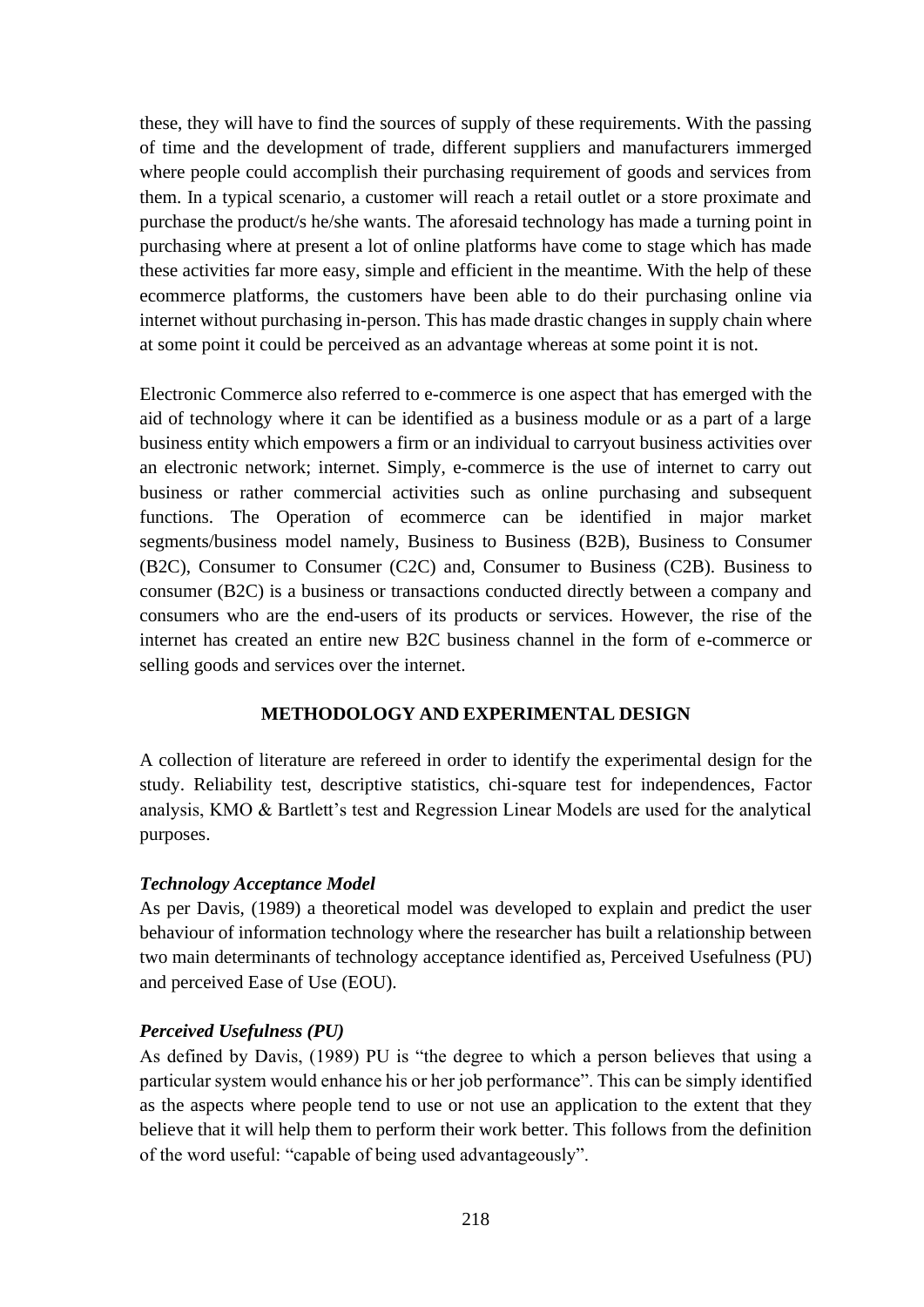these, they will have to find the sources of supply of these requirements. With the passing of time and the development of trade, different suppliers and manufacturers immerged where people could accomplish their purchasing requirement of goods and services from them. In a typical scenario, a customer will reach a retail outlet or a store proximate and purchase the product/s he/she wants. The aforesaid technology has made a turning point in purchasing where at present a lot of online platforms have come to stage which has made these activities far more easy, simple and efficient in the meantime. With the help of these ecommerce platforms, the customers have been able to do their purchasing online via internet without purchasing in-person. This has made drastic changes in supply chain where at some point it could be perceived as an advantage whereas at some point it is not.

Electronic Commerce also referred to e-commerce is one aspect that has emerged with the aid of technology where it can be identified as a business module or as a part of a large business entity which empowers a firm or an individual to carryout business activities over an electronic network; internet. Simply, e-commerce is the use of internet to carry out business or rather commercial activities such as online purchasing and subsequent functions. The Operation of ecommerce can be identified in major market segments/business model namely, Business to Business (B2B), Business to Consumer (B2C), Consumer to Consumer (C2C) and, Consumer to Business (C2B). Business to consumer (B2C) is a business or transactions conducted directly between a company and consumers who are the end-users of its products or services. However, the rise of the internet has created an entire new B2C business channel in the form of e-commerce or selling goods and services over the internet.

## METHODOLOGY AND EXPERIMENTAL DESIGN

A collection of literature are refereed in order to identify the experimental design for the study. Reliability test, descriptive statistics, chi-square test for independences, Factor analysis, KMO & Bartlett's test and Regression Linear Models are used for the analytical purposes.

### *Technology Acceptance Model*

As per Davis, (1989) a theoretical model was developed to explain and predict the user behaviour of information technology where the researcher has built a relationship between two main determinants of technology acceptance identified as, Perceived Usefulness (PU) and perceived Ease of Use (EOU).

### *Perceived Usefulness (PU)*

As defined by Davis, (1989) PU is "the degree to which a person believes that using a particular system would enhance his or her job performance". This can be simply identified as the aspects where people tend to use or not use an application to the extent that they believe that it will help them to perform their work better. This follows from the definition of the word useful: "capable of being used advantageously".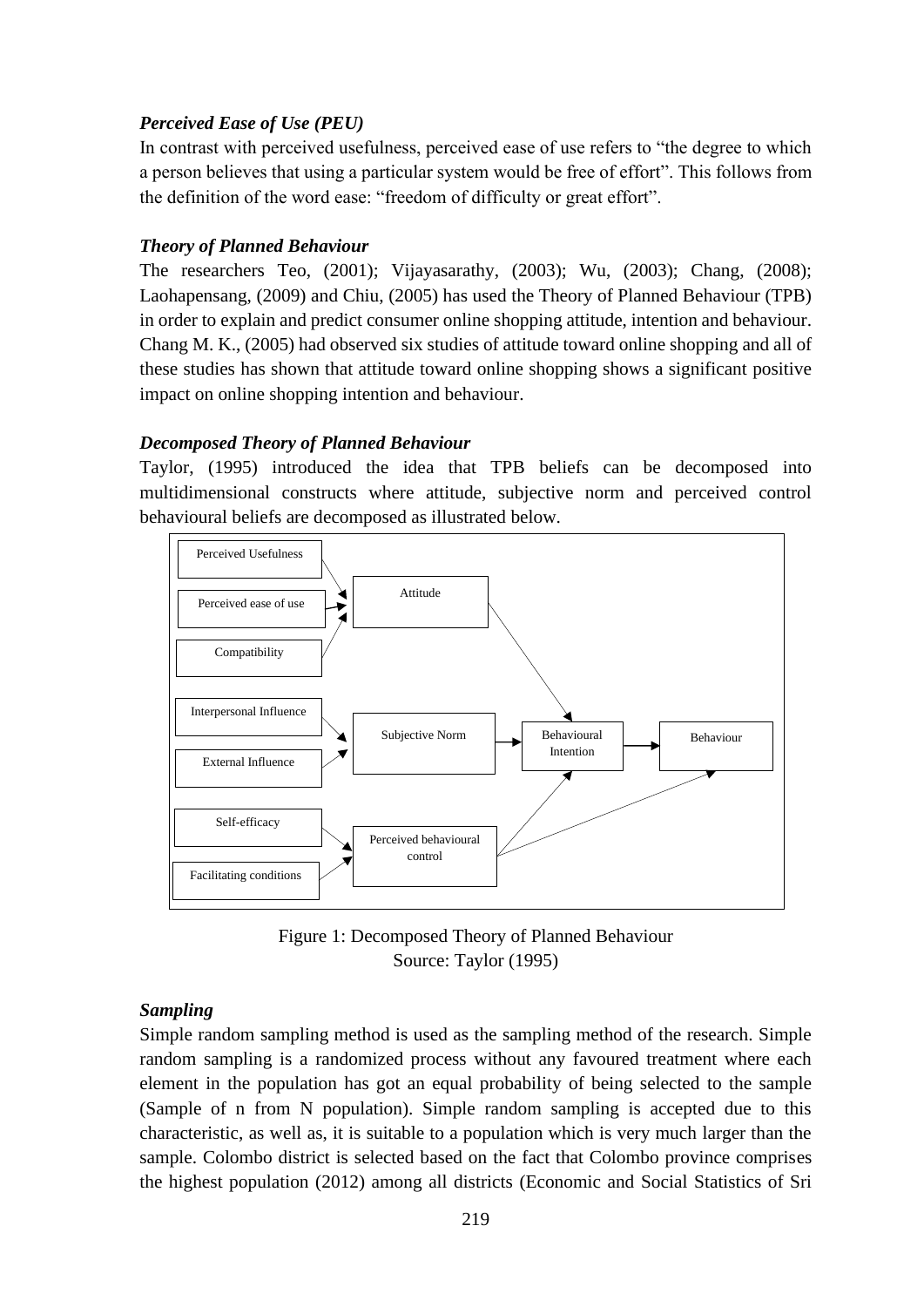### *Perceived Ease of Use (PEU)*

In contrast with perceived usefulness, perceived ease of use refers to "the degree to which a person believes that using a particular system would be free of effort". This follows from the definition of the word ease: "freedom of difficulty or great effort".

### *Theory of Planned Behaviour*

The researchers Teo, (2001); Vijayasarathy, (2003); Wu, (2003); Chang, (2008); Laohapensang, (2009) and Chiu, (2005) has used the Theory of Planned Behaviour (TPB) in order to explain and predict consumer online shopping attitude, intention and behaviour. Chang M. K., (2005) had observed six studies of attitude toward online shopping and all of these studies has shown that attitude toward online shopping shows a significant positive impact on online shopping intention and behaviour.

### *Decomposed Theory of Planned Behaviour*

Taylor, (1995) introduced the idea that TPB beliefs can be decomposed into multidimensional constructs where attitude, subjective norm and perceived control behavioural beliefs are decomposed as illustrated below.

Perceived Usefulness, Perceived ease of use, Compatibility → Attitude

Interpersonal Influence, External Influence → Subjective Norm

Self-efficacy, Facilitating conditions → Perceived behavioural control

Attitude, Subjective Norm, Perceived behavioural control → Behavioural Intention → Behaviour

Perceived behavioural control → Behaviour

Figure 1: Decomposed Theory of Planned Behaviour
Source: Taylor (1995)

### *Sampling*

Simple random sampling method is used as the sampling method of the research. Simple random sampling is a randomized process without any favoured treatment where each element in the population has got an equal probability of being selected to the sample (Sample of n from N population). Simple random sampling is accepted due to this characteristic, as well as, it is suitable to a population which is very much larger than the sample. Colombo district is selected based on the fact that Colombo province comprises the highest population (2012) among all districts (Economic and Social Statistics of Sri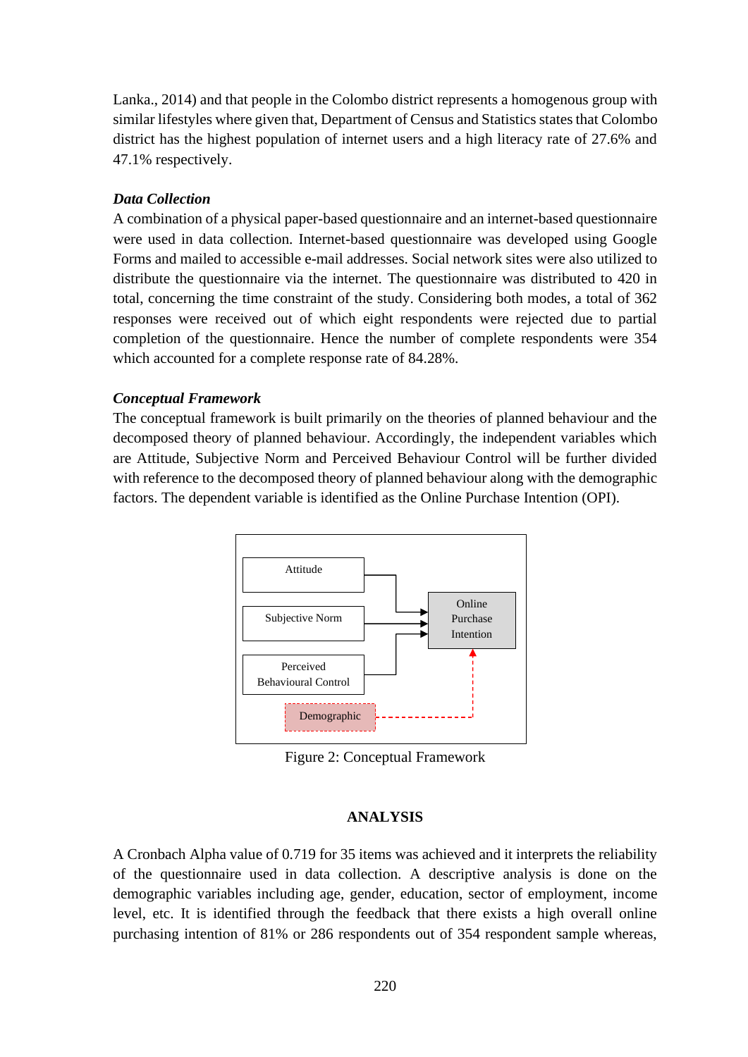Lanka., 2014) and that people in the Colombo district represents a homogenous group with similar lifestyles where given that, Department of Census and Statistics states that Colombo district has the highest population of internet users and a high literacy rate of 27.6% and 47.1% respectively.

***Data Collection***

A combination of a physical paper-based questionnaire and an internet-based questionnaire were used in data collection. Internet-based questionnaire was developed using Google Forms and mailed to accessible e-mail addresses. Social network sites were also utilized to distribute the questionnaire via the internet. The questionnaire was distributed to 420 in total, concerning the time constraint of the study. Considering both modes, a total of 362 responses were received out of which eight respondents were rejected due to partial completion of the questionnaire. Hence the number of complete respondents were 354 which accounted for a complete response rate of 84.28%.

***Conceptual Framework***

The conceptual framework is built primarily on the theories of planned behaviour and the decomposed theory of planned behaviour. Accordingly, the independent variables which are Attitude, Subjective Norm and Perceived Behaviour Control will be further divided with reference to the decomposed theory of planned behaviour along with the demographic factors. The dependent variable is identified as the Online Purchase Intention (OPI).

Attitude

Subjective Norm

Perceived Behavioural Control

Demographic

Online Purchase Intention

Figure 2: Conceptual Framework

## ANALYSIS

A Cronbach Alpha value of 0.719 for 35 items was achieved and it interprets the reliability of the questionnaire used in data collection. A descriptive analysis is done on the demographic variables including age, gender, education, sector of employment, income level, etc. It is identified through the feedback that there exists a high overall online purchasing intention of 81% or 286 respondents out of 354 respondent sample whereas,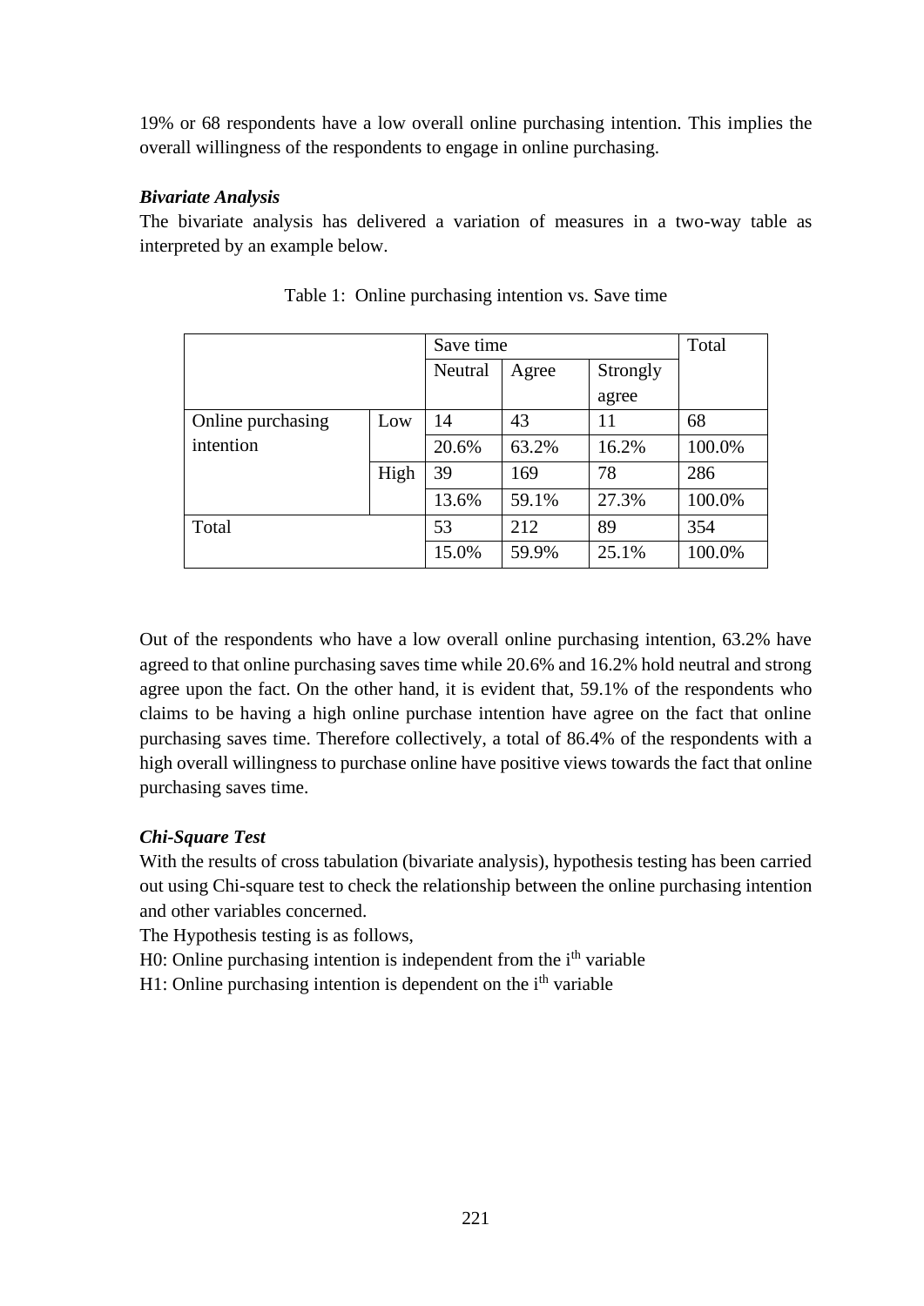19% or 68 respondents have a low overall online purchasing intention. This implies the overall willingness of the respondents to engage in online purchasing.

***Bivariate Analysis***

The bivariate analysis has delivered a variation of measures in a two-way table as interpreted by an example below.

Table 1: Online purchasing intention vs. Save time

| | | Save time | | | Total |
|---|---|---|---|---|---|
| | | Neutral | Agree | Strongly agree | |
| Online purchasing intention | Low | 14 | 43 | 11 | 68 |
| | | 20.6% | 63.2% | 16.2% | 100.0% |
| | High | 39 | 169 | 78 | 286 |
| | | 13.6% | 59.1% | 27.3% | 100.0% |
| Total | | 53 | 212 | 89 | 354 |
| | | 15.0% | 59.9% | 25.1% | 100.0% |

Out of the respondents who have a low overall online purchasing intention, 63.2% have agreed to that online purchasing saves time while 20.6% and 16.2% hold neutral and strong agree upon the fact. On the other hand, it is evident that, 59.1% of the respondents who claims to be having a high online purchase intention have agree on the fact that online purchasing saves time. Therefore collectively, a total of 86.4% of the respondents with a high overall willingness to purchase online have positive views towards the fact that online purchasing saves time.

***Chi-Square Test***

With the results of cross tabulation (bivariate analysis), hypothesis testing has been carried out using Chi-square test to check the relationship between the online purchasing intention and other variables concerned.

The Hypothesis testing is as follows,

H0: Online purchasing intention is independent from the $i^{th}$ variable

H1: Online purchasing intention is dependent on the $i^{th}$ variable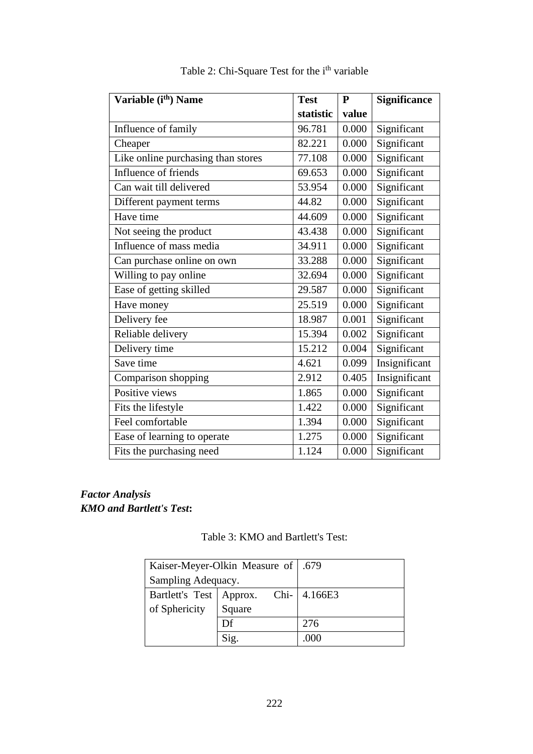Table 2: Chi-Square Test for the $i^{th}$ variable

| Variable ($i^{th}$) Name | Test statistic | P value | Significance |
|---|---|---|---|
| Influence of family | 96.781 | 0.000 | Significant |
| Cheaper | 82.221 | 0.000 | Significant |
| Like online purchasing than stores | 77.108 | 0.000 | Significant |
| Influence of friends | 69.653 | 0.000 | Significant |
| Can wait till delivered | 53.954 | 0.000 | Significant |
| Different payment terms | 44.82 | 0.000 | Significant |
| Have time | 44.609 | 0.000 | Significant |
| Not seeing the product | 43.438 | 0.000 | Significant |
| Influence of mass media | 34.911 | 0.000 | Significant |
| Can purchase online on own | 33.288 | 0.000 | Significant |
| Willing to pay online | 32.694 | 0.000 | Significant |
| Ease of getting skilled | 29.587 | 0.000 | Significant |
| Have money | 25.519 | 0.000 | Significant |
| Delivery fee | 18.987 | 0.001 | Significant |
| Reliable delivery | 15.394 | 0.002 | Significant |
| Delivery time | 15.212 | 0.004 | Significant |
| Save time | 4.621 | 0.099 | Insignificant |
| Comparison shopping | 2.912 | 0.405 | Insignificant |
| Positive views | 1.865 | 0.000 | Significant |
| Fits the lifestyle | 1.422 | 0.000 | Significant |
| Feel comfortable | 1.394 | 0.000 | Significant |
| Ease of learning to operate | 1.275 | 0.000 | Significant |
| Fits the purchasing need | 1.124 | 0.000 | Significant |

***Factor Analysis***
***KMO and Bartlett's Test*:**

Table 3: KMO and Bartlett's Test:

| Kaiser-Meyer-Olkin Measure of Sampling Adequacy. | | .679 |
|---|---|---|
| Bartlett's Test of Sphericity | Approx. Chi-Square | 4.166E3 |
| | Df | 276 |
| | Sig. | .000 |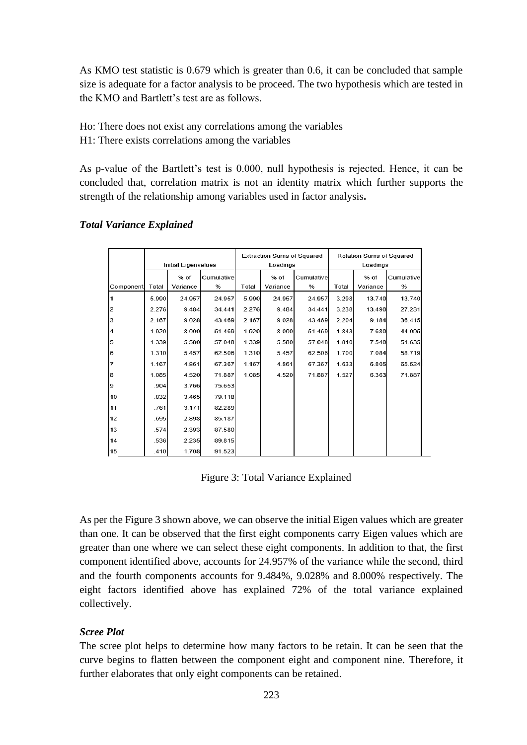As KMO test statistic is 0.679 which is greater than 0.6, it can be concluded that sample size is adequate for a factor analysis to be proceed. The two hypothesis which are tested in the KMO and Bartlett's test are as follows.

Ho: There does not exist any correlations among the variables
H1: There exists correlations among the variables

As p-value of the Bartlett's test is 0.000, null hypothesis is rejected. Hence, it can be concluded that, correlation matrix is not an identity matrix which further supports the strength of the relationship among variables used in factor analysis**.**

***Total Variance Explained***

| | Initial Eigenvalues | | | Extraction Sums of Squared Loadings | | | Rotation Sums of Squared Loadings | | |
|---|---|---|---|---|---|---|---|---|---|
| Component | Total | % of Variance | Cumulative % | Total | % of Variance | Cumulative % | Total | % of Variance | Cumulative % |
| 1 | 5.990 | 24.957 | 24.957 | 5.990 | 24.957 | 24.957 | 3.298 | 13.740 | 13.740 |
| 2 | 2.276 | 9.484 | 34.441 | 2.276 | 9.484 | 34.441 | 3.238 | 13.490 | 27.231 |
| 3 | 2.167 | 9.028 | 43.469 | 2.167 | 9.028 | 43.469 | 2.204 | 9.184 | 36.415 |
| 4 | 1.920 | 8.000 | 51.469 | 1.920 | 8.000 | 51.469 | 1.843 | 7.680 | 44.095 |
| 5 | 1.339 | 5.580 | 57.048 | 1.339 | 5.580 | 57.048 | 1.810 | 7.540 | 51.635 |
| 6 | 1.310 | 5.457 | 62.506 | 1.310 | 5.457 | 62.506 | 1.700 | 7.084 | 58.719 |
| 7 | 1.167 | 4.861 | 67.367 | 1.167 | 4.861 | 67.367 | 1.633 | 6.805 | 65.524 |
| 8 | 1.085 | 4.520 | 71.887 | 1.085 | 4.520 | 71.887 | 1.527 | 6.363 | 71.887 |
| 9 | .904 | 3.766 | 75.653 | | | | | | |
| 10 | .832 | 3.465 | 79.118 | | | | | | |
| 11 | .761 | 3.171 | 82.289 | | | | | | |
| 12 | .695 | 2.898 | 85.187 | | | | | | |
| 13 | .574 | 2.393 | 87.580 | | | | | | |
| 14 | .536 | 2.235 | 89.815 | | | | | | |
| 15 | .410 | 1.708 | 91.523 | | | | | | |

Figure 3: Total Variance Explained

As per the Figure 3 shown above, we can observe the initial Eigen values which are greater than one. It can be observed that the first eight components carry Eigen values which are greater than one where we can select these eight components. In addition to that, the first component identified above, accounts for 24.957% of the variance while the second, third and the fourth components accounts for 9.484%, 9.028% and 8.000% respectively. The eight factors identified above has explained 72% of the total variance explained collectively.

***Scree Plot***

The scree plot helps to determine how many factors to be retain. It can be seen that the curve begins to flatten between the component eight and component nine. Therefore, it further elaborates that only eight components can be retained.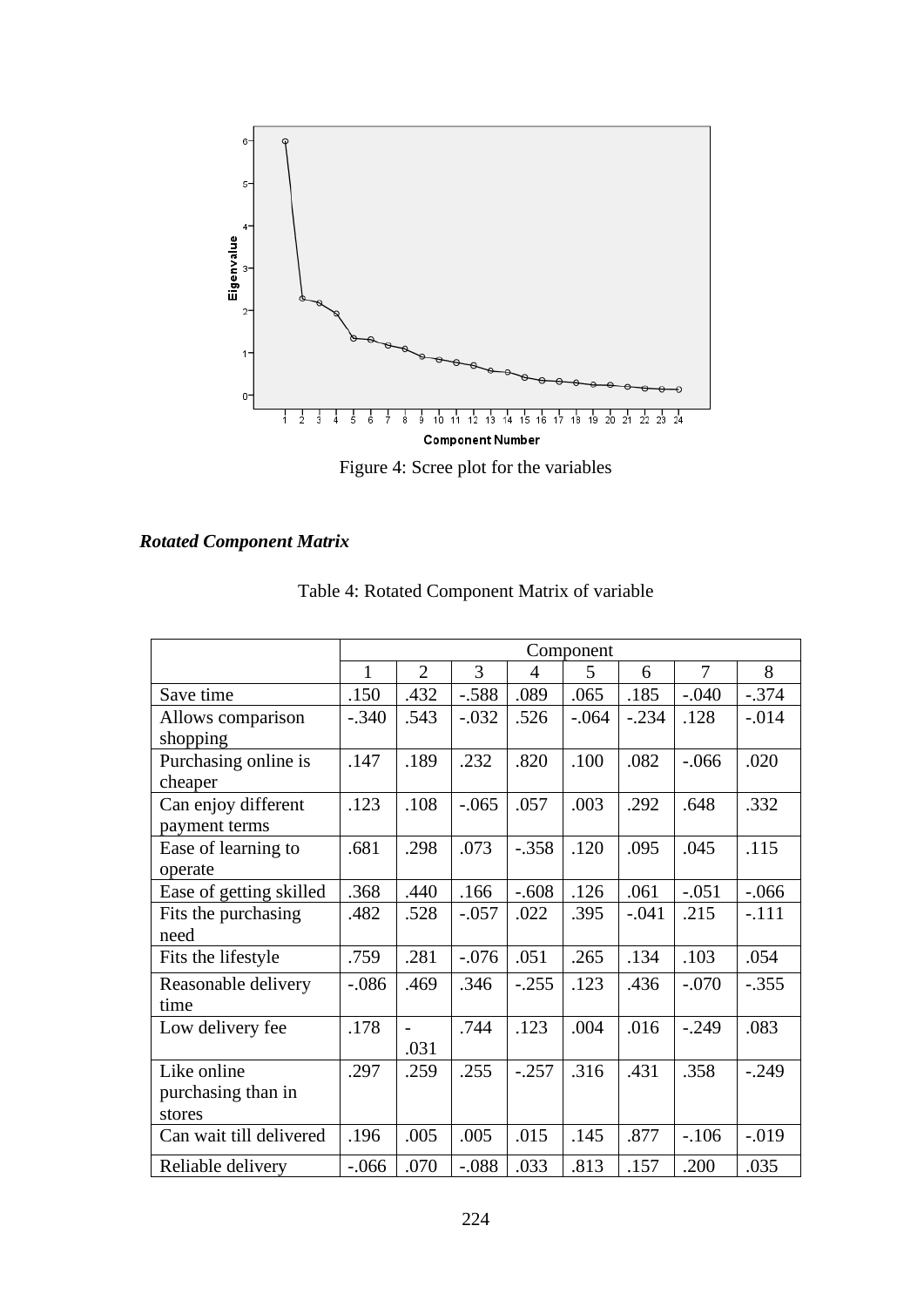Figure 4: Scree plot for the variables

### *Rotated Component Matrix*

Table 4: Rotated Component Matrix of variable

| | Component | | | | | | | |
|---|---|---|---|---|---|---|---|---|
| | 1 | 2 | 3 | 4 | 5 | 6 | 7 | 8 |
| Save time | .150 | .432 | -.588 | .089 | .065 | .185 | -.040 | -.374 |
| Allows comparison shopping | -.340 | .543 | -.032 | .526 | -.064 | -.234 | .128 | -.014 |
| Purchasing online is cheaper | .147 | .189 | .232 | .820 | .100 | .082 | -.066 | .020 |
| Can enjoy different payment terms | .123 | .108 | -.065 | .057 | .003 | .292 | .648 | .332 |
| Ease of learning to operate | .681 | .298 | .073 | -.358 | .120 | .095 | .045 | .115 |
| Ease of getting skilled | .368 | .440 | .166 | -.608 | .126 | .061 | -.051 | -.066 |
| Fits the purchasing need | .482 | .528 | -.057 | .022 | .395 | -.041 | .215 | -.111 |
| Fits the lifestyle | .759 | .281 | -.076 | .051 | .265 | .134 | .103 | .054 |
| Reasonable delivery time | -.086 | .469 | .346 | -.255 | .123 | .436 | -.070 | -.355 |
| Low delivery fee | .178 | -.031 | .744 | .123 | .004 | .016 | -.249 | .083 |
| Like online purchasing than in stores | .297 | .259 | .255 | -.257 | .316 | .431 | .358 | -.249 |
| Can wait till delivered | .196 | .005 | .005 | .015 | .145 | .877 | -.106 | -.019 |
| Reliable delivery | -.066 | .070 | -.088 | .033 | .813 | .157 | .200 | .035 |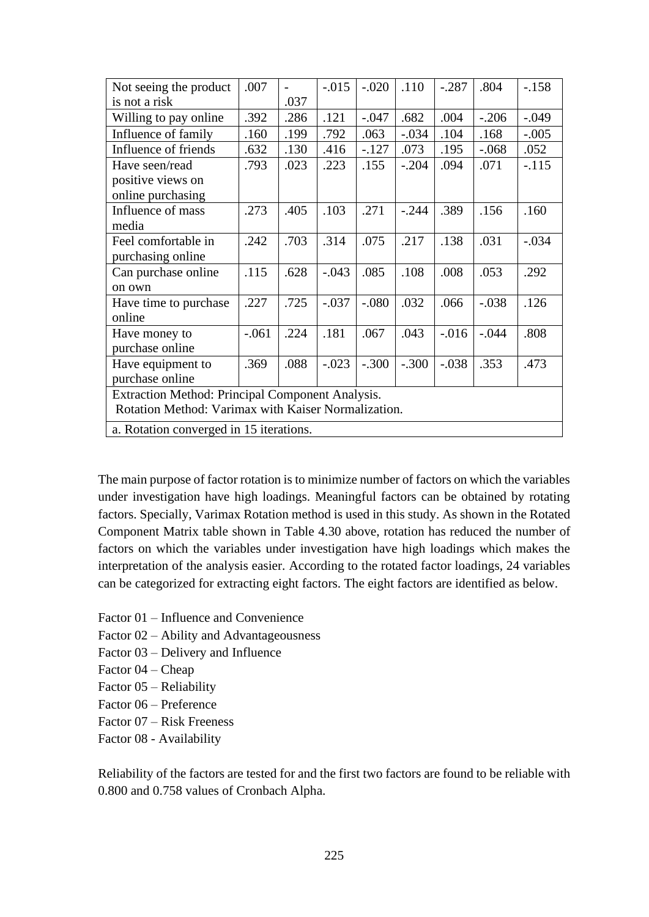| | | | | | | | | |
|---|---|---|---|---|---|---|---|---|
| Not seeing the product is not a risk | .007 | -.037 | -.015 | -.020 | .110 | -.287 | .804 | -.158 |
| Willing to pay online | .392 | .286 | .121 | -.047 | .682 | .004 | -.206 | -.049 |
| Influence of family | .160 | .199 | .792 | .063 | -.034 | .104 | .168 | -.005 |
| Influence of friends | .632 | .130 | .416 | -.127 | .073 | .195 | -.068 | .052 |
| Have seen/read positive views on online purchasing | .793 | .023 | .223 | .155 | -.204 | .094 | .071 | -.115 |
| Influence of mass media | .273 | .405 | .103 | .271 | -.244 | .389 | .156 | .160 |
| Feel comfortable in purchasing online | .242 | .703 | .314 | .075 | .217 | .138 | .031 | -.034 |
| Can purchase online on own | .115 | .628 | -.043 | .085 | .108 | .008 | .053 | .292 |
| Have time to purchase online | .227 | .725 | -.037 | -.080 | .032 | .066 | -.038 | .126 |
| Have money to purchase online | -.061 | .224 | .181 | .067 | .043 | -.016 | -.044 | .808 |
| Have equipment to purchase online | .369 | .088 | -.023 | -.300 | -.300 | -.038 | .353 | .473 |

Extraction Method: Principal Component Analysis.
Rotation Method: Varimax with Kaiser Normalization.

a. Rotation converged in 15 iterations.

The main purpose of factor rotation is to minimize number of factors on which the variables under investigation have high loadings. Meaningful factors can be obtained by rotating factors. Specially, Varimax Rotation method is used in this study. As shown in the Rotated Component Matrix table shown in Table 4.30 above, rotation has reduced the number of factors on which the variables under investigation have high loadings which makes the interpretation of the analysis easier. According to the rotated factor loadings, 24 variables can be categorized for extracting eight factors. The eight factors are identified as below.

Factor 01 – Influence and Convenience
Factor 02 – Ability and Advantageousness
Factor 03 – Delivery and Influence
Factor 04 – Cheap
Factor 05 – Reliability
Factor 06 – Preference
Factor 07 – Risk Freeness
Factor 08 - Availability

Reliability of the factors are tested for and the first two factors are found to be reliable with 0.800 and 0.758 values of Cronbach Alpha.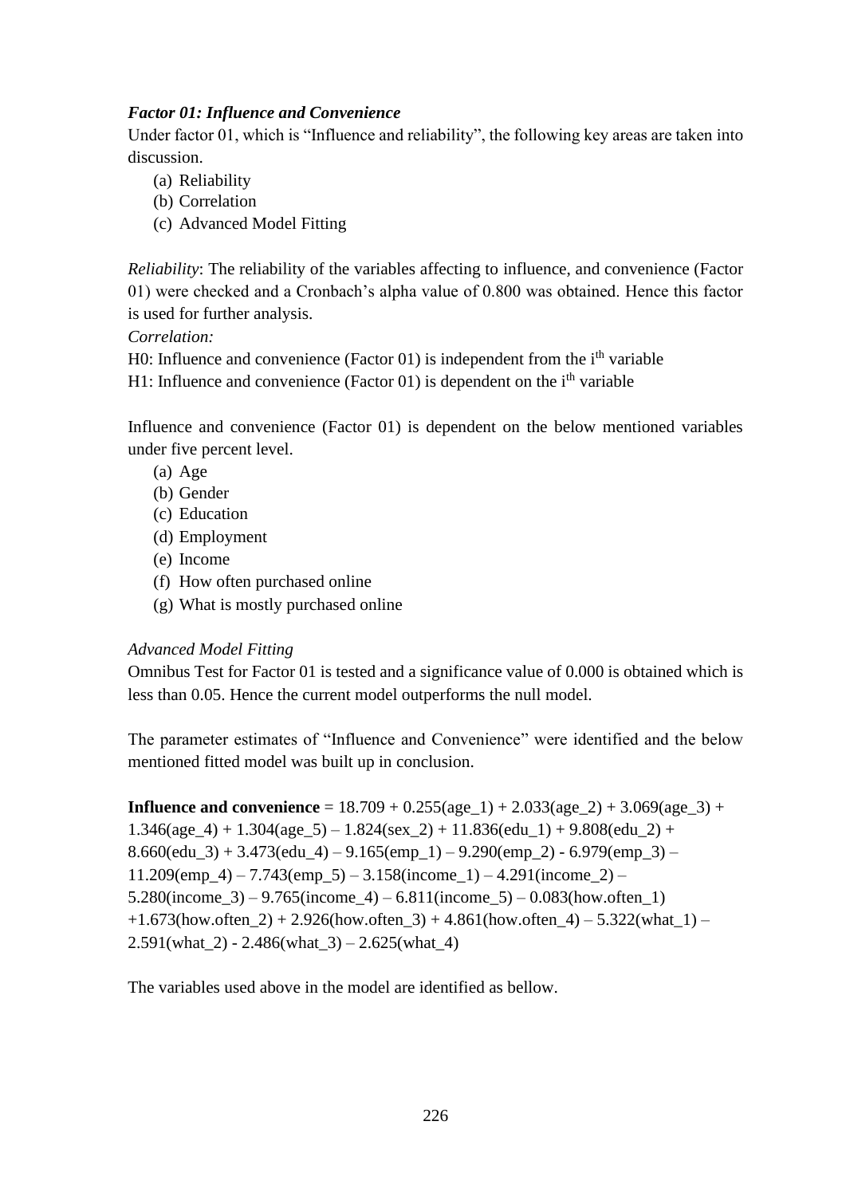***Factor 01: Influence and Convenience***

Under factor 01, which is "Influence and reliability", the following key areas are taken into discussion.

(a) Reliability
(b) Correlation
(c) Advanced Model Fitting

*Reliability*: The reliability of the variables affecting to influence, and convenience (Factor 01) were checked and a Cronbach's alpha value of 0.800 was obtained. Hence this factor is used for further analysis.

*Correlation:*

H0: Influence and convenience (Factor 01) is independent from the $i^{th}$ variable

H1: Influence and convenience (Factor 01) is dependent on the $i^{th}$ variable

Influence and convenience (Factor 01) is dependent on the below mentioned variables under five percent level.

(a) Age
(b) Gender
(c) Education
(d) Employment
(e) Income
(f) How often purchased online
(g) What is mostly purchased online

*Advanced Model Fitting*

Omnibus Test for Factor 01 is tested and a significance value of 0.000 is obtained which is less than 0.05. Hence the current model outperforms the null model.

The parameter estimates of "Influence and Convenience" were identified and the below mentioned fitted model was built up in conclusion.

**Influence and convenience** = 18.709 + 0.255(age_1) + 2.033(age_2) + 3.069(age_3) + 1.346(age_4) + 1.304(age_5) – 1.824(sex_2) + 11.836(edu_1) + 9.808(edu_2) + 8.660(edu_3) + 3.473(edu_4) – 9.165(emp_1) – 9.290(emp_2) - 6.979(emp_3) – 11.209(emp_4) – 7.743(emp_5) – 3.158(income_1) – 4.291(income_2) – 5.280(income_3) – 9.765(income_4) – 6.811(income_5) – 0.083(how.often_1) +1.673(how.often_2) + 2.926(how.often_3) + 4.861(how.often_4) – 5.322(what_1) – 2.591(what_2) - 2.486(what_3) – 2.625(what_4)

The variables used above in the model are identified as bellow.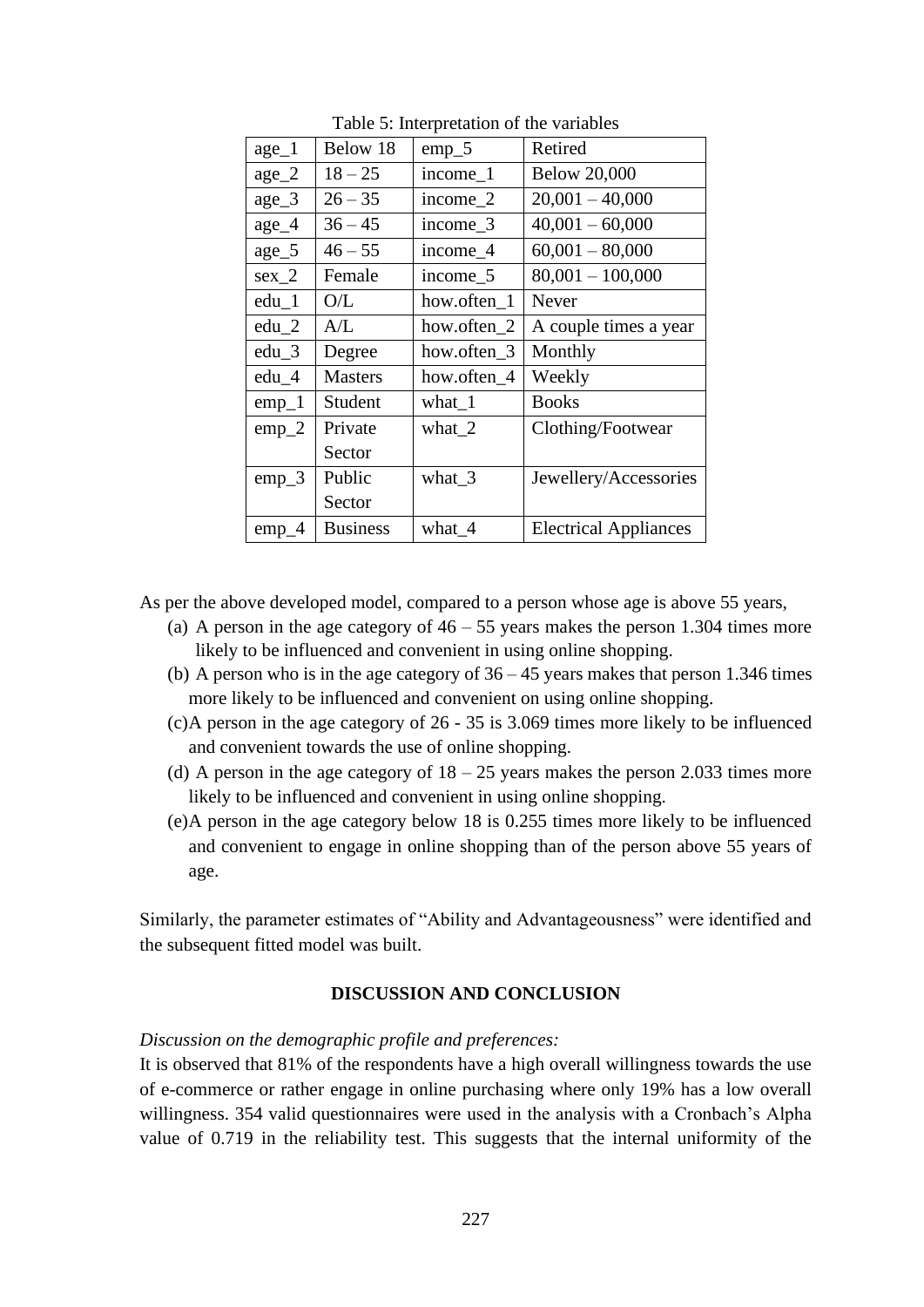Table 5: Interpretation of the variables

| age_1 | Below 18 | emp_5 | Retired |
|---|---|---|---|
| age_2 | 18 – 25 | income_1 | Below 20,000 |
| age_3 | 26 – 35 | income_2 | 20,001 – 40,000 |
| age_4 | 36 – 45 | income_3 | 40,001 – 60,000 |
| age_5 | 46 – 55 | income_4 | 60,001 – 80,000 |
| sex_2 | Female | income_5 | 80,001 – 100,000 |
| edu_1 | O/L | how.often_1 | Never |
| edu_2 | A/L | how.often_2 | A couple times a year |
| edu_3 | Degree | how.often_3 | Monthly |
| edu_4 | Masters | how.often_4 | Weekly |
| emp_1 | Student | what_1 | Books |
| emp_2 | Private Sector | what_2 | Clothing/Footwear |
| emp_3 | Public Sector | what_3 | Jewellery/Accessories |
| emp_4 | Business | what_4 | Electrical Appliances |

As per the above developed model, compared to a person whose age is above 55 years,

(a) A person in the age category of 46 – 55 years makes the person 1.304 times more likely to be influenced and convenient in using online shopping.

(b) A person who is in the age category of 36 – 45 years makes that person 1.346 times more likely to be influenced and convenient on using online shopping.

(c) A person in the age category of 26 - 35 is 3.069 times more likely to be influenced and convenient towards the use of online shopping.

(d) A person in the age category of 18 – 25 years makes the person 2.033 times more likely to be influenced and convenient in using online shopping.

(e) A person in the age category below 18 is 0.255 times more likely to be influenced and convenient to engage in online shopping than of the person above 55 years of age.

Similarly, the parameter estimates of "Ability and Advantageousness" were identified and the subsequent fitted model was built.

## DISCUSSION AND CONCLUSION

*Discussion on the demographic profile and preferences:*

It is observed that 81% of the respondents have a high overall willingness towards the use of e-commerce or rather engage in online purchasing where only 19% has a low overall willingness. 354 valid questionnaires were used in the analysis with a Cronbach's Alpha value of 0.719 in the reliability test. This suggests that the internal uniformity of the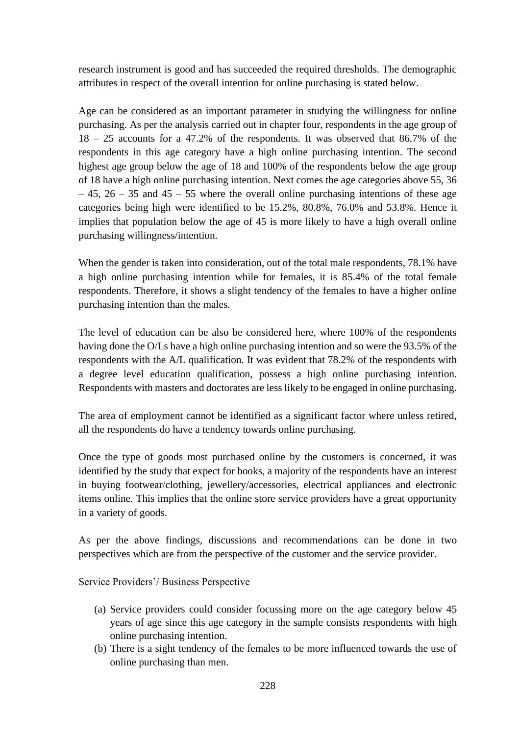research instrument is good and has succeeded the required thresholds. The demographic attributes in respect of the overall intention for online purchasing is stated below.

Age can be considered as an important parameter in studying the willingness for online purchasing. As per the analysis carried out in chapter four, respondents in the age group of 18 – 25 accounts for a 47.2% of the respondents. It was observed that 86.7% of the respondents in this age category have a high online purchasing intention. The second highest age group below the age of 18 and 100% of the respondents below the age group of 18 have a high online purchasing intention. Next comes the age categories above 55, 36 – 45, 26 – 35 and 45 – 55 where the overall online purchasing intentions of these age categories being high were identified to be 15.2%, 80.8%, 76.0% and 53.8%. Hence it implies that population below the age of 45 is more likely to have a high overall online purchasing willingness/intention.

When the gender is taken into consideration, out of the total male respondents, 78.1% have a high online purchasing intention while for females, it is 85.4% of the total female respondents. Therefore, it shows a slight tendency of the females to have a higher online purchasing intention than the males.

The level of education can be also be considered here, where 100% of the respondents having done the O/Ls have a high online purchasing intention and so were the 93.5% of the respondents with the A/L qualification. It was evident that 78.2% of the respondents with a degree level education qualification, possess a high online purchasing intention. Respondents with masters and doctorates are less likely to be engaged in online purchasing.

The area of employment cannot be identified as a significant factor where unless retired, all the respondents do have a tendency towards online purchasing.

Once the type of goods most purchased online by the customers is concerned, it was identified by the study that expect for books, a majority of the respondents have an interest in buying footwear/clothing, jewellery/accessories, electrical appliances and electronic items online. This implies that the online store service providers have a great opportunity in a variety of goods.

As per the above findings, discussions and recommendations can be done in two perspectives which are from the perspective of the customer and the service provider.

Service Providers'/ Business Perspective

(a) Service providers could consider focussing more on the age category below 45 years of age since this age category in the sample consists respondents with high online purchasing intention.
(b) There is a sight tendency of the females to be more influenced towards the use of online purchasing than men.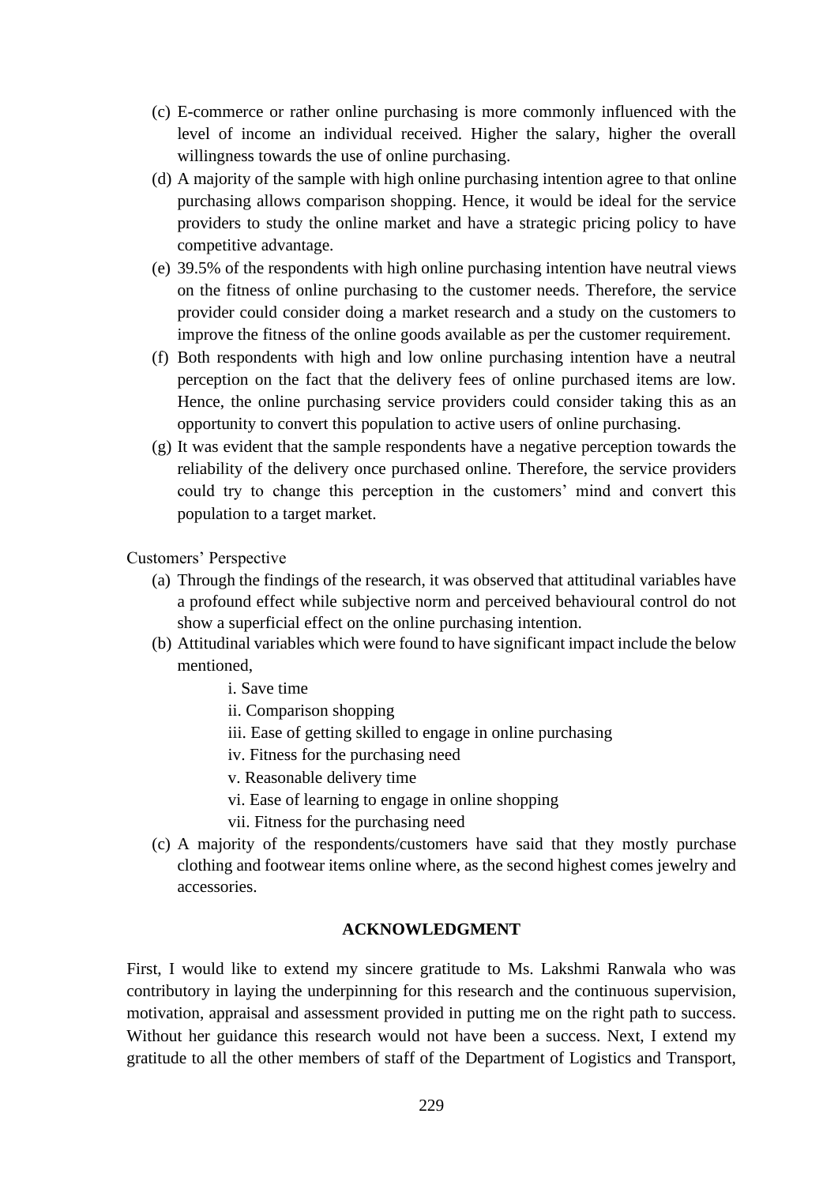(c) E-commerce or rather online purchasing is more commonly influenced with the level of income an individual received. Higher the salary, higher the overall willingness towards the use of online purchasing.

(d) A majority of the sample with high online purchasing intention agree to that online purchasing allows comparison shopping. Hence, it would be ideal for the service providers to study the online market and have a strategic pricing policy to have competitive advantage.

(e) 39.5% of the respondents with high online purchasing intention have neutral views on the fitness of online purchasing to the customer needs. Therefore, the service provider could consider doing a market research and a study on the customers to improve the fitness of the online goods available as per the customer requirement.

(f) Both respondents with high and low online purchasing intention have a neutral perception on the fact that the delivery fees of online purchased items are low. Hence, the online purchasing service providers could consider taking this as an opportunity to convert this population to active users of online purchasing.

(g) It was evident that the sample respondents have a negative perception towards the reliability of the delivery once purchased online. Therefore, the service providers could try to change this perception in the customers' mind and convert this population to a target market.

Customers' Perspective

(a) Through the findings of the research, it was observed that attitudinal variables have a profound effect while subjective norm and perceived behavioural control do not show a superficial effect on the online purchasing intention.

(b) Attitudinal variables which were found to have significant impact include the below mentioned,

   i. Save time

   ii. Comparison shopping

   iii. Ease of getting skilled to engage in online purchasing

   iv. Fitness for the purchasing need

   v. Reasonable delivery time

   vi. Ease of learning to engage in online shopping

   vii. Fitness for the purchasing need

(c) A majority of the respondents/customers have said that they mostly purchase clothing and footwear items online where, as the second highest comes jewelry and accessories.

## ACKNOWLEDGMENT

First, I would like to extend my sincere gratitude to Ms. Lakshmi Ranwala who was contributory in laying the underpinning for this research and the continuous supervision, motivation, appraisal and assessment provided in putting me on the right path to success. Without her guidance this research would not have been a success. Next, I extend my gratitude to all the other members of staff of the Department of Logistics and Transport,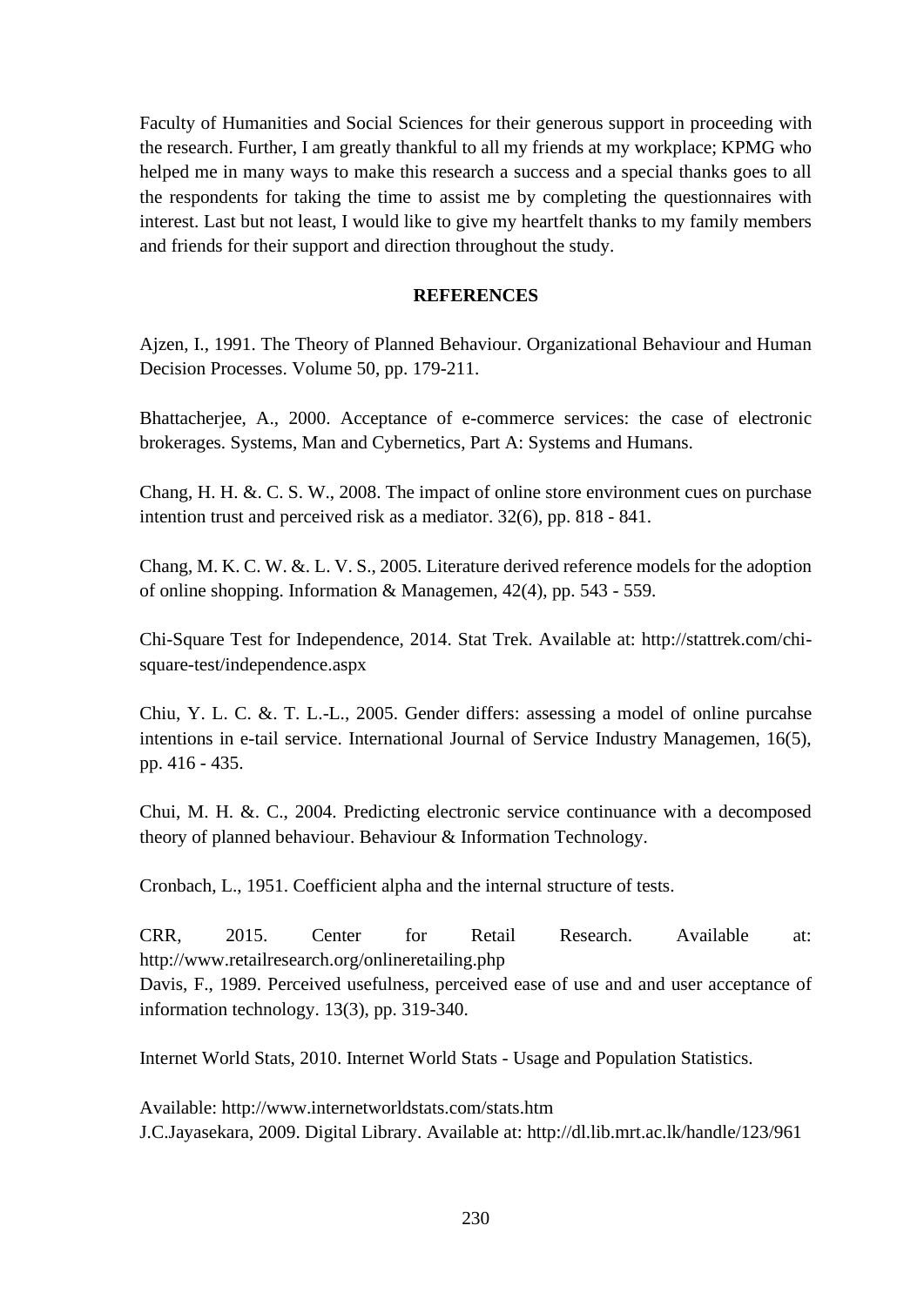Faculty of Humanities and Social Sciences for their generous support in proceeding with the research. Further, I am greatly thankful to all my friends at my workplace; KPMG who helped me in many ways to make this research a success and a special thanks goes to all the respondents for taking the time to assist me by completing the questionnaires with interest. Last but not least, I would like to give my heartfelt thanks to my family members and friends for their support and direction throughout the study.

## REFERENCES

Ajzen, I., 1991. The Theory of Planned Behaviour. Organizational Behaviour and Human Decision Processes. Volume 50, pp. 179-211.

Bhattacherjee, A., 2000. Acceptance of e-commerce services: the case of electronic brokerages. Systems, Man and Cybernetics, Part A: Systems and Humans.

Chang, H. H. &. C. S. W., 2008. The impact of online store environment cues on purchase intention trust and perceived risk as a mediator. 32(6), pp. 818 - 841.

Chang, M. K. C. W. &. L. V. S., 2005. Literature derived reference models for the adoption of online shopping. Information & Managemen, 42(4), pp. 543 - 559.

Chi-Square Test for Independence, 2014. Stat Trek. Available at: http://stattrek.com/chi-square-test/independence.aspx

Chiu, Y. L. C. &. T. L.-L., 2005. Gender differs: assessing a model of online purcahse intentions in e-tail service. International Journal of Service Industry Managemen, 16(5), pp. 416 - 435.

Chui, M. H. &. C., 2004. Predicting electronic service continuance with a decomposed theory of planned behaviour. Behaviour & Information Technology.

Cronbach, L., 1951. Coefficient alpha and the internal structure of tests.

CRR, 2015. Center for Retail Research. Available at: http://www.retailresearch.org/onlineretailing.php

Davis, F., 1989. Perceived usefulness, perceived ease of use and and user acceptance of information technology. 13(3), pp. 319-340.

Internet World Stats, 2010. Internet World Stats - Usage and Population Statistics.

Available: http://www.internetworldstats.com/stats.htm

J.C.Jayasekara, 2009. Digital Library. Available at: http://dl.lib.mrt.ac.lk/handle/123/961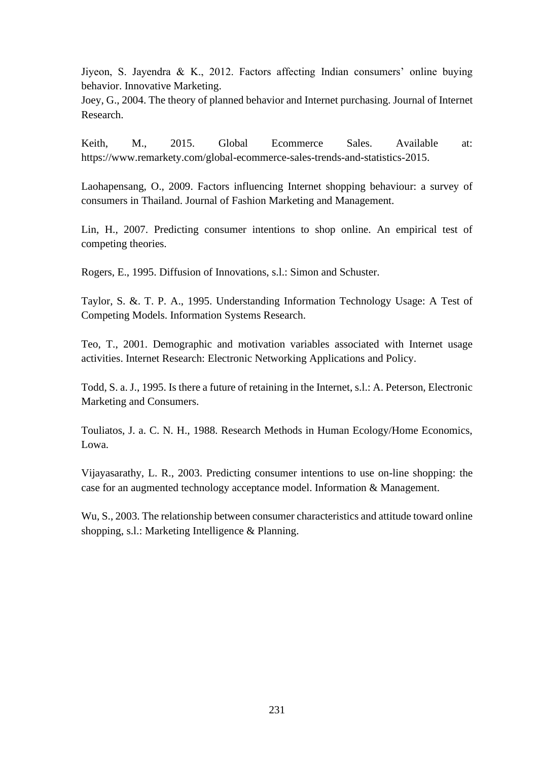Jiyeon, S. Jayendra & K., 2012. Factors affecting Indian consumers' online buying behavior. Innovative Marketing.

Joey, G., 2004. The theory of planned behavior and Internet purchasing. Journal of Internet Research.

Keith, M., 2015. Global Ecommerce Sales. Available at: https://www.remarkety.com/global-ecommerce-sales-trends-and-statistics-2015.

Laohapensang, O., 2009. Factors influencing Internet shopping behaviour: a survey of consumers in Thailand. Journal of Fashion Marketing and Management.

Lin, H., 2007. Predicting consumer intentions to shop online. An empirical test of competing theories.

Rogers, E., 1995. Diffusion of Innovations, s.l.: Simon and Schuster.

Taylor, S. &. T. P. A., 1995. Understanding Information Technology Usage: A Test of Competing Models. Information Systems Research.

Teo, T., 2001. Demographic and motivation variables associated with Internet usage activities. Internet Research: Electronic Networking Applications and Policy.

Todd, S. a. J., 1995. Is there a future of retaining in the Internet, s.l.: A. Peterson, Electronic Marketing and Consumers.

Touliatos, J. a. C. N. H., 1988. Research Methods in Human Ecology/Home Economics, Lowa.

Vijayasarathy, L. R., 2003. Predicting consumer intentions to use on-line shopping: the case for an augmented technology acceptance model. Information & Management.

Wu, S., 2003. The relationship between consumer characteristics and attitude toward online shopping, s.l.: Marketing Intelligence & Planning.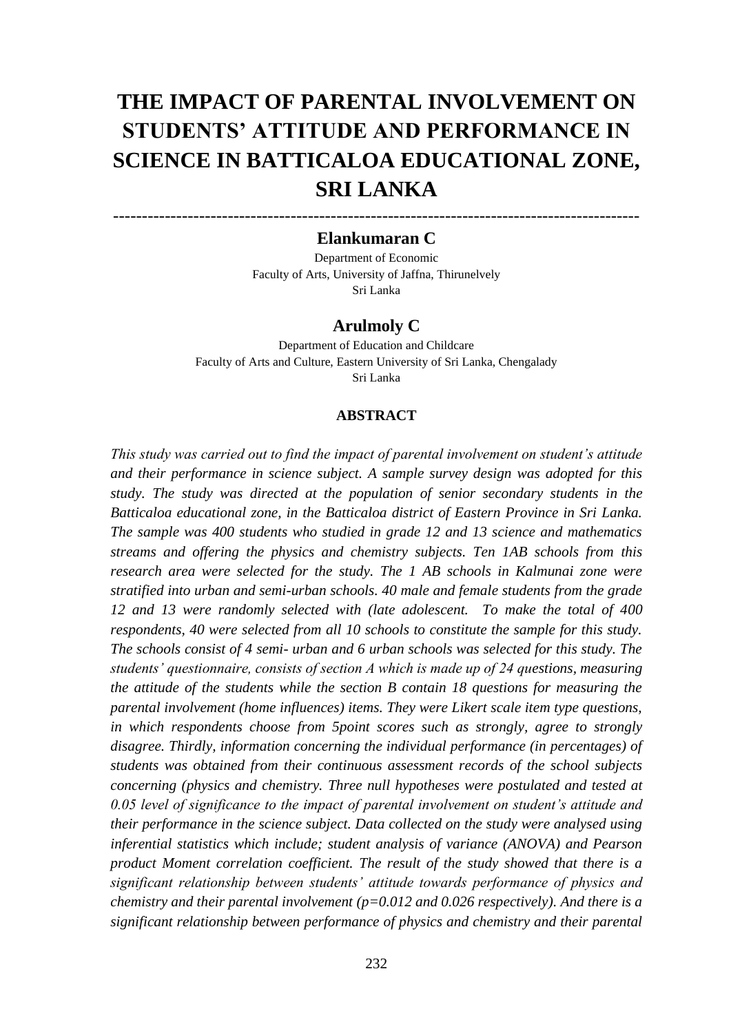# THE IMPACT OF PARENTAL INVOLVEMENT ON STUDENTS' ATTITUDE AND PERFORMANCE IN SCIENCE IN BATTICALOA EDUCATIONAL ZONE, SRI LANKA

---

**Elankumaran C**

Department of Economic
Faculty of Arts, University of Jaffna, Thirunelvely
Sri Lanka

**Arulmoly C**

Department of Education and Childcare
Faculty of Arts and Culture, Eastern University of Sri Lanka, Chengalady
Sri Lanka

## ABSTRACT

*This study was carried out to find the impact of parental involvement on student's attitude and their performance in science subject. A sample survey design was adopted for this study. The study was directed at the population of senior secondary students in the Batticaloa educational zone, in the Batticaloa district of Eastern Province in Sri Lanka. The sample was 400 students who studied in grade 12 and 13 science and mathematics streams and offering the physics and chemistry subjects. Ten 1AB schools from this research area were selected for the study. The 1 AB schools in Kalmunai zone were stratified into urban and semi-urban schools. 40 male and female students from the grade 12 and 13 were randomly selected with (late adolescent. To make the total of 400 respondents, 40 were selected from all 10 schools to constitute the sample for this study. The schools consist of 4 semi- urban and 6 urban schools was selected for this study. The students' questionnaire, consists of section A which is made up of 24 questions, measuring the attitude of the students while the section B contain 18 questions for measuring the parental involvement (home influences) items. They were Likert scale item type questions, in which respondents choose from 5point scores such as strongly, agree to strongly disagree. Thirdly, information concerning the individual performance (in percentages) of students was obtained from their continuous assessment records of the school subjects concerning (physics and chemistry. Three null hypotheses were postulated and tested at 0.05 level of significance to the impact of parental involvement on student's attitude and their performance in the science subject. Data collected on the study were analysed using inferential statistics which include; student analysis of variance (ANOVA) and Pearson product Moment correlation coefficient. The result of the study showed that there is a significant relationship between students' attitude towards performance of physics and chemistry and their parental involvement (p=0.012 and 0.026 respectively). And there is a significant relationship between performance of physics and chemistry and their parental*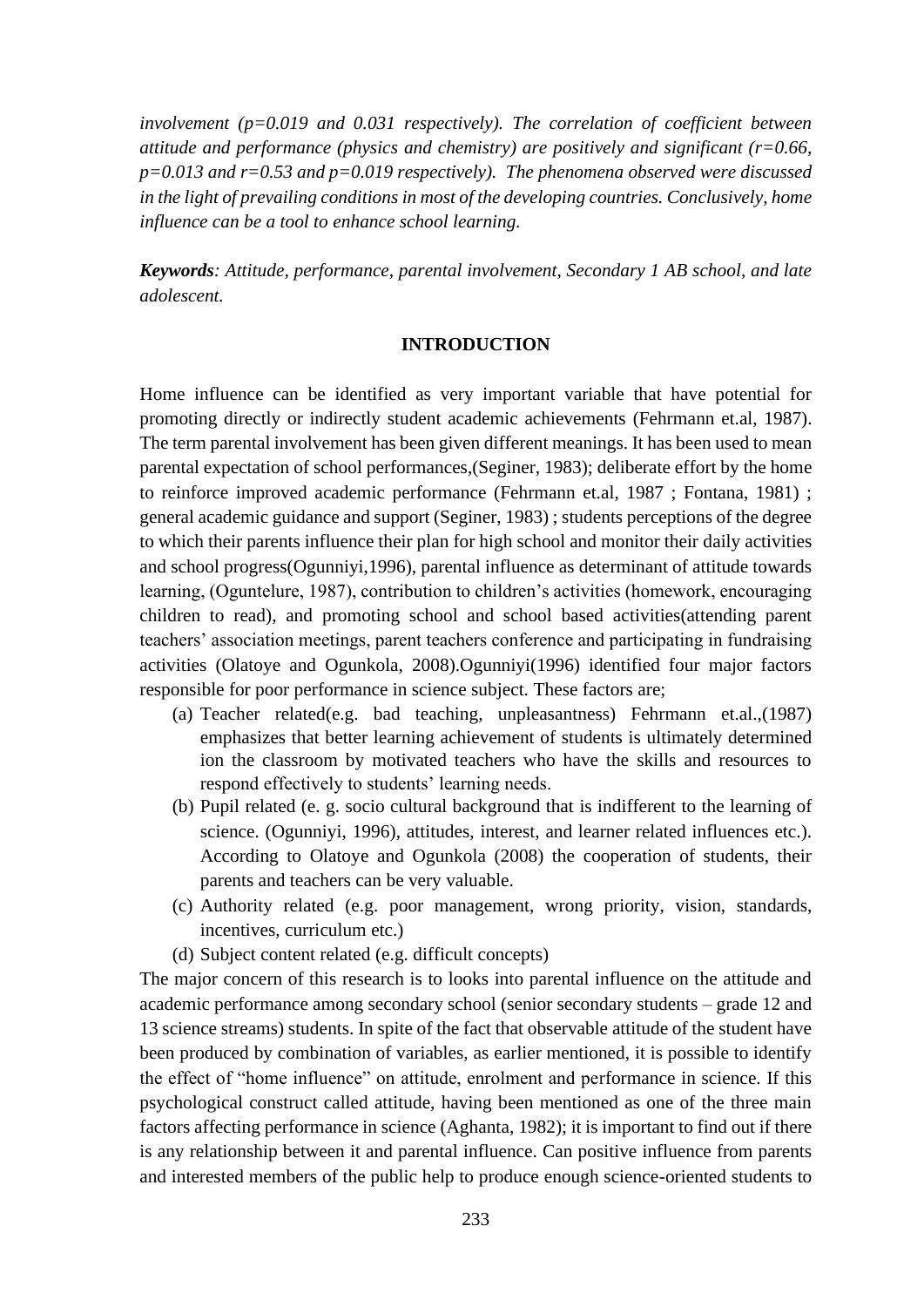*involvement (p=0.019 and 0.031 respectively). The correlation of coefficient between attitude and performance (physics and chemistry) are positively and significant (r=0.66, p=0.013 and r=0.53 and p=0.019 respectively). The phenomena observed were discussed in the light of prevailing conditions in most of the developing countries. Conclusively, home influence can be a tool to enhance school learning.*

***Keywords**: Attitude, performance, parental involvement, Secondary 1 AB school, and late adolescent.*

## INTRODUCTION

Home influence can be identified as very important variable that have potential for promoting directly or indirectly student academic achievements (Fehrmann et.al, 1987). The term parental involvement has been given different meanings. It has been used to mean parental expectation of school performances,(Seginer, 1983); deliberate effort by the home to reinforce improved academic performance (Fehrmann et.al, 1987 ; Fontana, 1981) ; general academic guidance and support (Seginer, 1983) ; students perceptions of the degree to which their parents influence their plan for high school and monitor their daily activities and school progress(Ogunniyi,1996), parental influence as determinant of attitude towards learning, (Oguntelure, 1987), contribution to children's activities (homework, encouraging children to read), and promoting school and school based activities(attending parent teachers' association meetings, parent teachers conference and participating in fundraising activities (Olatoye and Ogunkola, 2008).Ogunniyi(1996) identified four major factors responsible for poor performance in science subject. These factors are;

(a) Teacher related(e.g. bad teaching, unpleasantness) Fehrmann et.al.,(1987) emphasizes that better learning achievement of students is ultimately determined ion the classroom by motivated teachers who have the skills and resources to respond effectively to students' learning needs.
(b) Pupil related (e. g. socio cultural background that is indifferent to the learning of science. (Ogunniyi, 1996), attitudes, interest, and learner related influences etc.). According to Olatoye and Ogunkola (2008) the cooperation of students, their parents and teachers can be very valuable.
(c) Authority related (e.g. poor management, wrong priority, vision, standards, incentives, curriculum etc.)
(d) Subject content related (e.g. difficult concepts)

The major concern of this research is to looks into parental influence on the attitude and academic performance among secondary school (senior secondary students – grade 12 and 13 science streams) students. In spite of the fact that observable attitude of the student have been produced by combination of variables, as earlier mentioned, it is possible to identify the effect of "home influence" on attitude, enrolment and performance in science. If this psychological construct called attitude, having been mentioned as one of the three main factors affecting performance in science (Aghanta, 1982); it is important to find out if there is any relationship between it and parental influence. Can positive influence from parents and interested members of the public help to produce enough science-oriented students to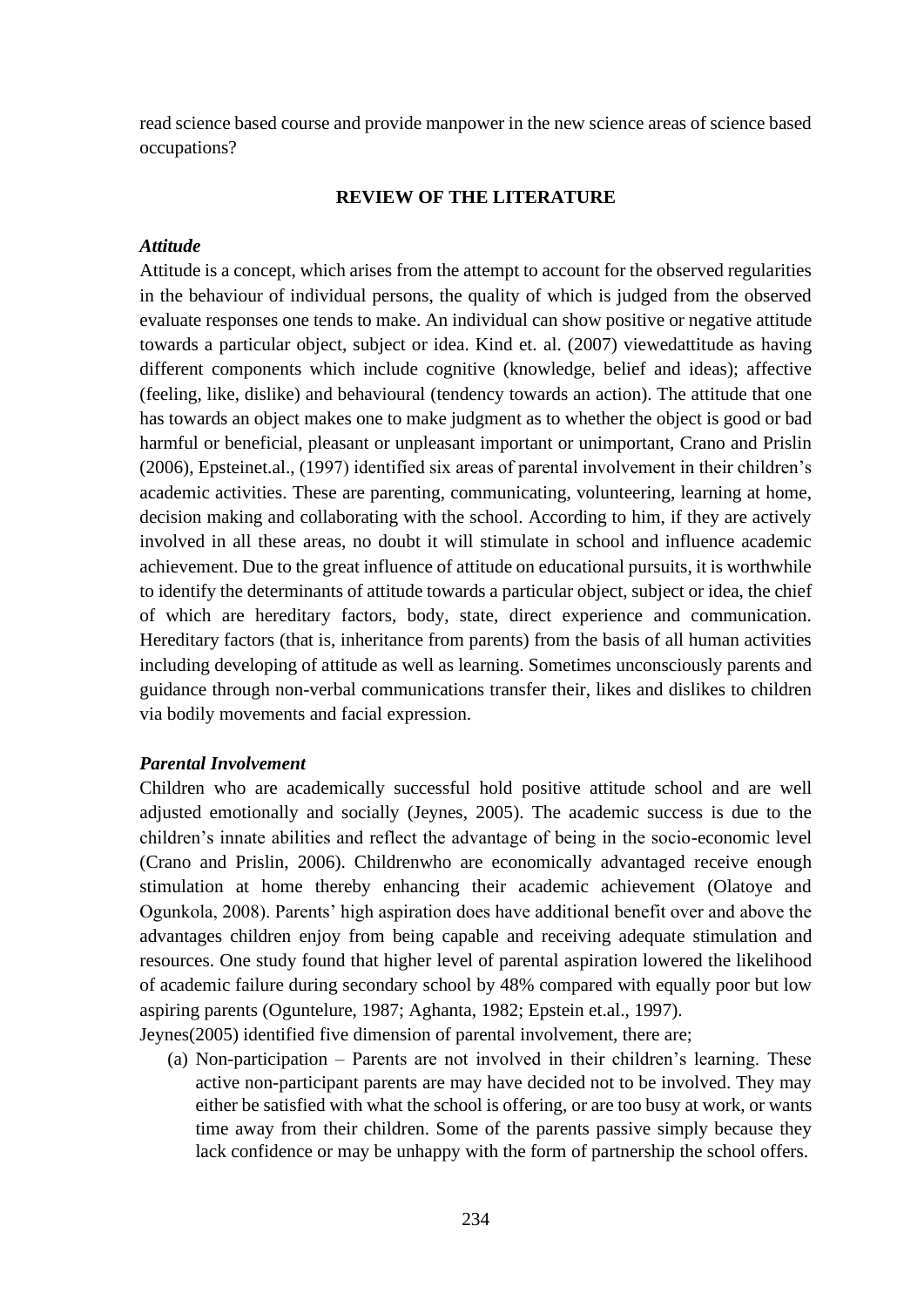read science based course and provide manpower in the new science areas of science based occupations?

## REVIEW OF THE LITERATURE

### *Attitude*

Attitude is a concept, which arises from the attempt to account for the observed regularities in the behaviour of individual persons, the quality of which is judged from the observed evaluate responses one tends to make. An individual can show positive or negative attitude towards a particular object, subject or idea. Kind et. al. (2007) viewedattitude as having different components which include cognitive (knowledge, belief and ideas); affective (feeling, like, dislike) and behavioural (tendency towards an action). The attitude that one has towards an object makes one to make judgment as to whether the object is good or bad harmful or beneficial, pleasant or unpleasant important or unimportant, Crano and Prislin (2006), Epsteinet.al., (1997) identified six areas of parental involvement in their children's academic activities. These are parenting, communicating, volunteering, learning at home, decision making and collaborating with the school. According to him, if they are actively involved in all these areas, no doubt it will stimulate in school and influence academic achievement. Due to the great influence of attitude on educational pursuits, it is worthwhile to identify the determinants of attitude towards a particular object, subject or idea, the chief of which are hereditary factors, body, state, direct experience and communication. Hereditary factors (that is, inheritance from parents) from the basis of all human activities including developing of attitude as well as learning. Sometimes unconsciously parents and guidance through non-verbal communications transfer their, likes and dislikes to children via bodily movements and facial expression.

### *Parental Involvement*

Children who are academically successful hold positive attitude school and are well adjusted emotionally and socially (Jeynes, 2005). The academic success is due to the children's innate abilities and reflect the advantage of being in the socio-economic level (Crano and Prislin, 2006). Childrenwho are economically advantaged receive enough stimulation at home thereby enhancing their academic achievement (Olatoye and Ogunkola, 2008). Parents' high aspiration does have additional benefit over and above the advantages children enjoy from being capable and receiving adequate stimulation and resources. One study found that higher level of parental aspiration lowered the likelihood of academic failure during secondary school by 48% compared with equally poor but low aspiring parents (Oguntelure, 1987; Aghanta, 1982; Epstein et.al., 1997).

Jeynes(2005) identified five dimension of parental involvement, there are;

(a) Non-participation – Parents are not involved in their children's learning. These active non-participant parents are may have decided not to be involved. They may either be satisfied with what the school is offering, or are too busy at work, or wants time away from their children. Some of the parents passive simply because they lack confidence or may be unhappy with the form of partnership the school offers.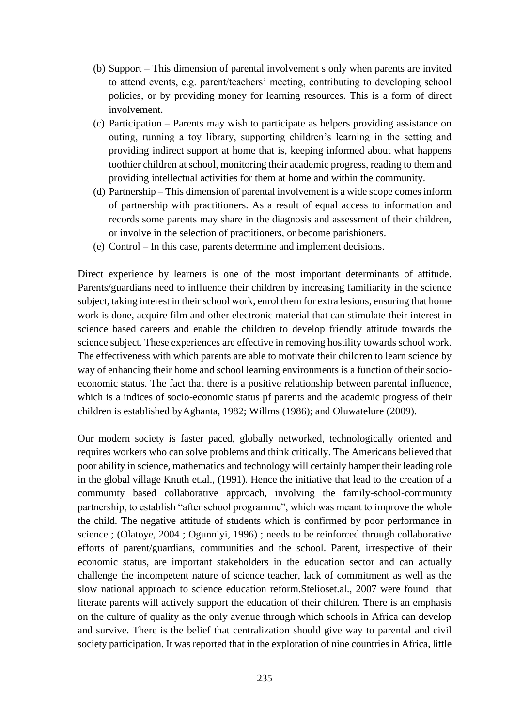(b) Support – This dimension of parental involvement s only when parents are invited to attend events, e.g. parent/teachers' meeting, contributing to developing school policies, or by providing money for learning resources. This is a form of direct involvement.

(c) Participation – Parents may wish to participate as helpers providing assistance on outing, running a toy library, supporting children's learning in the setting and providing indirect support at home that is, keeping informed about what happens toothier children at school, monitoring their academic progress, reading to them and providing intellectual activities for them at home and within the community.

(d) Partnership – This dimension of parental involvement is a wide scope comes inform of partnership with practitioners. As a result of equal access to information and records some parents may share in the diagnosis and assessment of their children, or involve in the selection of practitioners, or become parishioners.

(e) Control – In this case, parents determine and implement decisions.

Direct experience by learners is one of the most important determinants of attitude. Parents/guardians need to influence their children by increasing familiarity in the science subject, taking interest in their school work, enrol them for extra lesions, ensuring that home work is done, acquire film and other electronic material that can stimulate their interest in science based careers and enable the children to develop friendly attitude towards the science subject. These experiences are effective in removing hostility towards school work. The effectiveness with which parents are able to motivate their children to learn science by way of enhancing their home and school learning environments is a function of their socio-economic status. The fact that there is a positive relationship between parental influence, which is a indices of socio-economic status pf parents and the academic progress of their children is established byAghanta, 1982; Willms (1986); and Oluwatelure (2009).

Our modern society is faster paced, globally networked, technologically oriented and requires workers who can solve problems and think critically. The Americans believed that poor ability in science, mathematics and technology will certainly hamper their leading role in the global village Knuth et.al., (1991). Hence the initiative that lead to the creation of a community based collaborative approach, involving the family-school-community partnership, to establish "after school programme", which was meant to improve the whole the child. The negative attitude of students which is confirmed by poor performance in science ; (Olatoye, 2004 ; Ogunniyi, 1996) ; needs to be reinforced through collaborative efforts of parent/guardians, communities and the school. Parent, irrespective of their economic status, are important stakeholders in the education sector and can actually challenge the incompetent nature of science teacher, lack of commitment as well as the slow national approach to science education reform.Stelioset.al., 2007 were found that literate parents will actively support the education of their children. There is an emphasis on the culture of quality as the only avenue through which schools in Africa can develop and survive. There is the belief that centralization should give way to parental and civil society participation. It was reported that in the exploration of nine countries in Africa, little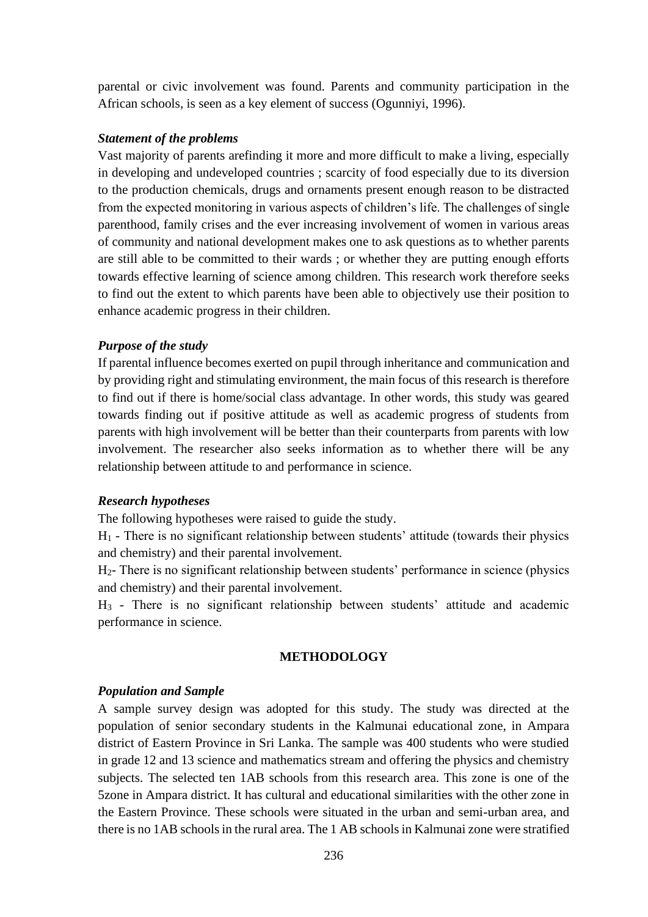parental or civic involvement was found. Parents and community participation in the African schools, is seen as a key element of success (Ogunniyi, 1996).

***Statement of the problems***

Vast majority of parents arefinding it more and more difficult to make a living, especially in developing and undeveloped countries ; scarcity of food especially due to its diversion to the production chemicals, drugs and ornaments present enough reason to be distracted from the expected monitoring in various aspects of children's life. The challenges of single parenthood, family crises and the ever increasing involvement of women in various areas of community and national development makes one to ask questions as to whether parents are still able to be committed to their wards ; or whether they are putting enough efforts towards effective learning of science among children. This research work therefore seeks to find out the extent to which parents have been able to objectively use their position to enhance academic progress in their children.

***Purpose of the study***

If parental influence becomes exerted on pupil through inheritance and communication and by providing right and stimulating environment, the main focus of this research is therefore to find out if there is home/social class advantage. In other words, this study was geared towards finding out if positive attitude as well as academic progress of students from parents with high involvement will be better than their counterparts from parents with low involvement. The researcher also seeks information as to whether there will be any relationship between attitude to and performance in science.

***Research hypotheses***

The following hypotheses were raised to guide the study.

$H_1$ - There is no significant relationship between students' attitude (towards their physics and chemistry) and their parental involvement.

$H_2$- There is no significant relationship between students' performance in science (physics and chemistry) and their parental involvement.

$H_3$ - There is no significant relationship between students' attitude and academic performance in science.

## METHODOLOGY

***Population and Sample***

A sample survey design was adopted for this study. The study was directed at the population of senior secondary students in the Kalmunai educational zone, in Ampara district of Eastern Province in Sri Lanka. The sample was 400 students who were studied in grade 12 and 13 science and mathematics stream and offering the physics and chemistry subjects. The selected ten 1AB schools from this research area. This zone is one of the 5zone in Ampara district. It has cultural and educational similarities with the other zone in the Eastern Province. These schools were situated in the urban and semi-urban area, and there is no 1AB schools in the rural area. The 1 AB schools in Kalmunai zone were stratified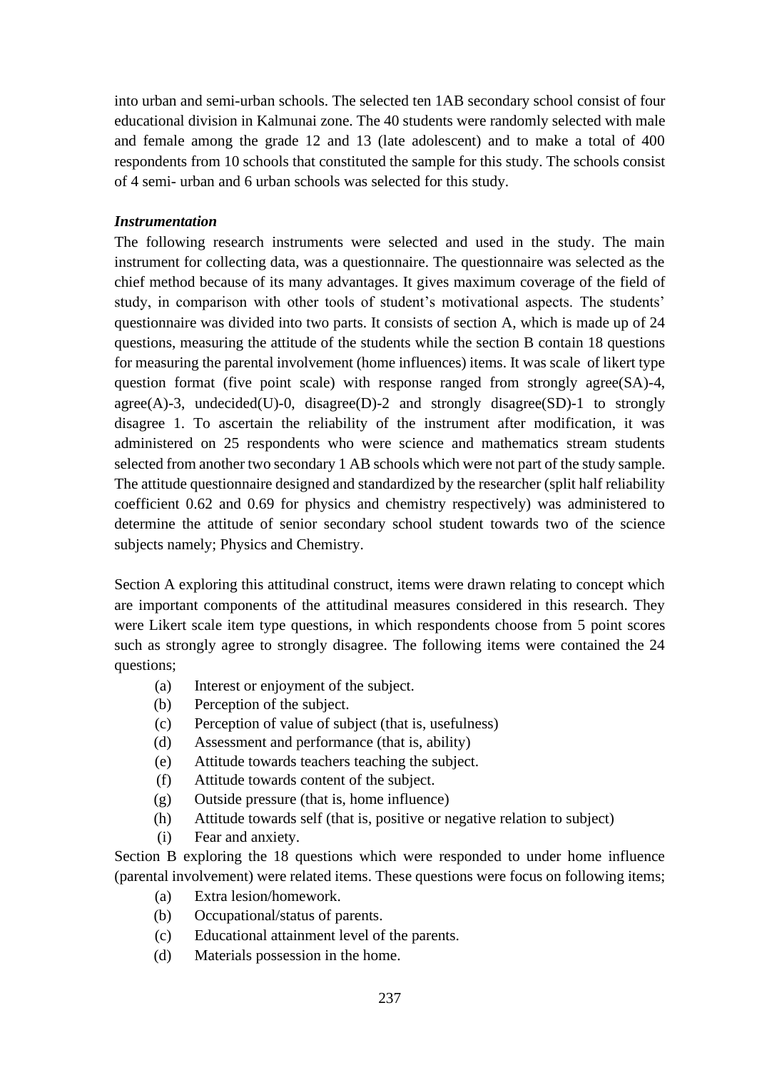into urban and semi-urban schools. The selected ten 1AB secondary school consist of four educational division in Kalmunai zone. The 40 students were randomly selected with male and female among the grade 12 and 13 (late adolescent) and to make a total of 400 respondents from 10 schools that constituted the sample for this study. The schools consist of 4 semi- urban and 6 urban schools was selected for this study.

***Instrumentation***

The following research instruments were selected and used in the study. The main instrument for collecting data, was a questionnaire. The questionnaire was selected as the chief method because of its many advantages. It gives maximum coverage of the field of study, in comparison with other tools of student's motivational aspects. The students' questionnaire was divided into two parts. It consists of section A, which is made up of 24 questions, measuring the attitude of the students while the section B contain 18 questions for measuring the parental involvement (home influences) items. It was scale of likert type question format (five point scale) with response ranged from strongly agree(SA)-4, agree(A)-3, undecided(U)-0, disagree(D)-2 and strongly disagree(SD)-1 to strongly disagree 1. To ascertain the reliability of the instrument after modification, it was administered on 25 respondents who were science and mathematics stream students selected from another two secondary 1 AB schools which were not part of the study sample. The attitude questionnaire designed and standardized by the researcher (split half reliability coefficient 0.62 and 0.69 for physics and chemistry respectively) was administered to determine the attitude of senior secondary school student towards two of the science subjects namely; Physics and Chemistry.

Section A exploring this attitudinal construct, items were drawn relating to concept which are important components of the attitudinal measures considered in this research. They were Likert scale item type questions, in which respondents choose from 5 point scores such as strongly agree to strongly disagree. The following items were contained the 24 questions;

(a) Interest or enjoyment of the subject.
(b) Perception of the subject.
(c) Perception of value of subject (that is, usefulness)
(d) Assessment and performance (that is, ability)
(e) Attitude towards teachers teaching the subject.
(f) Attitude towards content of the subject.
(g) Outside pressure (that is, home influence)
(h) Attitude towards self (that is, positive or negative relation to subject)
(i) Fear and anxiety.

Section B exploring the 18 questions which were responded to under home influence (parental involvement) were related items. These questions were focus on following items;

(a) Extra lesion/homework.
(b) Occupational/status of parents.
(c) Educational attainment level of the parents.
(d) Materials possession in the home.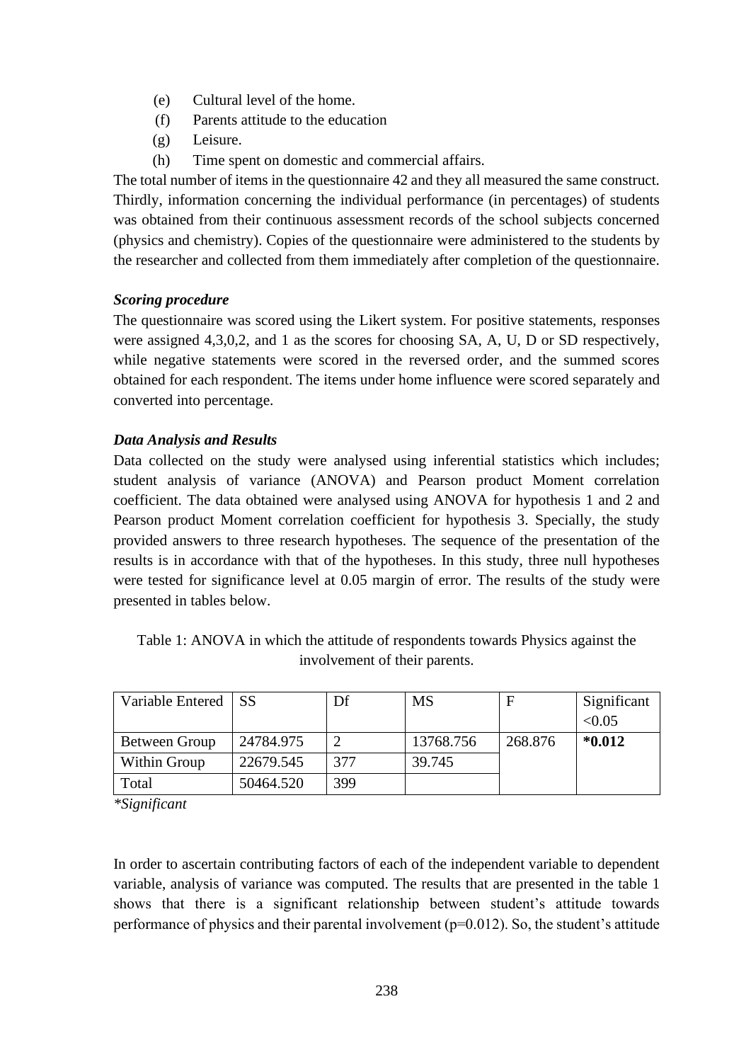(e) Cultural level of the home.

(f) Parents attitude to the education

(g) Leisure.

(h) Time spent on domestic and commercial affairs.

The total number of items in the questionnaire 42 and they all measured the same construct. Thirdly, information concerning the individual performance (in percentages) of students was obtained from their continuous assessment records of the school subjects concerned (physics and chemistry). Copies of the questionnaire were administered to the students by the researcher and collected from them immediately after completion of the questionnaire.

***Scoring procedure***

The questionnaire was scored using the Likert system. For positive statements, responses were assigned 4,3,0,2, and 1 as the scores for choosing SA, A, U, D or SD respectively, while negative statements were scored in the reversed order, and the summed scores obtained for each respondent. The items under home influence were scored separately and converted into percentage.

***Data Analysis and Results***

Data collected on the study were analysed using inferential statistics which includes; student analysis of variance (ANOVA) and Pearson product Moment correlation coefficient. The data obtained were analysed using ANOVA for hypothesis 1 and 2 and Pearson product Moment correlation coefficient for hypothesis 3. Specially, the study provided answers to three research hypotheses. The sequence of the presentation of the results is in accordance with that of the hypotheses. In this study, three null hypotheses were tested for significance level at 0.05 margin of error. The results of the study were presented in tables below.

Table 1: ANOVA in which the attitude of respondents towards Physics against the involvement of their parents.

| Variable Entered | SS | Df | MS | F | Significant <0.05 |
|---|---|---|---|---|---|
| Between Group | 24784.975 | 2 | 13768.756 | 268.876 | ***0.012** |
| Within Group | 22679.545 | 377 | 39.745 | | |
| Total | 50464.520 | 399 | | | |

*\*Significant*

In order to ascertain contributing factors of each of the independent variable to dependent variable, analysis of variance was computed. The results that are presented in the table 1 shows that there is a significant relationship between student's attitude towards performance of physics and their parental involvement (p=0.012). So, the student's attitude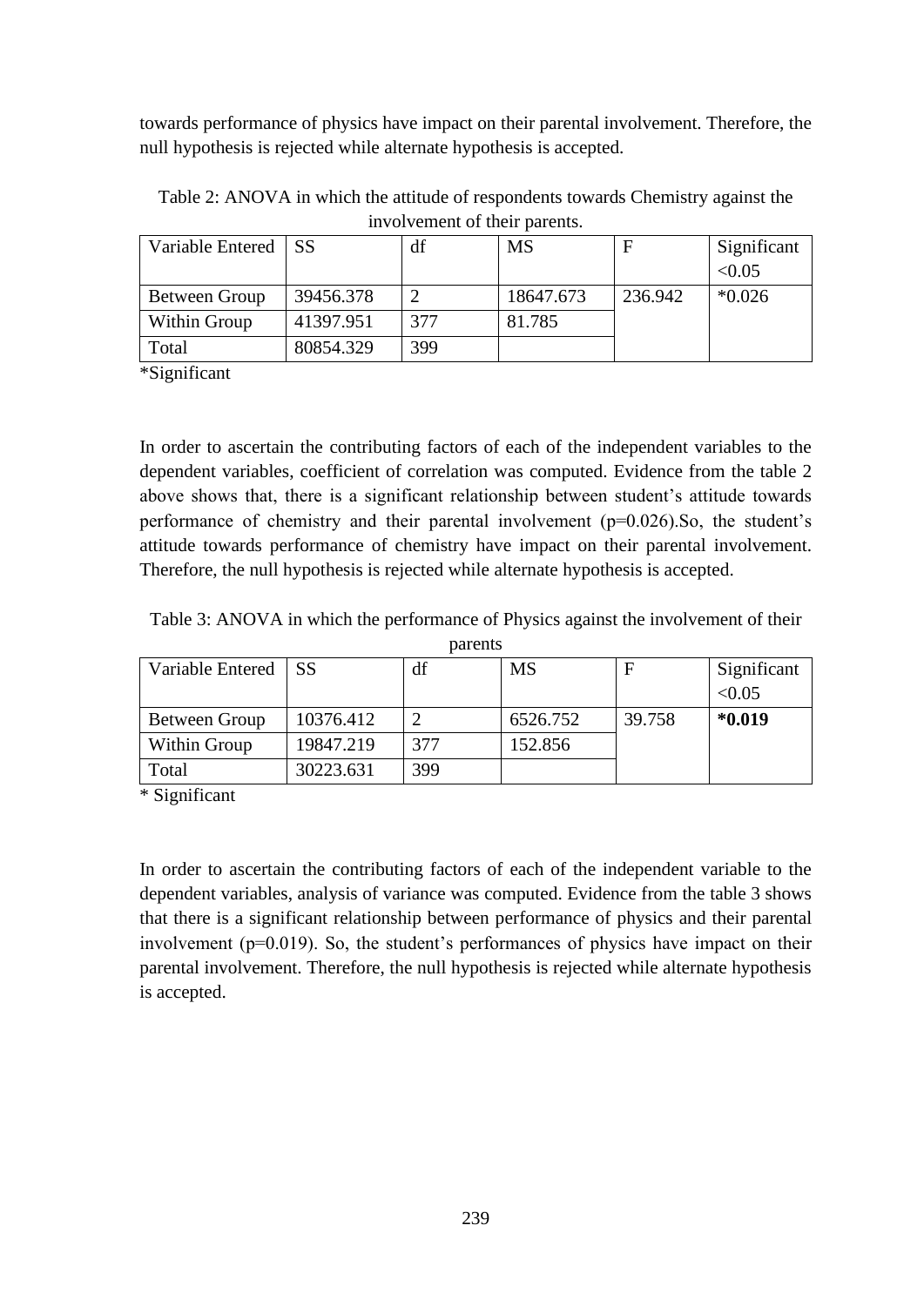towards performance of physics have impact on their parental involvement. Therefore, the null hypothesis is rejected while alternate hypothesis is accepted.

Table 2: ANOVA in which the attitude of respondents towards Chemistry against the involvement of their parents.

| Variable Entered | SS | df | MS | F | Significant <0.05 |
|---|---|---|---|---|---|
| Between Group | 39456.378 | 2 | 18647.673 | 236.942 | *0.026 |
| Within Group | 41397.951 | 377 | 81.785 | | |
| Total | 80854.329 | 399 | | | |

*Significant

In order to ascertain the contributing factors of each of the independent variables to the dependent variables, coefficient of correlation was computed. Evidence from the table 2 above shows that, there is a significant relationship between student's attitude towards performance of chemistry and their parental involvement (p=0.026).So, the student's attitude towards performance of chemistry have impact on their parental involvement. Therefore, the null hypothesis is rejected while alternate hypothesis is accepted.

Table 3: ANOVA in which the performance of Physics against the involvement of their parents

| Variable Entered | SS | df | MS | F | Significant <0.05 |
|---|---|---|---|---|---|
| Between Group | 10376.412 | 2 | 6526.752 | 39.758 | **\*0.019** |
| Within Group | 19847.219 | 377 | 152.856 | | |
| Total | 30223.631 | 399 | | | |

\* Significant

In order to ascertain the contributing factors of each of the independent variable to the dependent variables, analysis of variance was computed. Evidence from the table 3 shows that there is a significant relationship between performance of physics and their parental involvement (p=0.019). So, the student's performances of physics have impact on their parental involvement. Therefore, the null hypothesis is rejected while alternate hypothesis is accepted.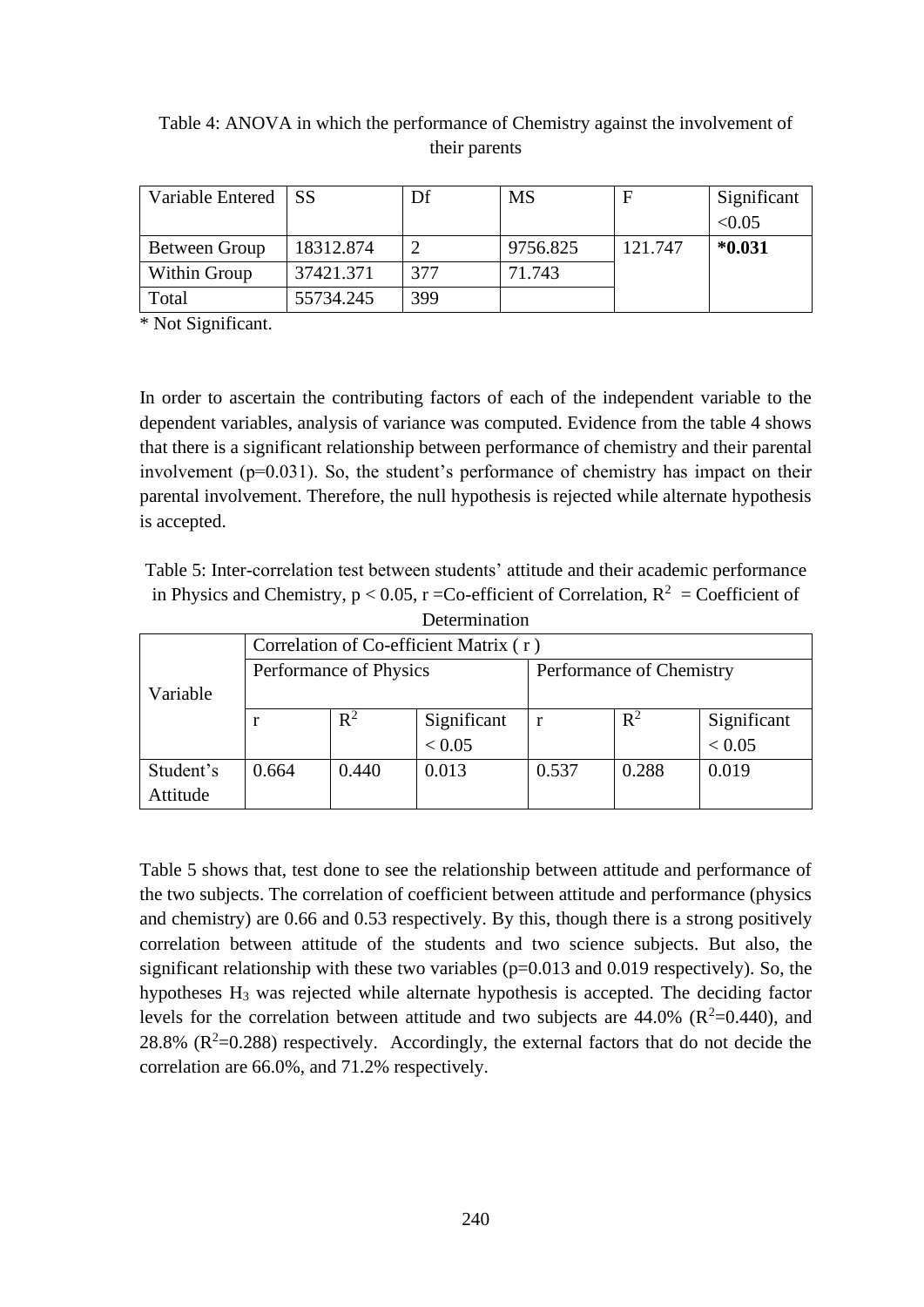Table 4: ANOVA in which the performance of Chemistry against the involvement of their parents

| Variable Entered | SS | Df | MS | F | Significant <0.05 |
|---|---|---|---|---|---|
| Between Group | 18312.874 | 2 | 9756.825 | 121.747 | **\*0.031** |
| Within Group | 37421.371 | 377 | 71.743 | | |
| Total | 55734.245 | 399 | | | |

\* Not Significant.

In order to ascertain the contributing factors of each of the independent variable to the dependent variables, analysis of variance was computed. Evidence from the table 4 shows that there is a significant relationship between performance of chemistry and their parental involvement (p=0.031). So, the student's performance of chemistry has impact on their parental involvement. Therefore, the null hypothesis is rejected while alternate hypothesis is accepted.

Table 5: Inter-correlation test between students' attitude and their academic performance in Physics and Chemistry, $p < 0.05$, r =Co-efficient of Correlation, $R^2$ = Coefficient of Determination

| Variable | Correlation of Co-efficient Matrix ( r ) | | | | | |
|---|---|---|---|---|---|---|
| | Performance of Physics | | | Performance of Chemistry | | |
| | r | $R^2$ | Significant < 0.05 | r | $R^2$ | Significant < 0.05 |
| Student's Attitude | 0.664 | 0.440 | 0.013 | 0.537 | 0.288 | 0.019 |

Table 5 shows that, test done to see the relationship between attitude and performance of the two subjects. The correlation of coefficient between attitude and performance (physics and chemistry) are 0.66 and 0.53 respectively. By this, though there is a strong positively correlation between attitude of the students and two science subjects. But also, the significant relationship with these two variables (p=0.013 and 0.019 respectively). So, the hypotheses $H_3$ was rejected while alternate hypothesis is accepted. The deciding factor levels for the correlation between attitude and two subjects are 44.0% ($R^2$=0.440), and 28.8% ($R^2$=0.288) respectively. Accordingly, the external factors that do not decide the correlation are 66.0%, and 71.2% respectively.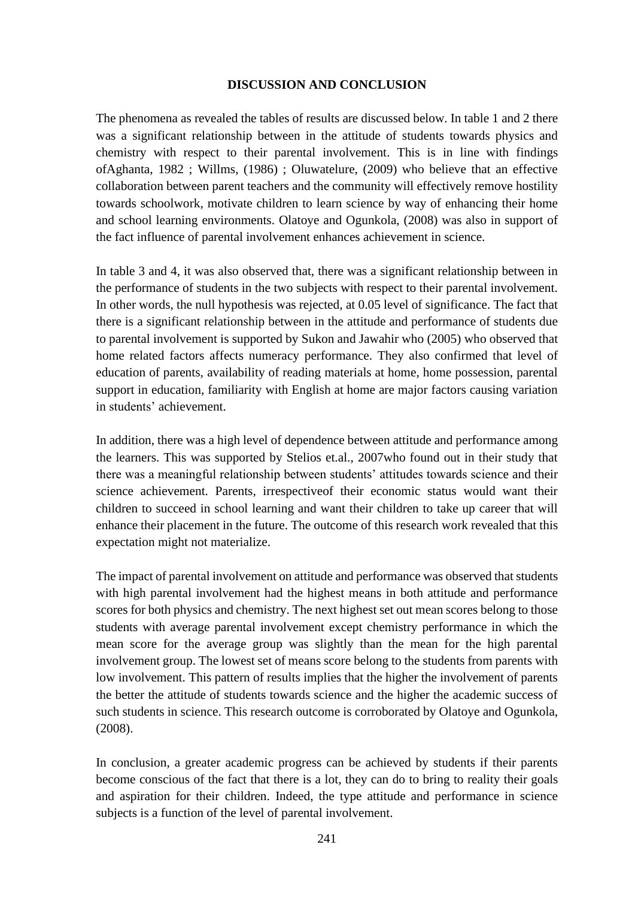## DISCUSSION AND CONCLUSION

The phenomena as revealed the tables of results are discussed below. In table 1 and 2 there was a significant relationship between in the attitude of students towards physics and chemistry with respect to their parental involvement. This is in line with findings ofAghanta, 1982 ; Willms, (1986) ; Oluwatelure, (2009) who believe that an effective collaboration between parent teachers and the community will effectively remove hostility towards schoolwork, motivate children to learn science by way of enhancing their home and school learning environments. Olatoye and Ogunkola, (2008) was also in support of the fact influence of parental involvement enhances achievement in science.

In table 3 and 4, it was also observed that, there was a significant relationship between in the performance of students in the two subjects with respect to their parental involvement. In other words, the null hypothesis was rejected, at 0.05 level of significance. The fact that there is a significant relationship between in the attitude and performance of students due to parental involvement is supported by Sukon and Jawahir who (2005) who observed that home related factors affects numeracy performance. They also confirmed that level of education of parents, availability of reading materials at home, home possession, parental support in education, familiarity with English at home are major factors causing variation in students' achievement.

In addition, there was a high level of dependence between attitude and performance among the learners. This was supported by Stelios et.al., 2007who found out in their study that there was a meaningful relationship between students' attitudes towards science and their science achievement. Parents, irrespectiveof their economic status would want their children to succeed in school learning and want their children to take up career that will enhance their placement in the future. The outcome of this research work revealed that this expectation might not materialize.

The impact of parental involvement on attitude and performance was observed that students with high parental involvement had the highest means in both attitude and performance scores for both physics and chemistry. The next highest set out mean scores belong to those students with average parental involvement except chemistry performance in which the mean score for the average group was slightly than the mean for the high parental involvement group. The lowest set of means score belong to the students from parents with low involvement. This pattern of results implies that the higher the involvement of parents the better the attitude of students towards science and the higher the academic success of such students in science. This research outcome is corroborated by Olatoye and Ogunkola, (2008).

In conclusion, a greater academic progress can be achieved by students if their parents become conscious of the fact that there is a lot, they can do to bring to reality their goals and aspiration for their children. Indeed, the type attitude and performance in science subjects is a function of the level of parental involvement.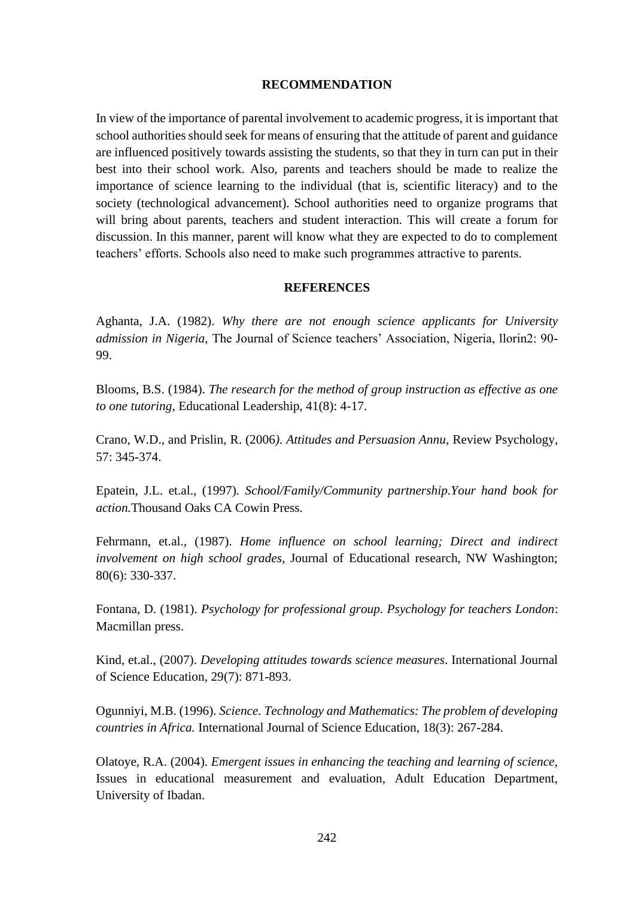## RECOMMENDATION

In view of the importance of parental involvement to academic progress, it is important that school authorities should seek for means of ensuring that the attitude of parent and guidance are influenced positively towards assisting the students, so that they in turn can put in their best into their school work. Also, parents and teachers should be made to realize the importance of science learning to the individual (that is, scientific literacy) and to the society (technological advancement). School authorities need to organize programs that will bring about parents, teachers and student interaction. This will create a forum for discussion. In this manner, parent will know what they are expected to do to complement teachers' efforts. Schools also need to make such programmes attractive to parents.

## REFERENCES

Aghanta, J.A. (1982). *Why there are not enough science applicants for University admission in Nigeria,* The Journal of Science teachers' Association, Nigeria, llorin2: 90-99.

Blooms, B.S. (1984). *The research for the method of group instruction as effective as one to one tutoring,* Educational Leadership, 41(8): 4-17.

Crano, W.D., and Prislin, R. (2006*). Attitudes and Persuasion Annu*, Review Psychology, 57: 345-374.

Epatein, J.L. et.al., (1997). *School/Family/Community partnership.Your hand book for action.*Thousand Oaks CA Cowin Press.

Fehrmann, et.al., (1987). *Home influence on school learning; Direct and indirect involvement on high school grades*, Journal of Educational research, NW Washington; 80(6): 330-337.

Fontana, D. (1981). *Psychology for professional group. Psychology for teachers London*: Macmillan press.

Kind, et.al., (2007). *Developing attitudes towards science measures*. International Journal of Science Education, 29(7): 871-893.

Ogunniyi, M.B. (1996). *Science. Technology and Mathematics: The problem of developing countries in Africa.* International Journal of Science Education, 18(3): 267-284.

Olatoye, R.A. (2004). *Emergent issues in enhancing the teaching and learning of science,* Issues in educational measurement and evaluation, Adult Education Department, University of Ibadan.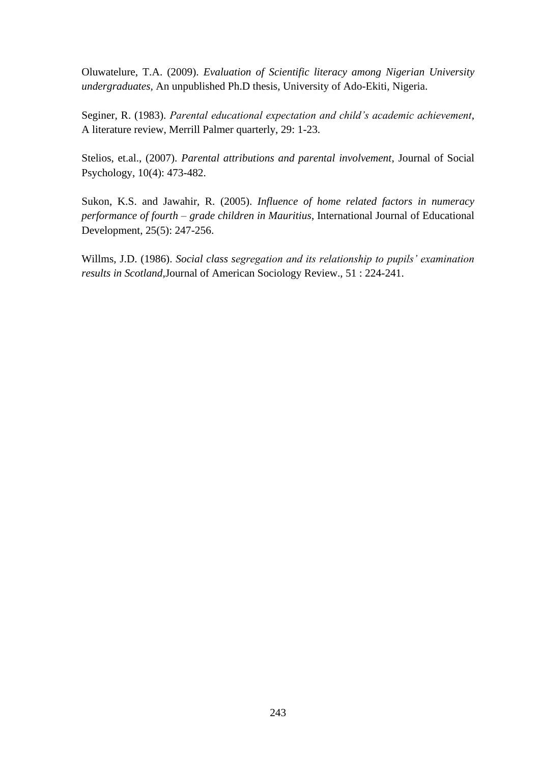Oluwatelure, T.A. (2009). *Evaluation of Scientific literacy among Nigerian University undergraduates*, An unpublished Ph.D thesis, University of Ado-Ekiti, Nigeria.

Seginer, R. (1983). *Parental educational expectation and child's academic achievement*, A literature review, Merrill Palmer quarterly, 29: 1-23.

Stelios, et.al., (2007). *Parental attributions and parental involvement*, Journal of Social Psychology, 10(4): 473-482.

Sukon, K.S. and Jawahir, R. (2005). *Influence of home related factors in numeracy performance of fourth – grade children in Mauritius*, International Journal of Educational Development, 25(5): 247-256.

Willms, J.D. (1986). *Social class segregation and its relationship to pupils' examination results in Scotland,*Journal of American Sociology Review., 51 : 224-241.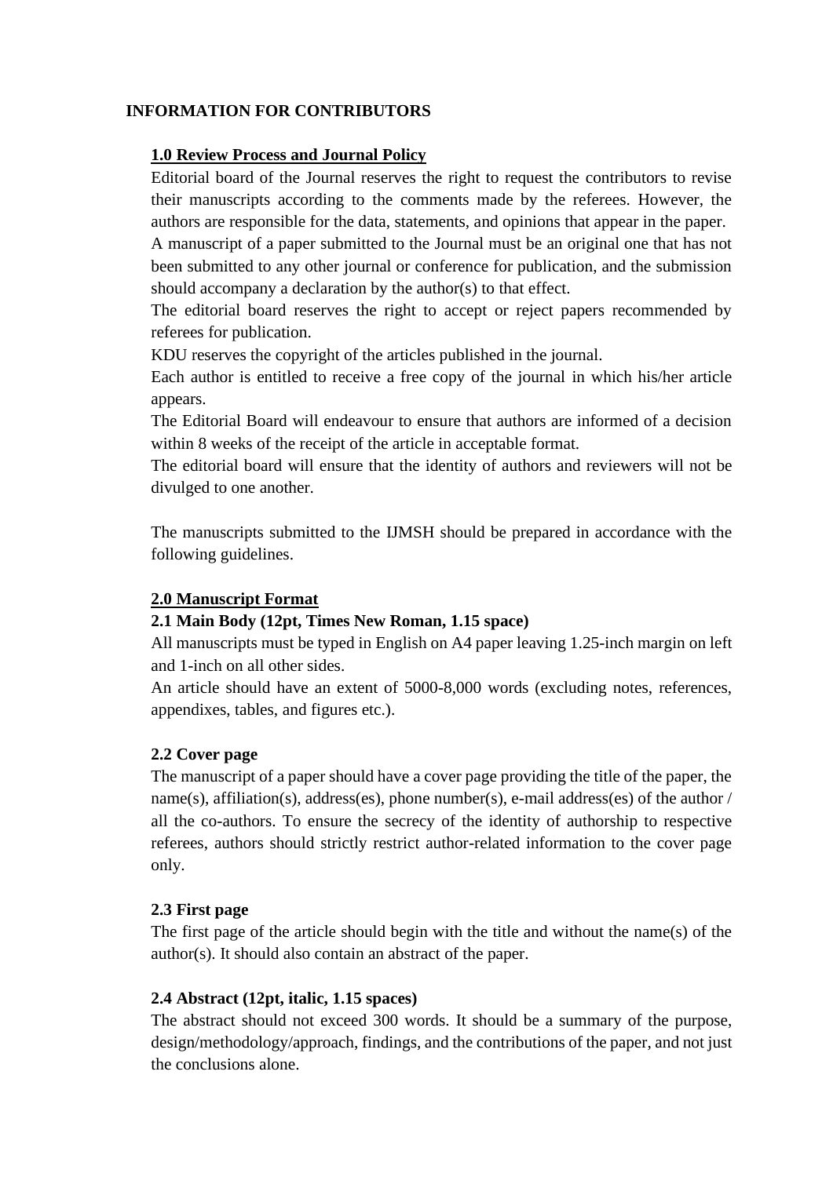# INFORMATION FOR CONTRIBUTORS

## 1.0 Review Process and Journal Policy

Editorial board of the Journal reserves the right to request the contributors to revise their manuscripts according to the comments made by the referees. However, the authors are responsible for the data, statements, and opinions that appear in the paper.

A manuscript of a paper submitted to the Journal must be an original one that has not been submitted to any other journal or conference for publication, and the submission should accompany a declaration by the author(s) to that effect.

The editorial board reserves the right to accept or reject papers recommended by referees for publication.

KDU reserves the copyright of the articles published in the journal.

Each author is entitled to receive a free copy of the journal in which his/her article appears.

The Editorial Board will endeavour to ensure that authors are informed of a decision within 8 weeks of the receipt of the article in acceptable format.

The editorial board will ensure that the identity of authors and reviewers will not be divulged to one another.

The manuscripts submitted to the IJMSH should be prepared in accordance with the following guidelines.

## 2.0 Manuscript Format

### 2.1 Main Body (12pt, Times New Roman, 1.15 space)

All manuscripts must be typed in English on A4 paper leaving 1.25-inch margin on left and 1-inch on all other sides.

An article should have an extent of 5000-8,000 words (excluding notes, references, appendixes, tables, and figures etc.).

### 2.2 Cover page

The manuscript of a paper should have a cover page providing the title of the paper, the name(s), affiliation(s), address(es), phone number(s), e-mail address(es) of the author / all the co-authors. To ensure the secrecy of the identity of authorship to respective referees, authors should strictly restrict author-related information to the cover page only.

### 2.3 First page

The first page of the article should begin with the title and without the name(s) of the author(s). It should also contain an abstract of the paper.

### 2.4 Abstract (12pt, italic, 1.15 spaces)

The abstract should not exceed 300 words. It should be a summary of the purpose, design/methodology/approach, findings, and the contributions of the paper, and not just the conclusions alone.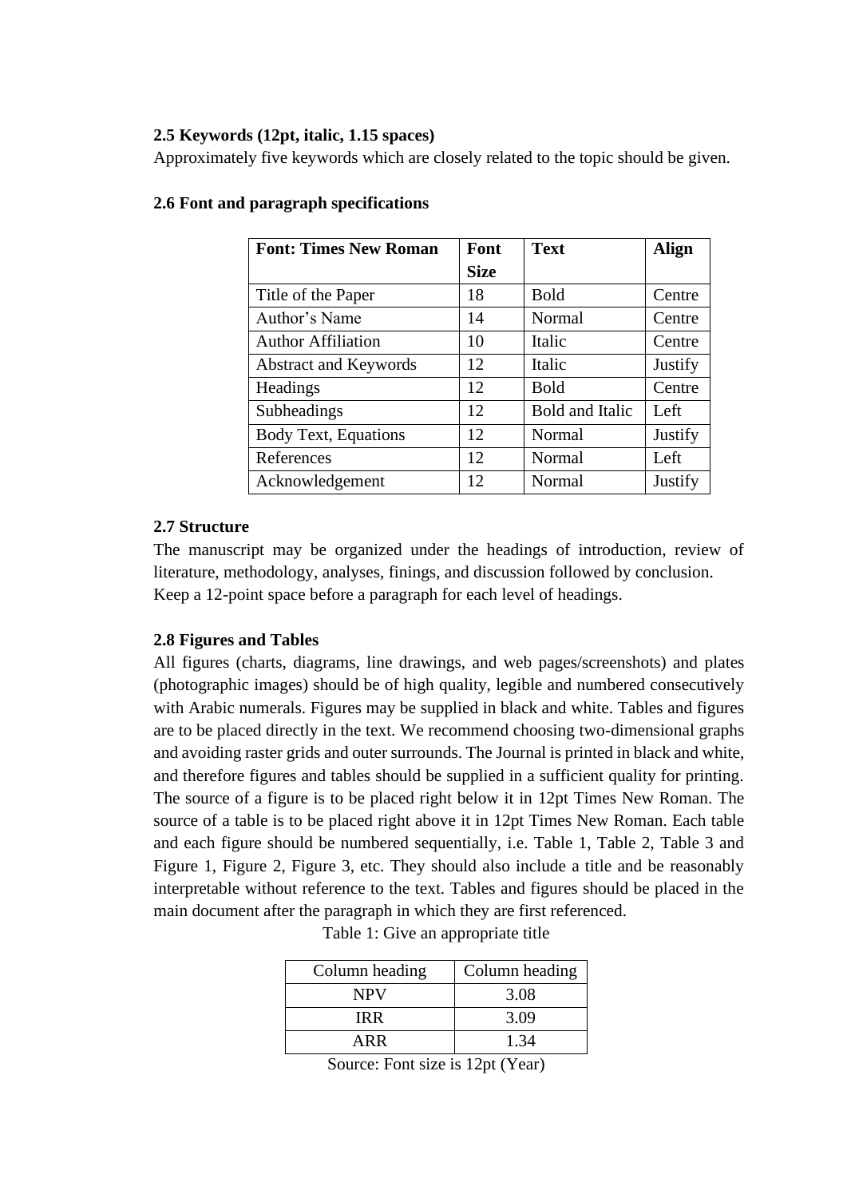### 2.5 Keywords (12pt, italic, 1.15 spaces)

Approximately five keywords which are closely related to the topic should be given.

### 2.6 Font and paragraph specifications

| **Font: Times New Roman** | **Font Size** | **Text** | **Align** |
|---|---|---|---|
| Title of the Paper | 18 | Bold | Centre |
| Author's Name | 14 | Normal | Centre |
| Author Affiliation | 10 | Italic | Centre |
| Abstract and Keywords | 12 | Italic | Justify |
| Headings | 12 | Bold | Centre |
| Subheadings | 12 | Bold and Italic | Left |
| Body Text, Equations | 12 | Normal | Justify |
| References | 12 | Normal | Left |
| Acknowledgement | 12 | Normal | Justify |

### 2.7 Structure

The manuscript may be organized under the headings of introduction, review of literature, methodology, analyses, finings, and discussion followed by conclusion. Keep a 12-point space before a paragraph for each level of headings.

### 2.8 Figures and Tables

All figures (charts, diagrams, line drawings, and web pages/screenshots) and plates (photographic images) should be of high quality, legible and numbered consecutively with Arabic numerals. Figures may be supplied in black and white. Tables and figures are to be placed directly in the text. We recommend choosing two-dimensional graphs and avoiding raster grids and outer surrounds. The Journal is printed in black and white, and therefore figures and tables should be supplied in a sufficient quality for printing. The source of a figure is to be placed right below it in 12pt Times New Roman. The source of a table is to be placed right above it in 12pt Times New Roman. Each table and each figure should be numbered sequentially, i.e. Table 1, Table 2, Table 3 and Figure 1, Figure 2, Figure 3, etc. They should also include a title and be reasonably interpretable without reference to the text. Tables and figures should be placed in the main document after the paragraph in which they are first referenced.

Table 1: Give an appropriate title

| Column heading | Column heading |
|---|---|
| NPV | 3.08 |
| IRR | 3.09 |
| ARR | 1.34 |

Source: Font size is 12pt (Year)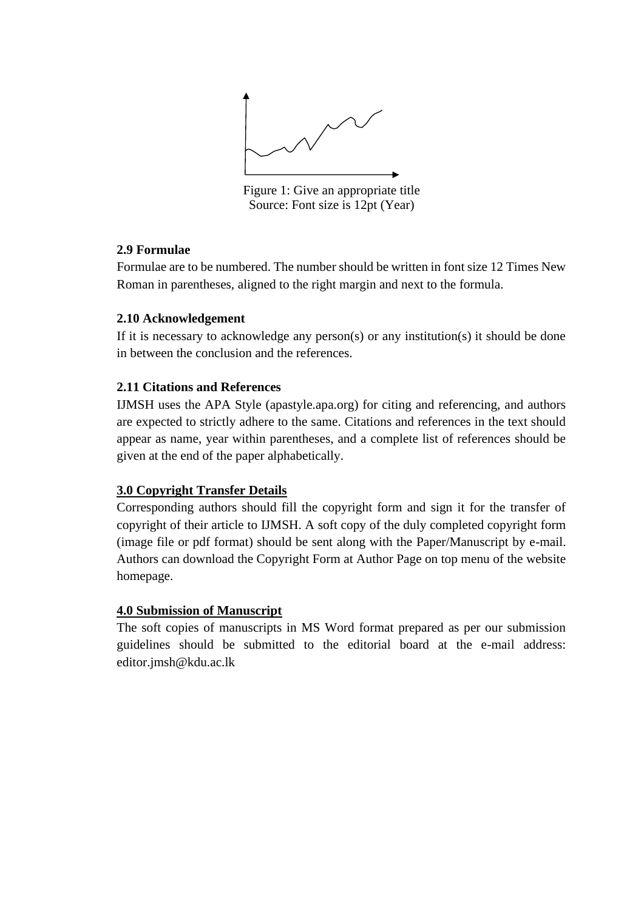Figure 1: Give an appropriate title
Source: Font size is 12pt (Year)

**2.9 Formulae**

Formulae are to be numbered. The number should be written in font size 12 Times New Roman in parentheses, aligned to the right margin and next to the formula.

**2.10 Acknowledgement**

If it is necessary to acknowledge any person(s) or any institution(s) it should be done in between the conclusion and the references.

**2.11 Citations and References**

IJMSH uses the APA Style (apastyle.apa.org) for citing and referencing, and authors are expected to strictly adhere to the same. Citations and references in the text should appear as name, year within parentheses, and a complete list of references should be given at the end of the paper alphabetically.

**3.0 Copyright Transfer Details**

Corresponding authors should fill the copyright form and sign it for the transfer of copyright of their article to IJMSH. A soft copy of the duly completed copyright form (image file or pdf format) should be sent along with the Paper/Manuscript by e-mail. Authors can download the Copyright Form at Author Page on top menu of the website homepage.

**4.0 Submission of Manuscript**

The soft copies of manuscripts in MS Word format prepared as per our submission guidelines should be submitted to the editorial board at the e-mail address: editor.jmsh@kdu.ac.lk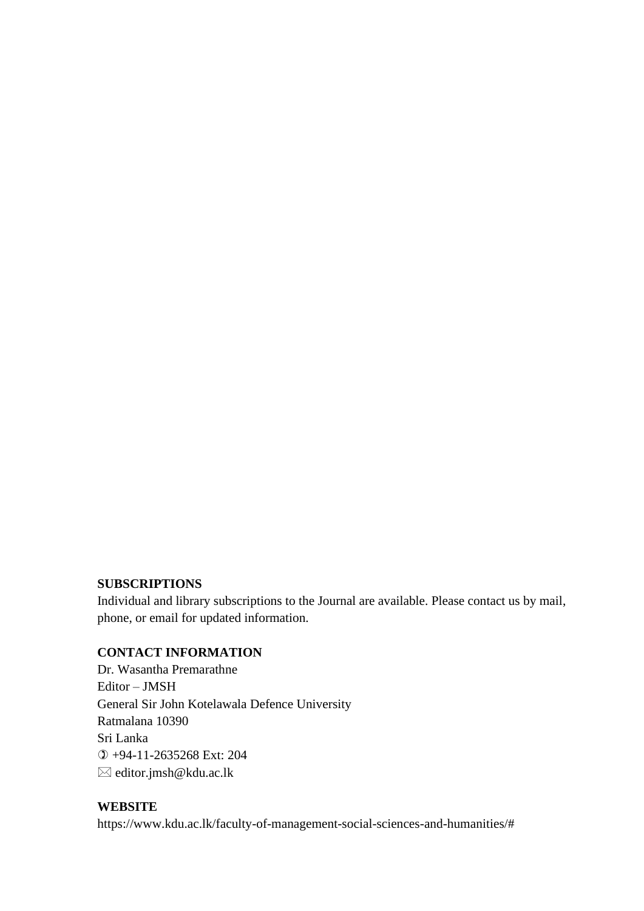**SUBSCRIPTIONS**

Individual and library subscriptions to the Journal are available. Please contact us by mail, phone, or email for updated information.

**CONTACT INFORMATION**

Dr. Wasantha Premarathne
Editor – JMSH
General Sir John Kotelawala Defence University
Ratmalana 10390
Sri Lanka
✆ +94-11-2635268 Ext: 204
✉ editor.jmsh@kdu.ac.lk

**WEBSITE**

https://www.kdu.ac.lk/faculty-of-management-social-sciences-and-humanities/#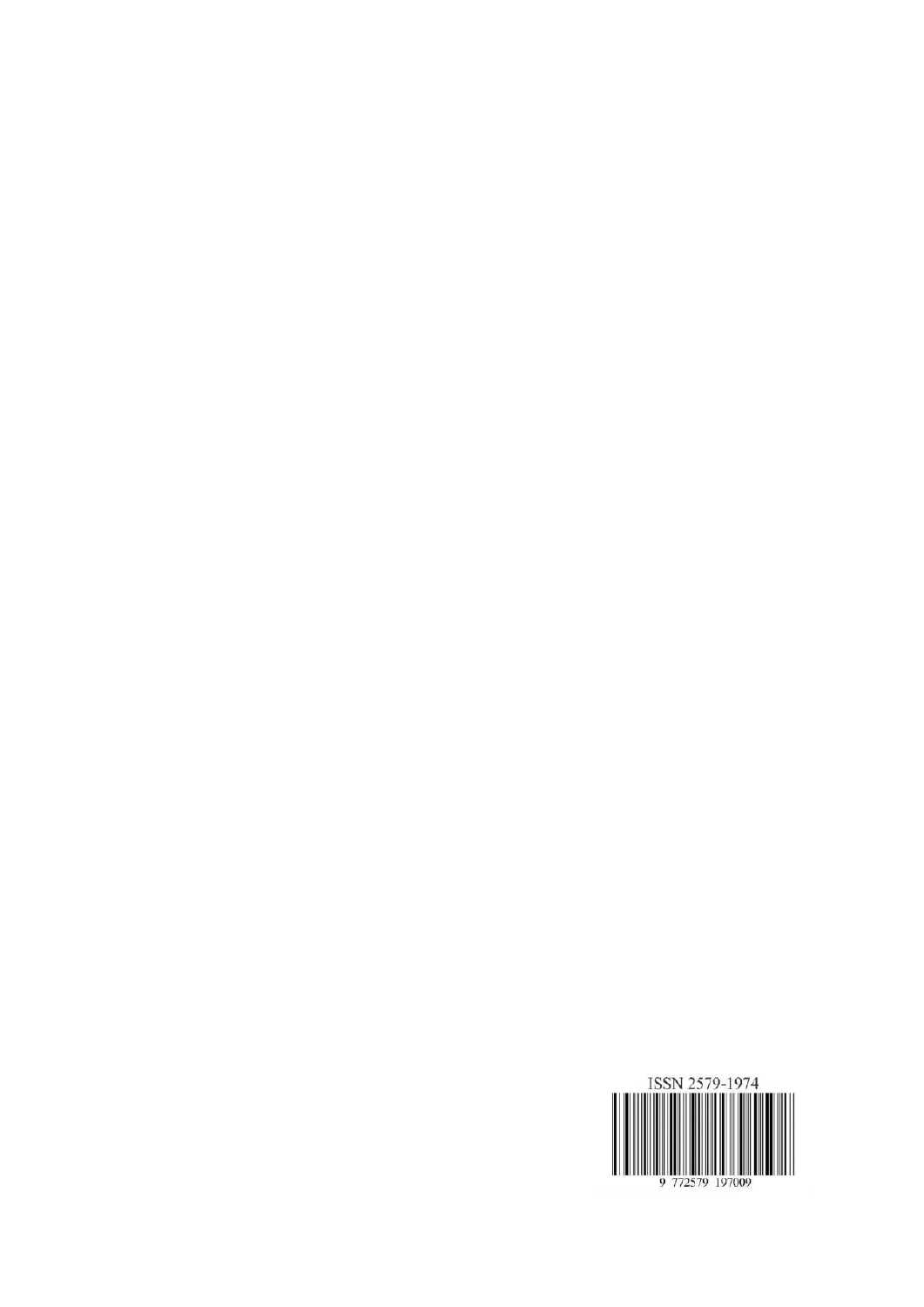ISSN 2579-1974

9 772579 197009